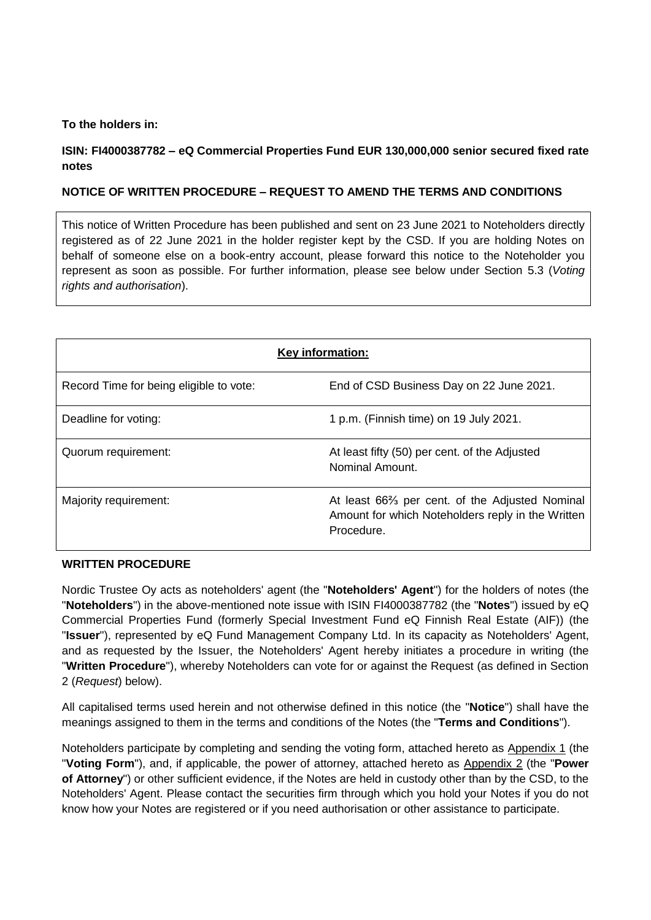**To the holders in:**

**ISIN: FI4000387782 – eQ Commercial Properties Fund EUR 130,000,000 senior secured fixed rate notes**

**NOTICE OF WRITTEN PROCEDURE – REQUEST TO AMEND THE TERMS AND CONDITIONS**

This notice of Written Procedure has been published and sent on 23 June 2021 to Noteholders directly registered as of 22 June 2021 in the holder register kept by the CSD. If you are holding Notes on behalf of someone else on a book-entry account, please forward this notice to the Noteholder you represent as soon as possible. For further information, please see below under Section 5.3 (*Voting rights and authorisation*).

| **Key information:** | |
|---|---|
| Record Time for being eligible to vote: | End of CSD Business Day on 22 June 2021. |
| Deadline for voting: | 1 p.m. (Finnish time) on 19 July 2021. |
| Quorum requirement: | At least fifty (50) per cent. of the Adjusted Nominal Amount. |
| Majority requirement: | At least 66⅔ per cent. of the Adjusted Nominal Amount for which Noteholders reply in the Written Procedure. |

**WRITTEN PROCEDURE**

Nordic Trustee Oy acts as noteholders' agent (the "**Noteholders' Agent**") for the holders of notes (the "**Noteholders**") in the above-mentioned note issue with ISIN FI4000387782 (the "**Notes**") issued by eQ Commercial Properties Fund (formerly Special Investment Fund eQ Finnish Real Estate (AIF)) (the "**Issuer**"), represented by eQ Fund Management Company Ltd. In its capacity as Noteholders' Agent, and as requested by the Issuer, the Noteholders' Agent hereby initiates a procedure in writing (the "**Written Procedure**"), whereby Noteholders can vote for or against the Request (as defined in Section 2 (*Request*) below).

All capitalised terms used herein and not otherwise defined in this notice (the "**Notice**") shall have the meanings assigned to them in the terms and conditions of the Notes (the "**Terms and Conditions**").

Noteholders participate by completing and sending the voting form, attached hereto as Appendix 1 (the "**Voting Form**"), and, if applicable, the power of attorney, attached hereto as Appendix 2 (the "**Power of Attorney**") or other sufficient evidence, if the Notes are held in custody other than by the CSD, to the Noteholders' Agent. Please contact the securities firm through which you hold your Notes if you do not know how your Notes are registered or if you need authorisation or other assistance to participate.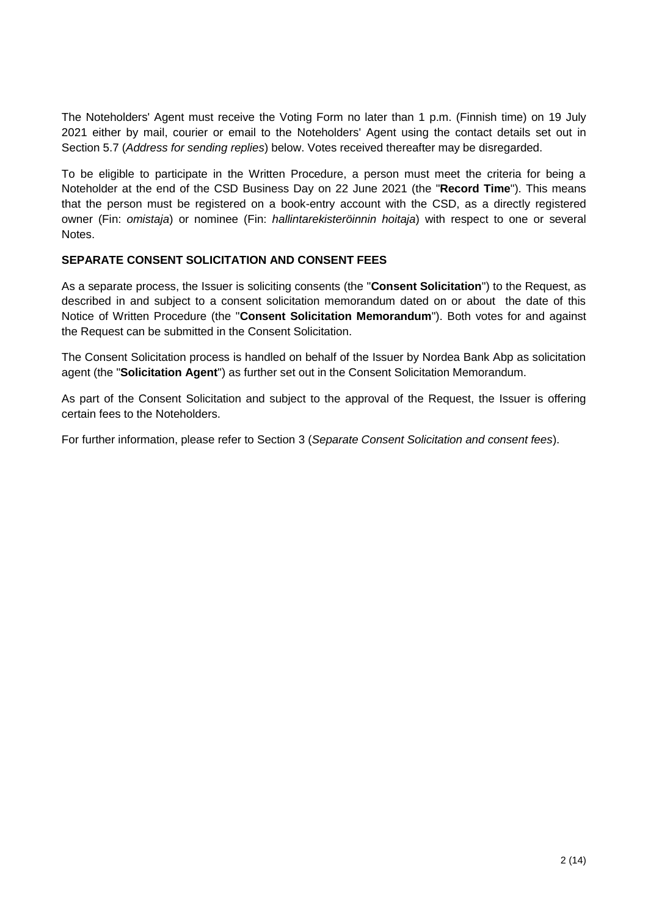The Noteholders' Agent must receive the Voting Form no later than 1 p.m. (Finnish time) on 19 July 2021 either by mail, courier or email to the Noteholders' Agent using the contact details set out in Section 5.7 (*Address for sending replies*) below. Votes received thereafter may be disregarded.

To be eligible to participate in the Written Procedure, a person must meet the criteria for being a Noteholder at the end of the CSD Business Day on 22 June 2021 (the "**Record Time**"). This means that the person must be registered on a book-entry account with the CSD, as a directly registered owner (Fin: *omistaja*) or nominee (Fin: *hallintarekisteröinnin hoitaja*) with respect to one or several Notes.

**SEPARATE CONSENT SOLICITATION AND CONSENT FEES**

As a separate process, the Issuer is soliciting consents (the "**Consent Solicitation**") to the Request, as described in and subject to a consent solicitation memorandum dated on or about the date of this Notice of Written Procedure (the "**Consent Solicitation Memorandum**"). Both votes for and against the Request can be submitted in the Consent Solicitation.

The Consent Solicitation process is handled on behalf of the Issuer by Nordea Bank Abp as solicitation agent (the "**Solicitation Agent**") as further set out in the Consent Solicitation Memorandum.

As part of the Consent Solicitation and subject to the approval of the Request, the Issuer is offering certain fees to the Noteholders.

For further information, please refer to Section 3 (*Separate Consent Solicitation and consent fees*).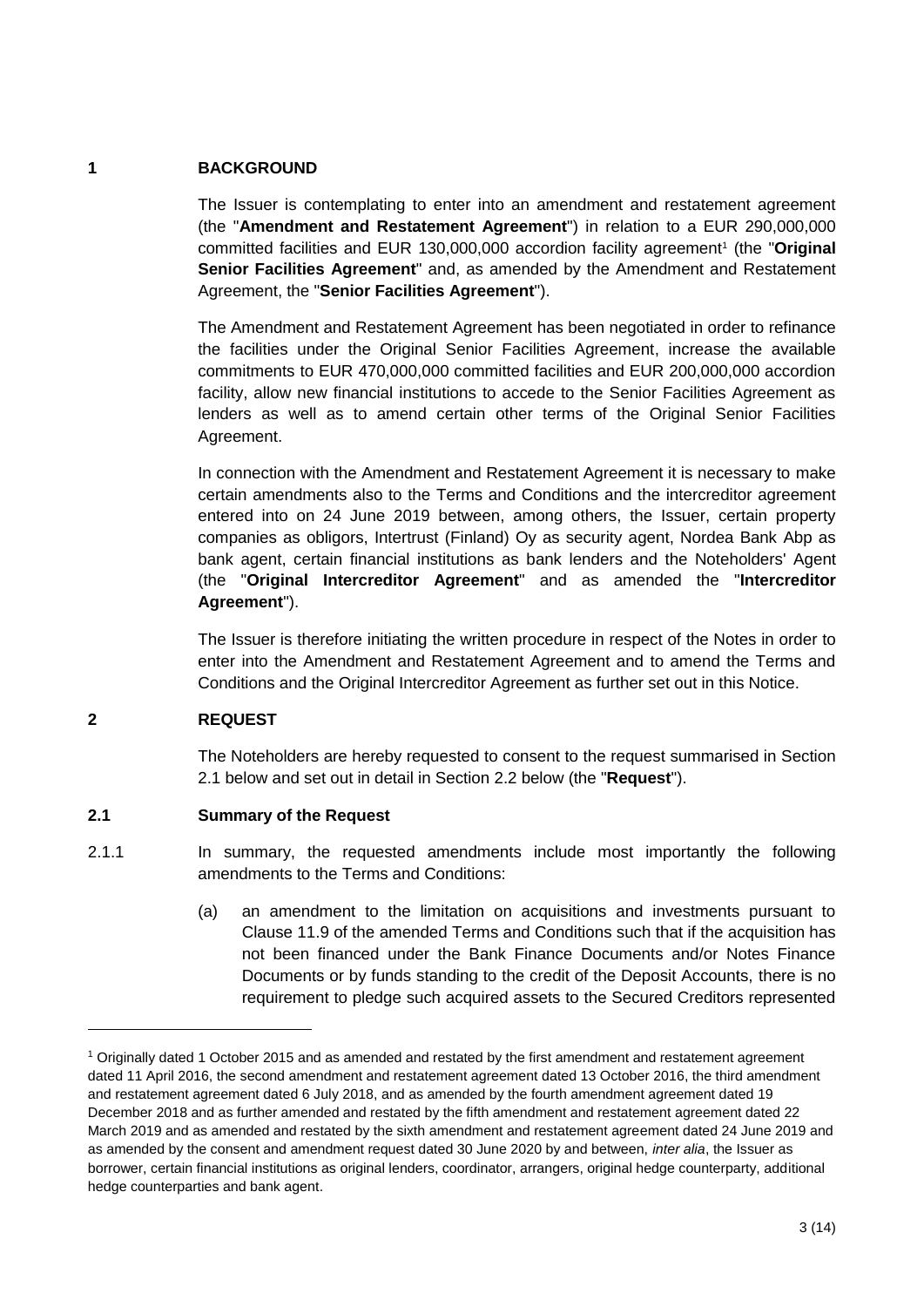## 1 BACKGROUND

The Issuer is contemplating to enter into an amendment and restatement agreement (the "**Amendment and Restatement Agreement**") in relation to a EUR 290,000,000 committed facilities and EUR 130,000,000 accordion facility agreement[1] (the "**Original Senior Facilities Agreement**" and, as amended by the Amendment and Restatement Agreement, the "**Senior Facilities Agreement**").

The Amendment and Restatement Agreement has been negotiated in order to refinance the facilities under the Original Senior Facilities Agreement, increase the available commitments to EUR 470,000,000 committed facilities and EUR 200,000,000 accordion facility, allow new financial institutions to accede to the Senior Facilities Agreement as lenders as well as to amend certain other terms of the Original Senior Facilities Agreement.

In connection with the Amendment and Restatement Agreement it is necessary to make certain amendments also to the Terms and Conditions and the intercreditor agreement entered into on 24 June 2019 between, among others, the Issuer, certain property companies as obligors, Intertrust (Finland) Oy as security agent, Nordea Bank Abp as bank agent, certain financial institutions as bank lenders and the Noteholders' Agent (the "**Original Intercreditor Agreement**" and as amended the "**Intercreditor Agreement**").

The Issuer is therefore initiating the written procedure in respect of the Notes in order to enter into the Amendment and Restatement Agreement and to amend the Terms and Conditions and the Original Intercreditor Agreement as further set out in this Notice.

## 2 REQUEST

The Noteholders are hereby requested to consent to the request summarised in Section 2.1 below and set out in detail in Section 2.2 below (the "**Request**").

### 2.1 Summary of the Request

2.1.1 In summary, the requested amendments include most importantly the following amendments to the Terms and Conditions:

(a) an amendment to the limitation on acquisitions and investments pursuant to Clause 11.9 of the amended Terms and Conditions such that if the acquisition has not been financed under the Bank Finance Documents and/or Notes Finance Documents or by funds standing to the credit of the Deposit Accounts, there is no requirement to pledge such acquired assets to the Secured Creditors represented

---

[1] Originally dated 1 October 2015 and as amended and restated by the first amendment and restatement agreement dated 11 April 2016, the second amendment and restatement agreement dated 13 October 2016, the third amendment and restatement agreement dated 6 July 2018, and as amended by the fourth amendment agreement dated 19 December 2018 and as further amended and restated by the fifth amendment and restatement agreement dated 22 March 2019 and as amended and restated by the sixth amendment and restatement agreement dated 24 June 2019 and as amended by the consent and amendment request dated 30 June 2020 by and between, *inter alia*, the Issuer as borrower, certain financial institutions as original lenders, coordinator, arrangers, original hedge counterparty, additional hedge counterparties and bank agent.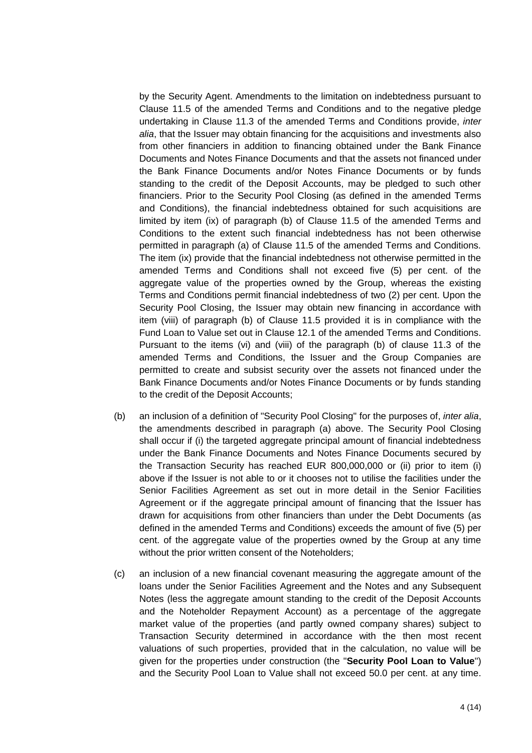by the Security Agent. Amendments to the limitation on indebtedness pursuant to Clause 11.5 of the amended Terms and Conditions and to the negative pledge undertaking in Clause 11.3 of the amended Terms and Conditions provide, *inter alia*, that the Issuer may obtain financing for the acquisitions and investments also from other financiers in addition to financing obtained under the Bank Finance Documents and Notes Finance Documents and that the assets not financed under the Bank Finance Documents and/or Notes Finance Documents or by funds standing to the credit of the Deposit Accounts, may be pledged to such other financiers. Prior to the Security Pool Closing (as defined in the amended Terms and Conditions), the financial indebtedness obtained for such acquisitions are limited by item (ix) of paragraph (b) of Clause 11.5 of the amended Terms and Conditions to the extent such financial indebtedness has not been otherwise permitted in paragraph (a) of Clause 11.5 of the amended Terms and Conditions. The item (ix) provide that the financial indebtedness not otherwise permitted in the amended Terms and Conditions shall not exceed five (5) per cent. of the aggregate value of the properties owned by the Group, whereas the existing Terms and Conditions permit financial indebtedness of two (2) per cent. Upon the Security Pool Closing, the Issuer may obtain new financing in accordance with item (viii) of paragraph (b) of Clause 11.5 provided it is in compliance with the Fund Loan to Value set out in Clause 12.1 of the amended Terms and Conditions. Pursuant to the items (vi) and (viii) of the paragraph (b) of clause 11.3 of the amended Terms and Conditions, the Issuer and the Group Companies are permitted to create and subsist security over the assets not financed under the Bank Finance Documents and/or Notes Finance Documents or by funds standing to the credit of the Deposit Accounts;

(b) an inclusion of a definition of "Security Pool Closing" for the purposes of, *inter alia*, the amendments described in paragraph (a) above. The Security Pool Closing shall occur if (i) the targeted aggregate principal amount of financial indebtedness under the Bank Finance Documents and Notes Finance Documents secured by the Transaction Security has reached EUR 800,000,000 or (ii) prior to item (i) above if the Issuer is not able to or it chooses not to utilise the facilities under the Senior Facilities Agreement as set out in more detail in the Senior Facilities Agreement or if the aggregate principal amount of financing that the Issuer has drawn for acquisitions from other financiers than under the Debt Documents (as defined in the amended Terms and Conditions) exceeds the amount of five (5) per cent. of the aggregate value of the properties owned by the Group at any time without the prior written consent of the Noteholders;

(c) an inclusion of a new financial covenant measuring the aggregate amount of the loans under the Senior Facilities Agreement and the Notes and any Subsequent Notes (less the aggregate amount standing to the credit of the Deposit Accounts and the Noteholder Repayment Account) as a percentage of the aggregate market value of the properties (and partly owned company shares) subject to Transaction Security determined in accordance with the then most recent valuations of such properties, provided that in the calculation, no value will be given for the properties under construction (the "**Security Pool Loan to Value**") and the Security Pool Loan to Value shall not exceed 50.0 per cent. at any time.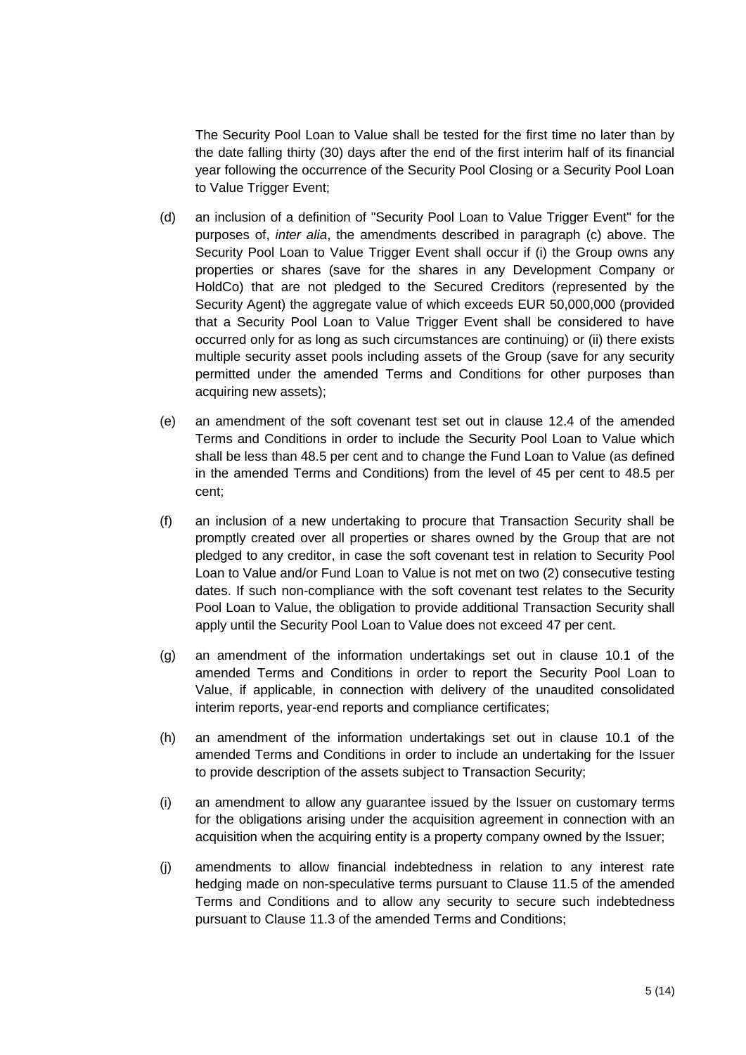The Security Pool Loan to Value shall be tested for the first time no later than by the date falling thirty (30) days after the end of the first interim half of its financial year following the occurrence of the Security Pool Closing or a Security Pool Loan to Value Trigger Event;

(d) an inclusion of a definition of "Security Pool Loan to Value Trigger Event" for the purposes of, *inter alia*, the amendments described in paragraph (c) above. The Security Pool Loan to Value Trigger Event shall occur if (i) the Group owns any properties or shares (save for the shares in any Development Company or HoldCo) that are not pledged to the Secured Creditors (represented by the Security Agent) the aggregate value of which exceeds EUR 50,000,000 (provided that a Security Pool Loan to Value Trigger Event shall be considered to have occurred only for as long as such circumstances are continuing) or (ii) there exists multiple security asset pools including assets of the Group (save for any security permitted under the amended Terms and Conditions for other purposes than acquiring new assets);

(e) an amendment of the soft covenant test set out in clause 12.4 of the amended Terms and Conditions in order to include the Security Pool Loan to Value which shall be less than 48.5 per cent and to change the Fund Loan to Value (as defined in the amended Terms and Conditions) from the level of 45 per cent to 48.5 per cent;

(f) an inclusion of a new undertaking to procure that Transaction Security shall be promptly created over all properties or shares owned by the Group that are not pledged to any creditor, in case the soft covenant test in relation to Security Pool Loan to Value and/or Fund Loan to Value is not met on two (2) consecutive testing dates. If such non-compliance with the soft covenant test relates to the Security Pool Loan to Value, the obligation to provide additional Transaction Security shall apply until the Security Pool Loan to Value does not exceed 47 per cent.

(g) an amendment of the information undertakings set out in clause 10.1 of the amended Terms and Conditions in order to report the Security Pool Loan to Value, if applicable, in connection with delivery of the unaudited consolidated interim reports, year-end reports and compliance certificates;

(h) an amendment of the information undertakings set out in clause 10.1 of the amended Terms and Conditions in order to include an undertaking for the Issuer to provide description of the assets subject to Transaction Security;

(i) an amendment to allow any guarantee issued by the Issuer on customary terms for the obligations arising under the acquisition agreement in connection with an acquisition when the acquiring entity is a property company owned by the Issuer;

(j) amendments to allow financial indebtedness in relation to any interest rate hedging made on non-speculative terms pursuant to Clause 11.5 of the amended Terms and Conditions and to allow any security to secure such indebtedness pursuant to Clause 11.3 of the amended Terms and Conditions;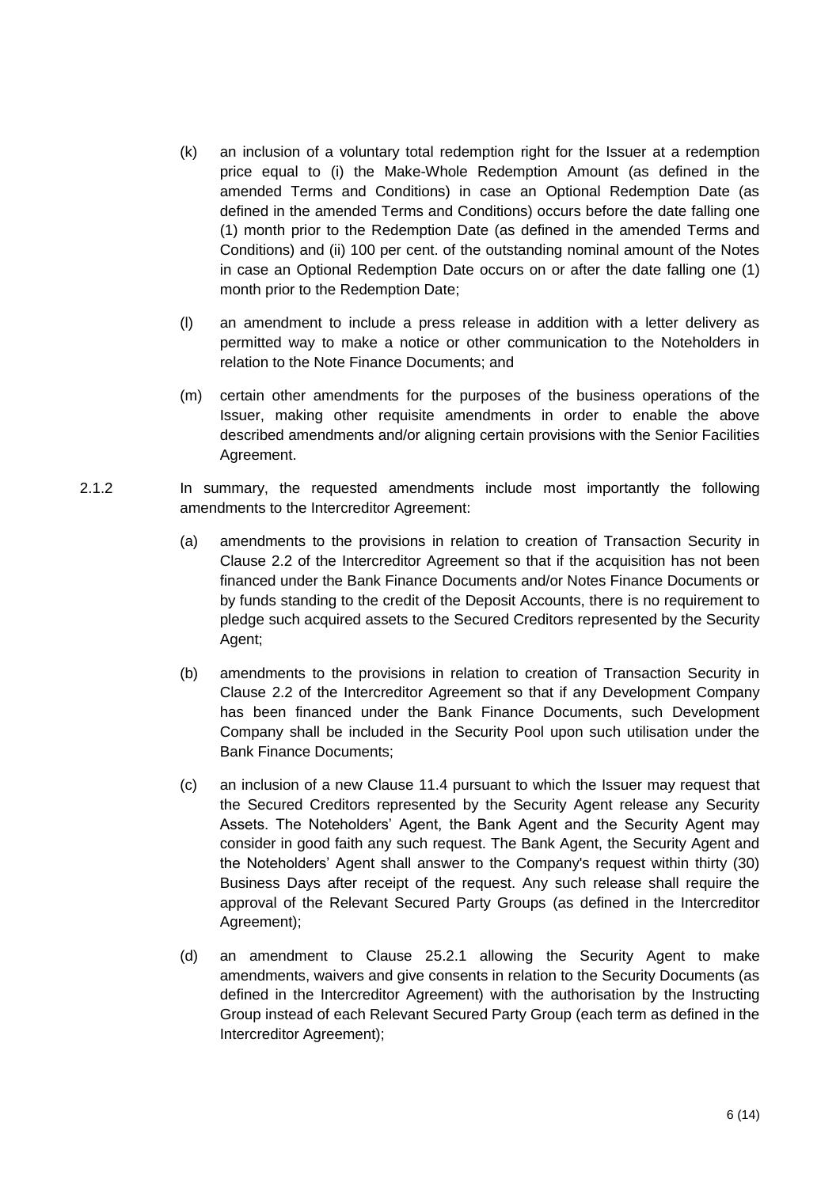(k) an inclusion of a voluntary total redemption right for the Issuer at a redemption price equal to (i) the Make-Whole Redemption Amount (as defined in the amended Terms and Conditions) in case an Optional Redemption Date (as defined in the amended Terms and Conditions) occurs before the date falling one (1) month prior to the Redemption Date (as defined in the amended Terms and Conditions) and (ii) 100 per cent. of the outstanding nominal amount of the Notes in case an Optional Redemption Date occurs on or after the date falling one (1) month prior to the Redemption Date;

(l) an amendment to include a press release in addition with a letter delivery as permitted way to make a notice or other communication to the Noteholders in relation to the Note Finance Documents; and

(m) certain other amendments for the purposes of the business operations of the Issuer, making other requisite amendments in order to enable the above described amendments and/or aligning certain provisions with the Senior Facilities Agreement.

2.1.2 In summary, the requested amendments include most importantly the following amendments to the Intercreditor Agreement:

(a) amendments to the provisions in relation to creation of Transaction Security in Clause 2.2 of the Intercreditor Agreement so that if the acquisition has not been financed under the Bank Finance Documents and/or Notes Finance Documents or by funds standing to the credit of the Deposit Accounts, there is no requirement to pledge such acquired assets to the Secured Creditors represented by the Security Agent;

(b) amendments to the provisions in relation to creation of Transaction Security in Clause 2.2 of the Intercreditor Agreement so that if any Development Company has been financed under the Bank Finance Documents, such Development Company shall be included in the Security Pool upon such utilisation under the Bank Finance Documents;

(c) an inclusion of a new Clause 11.4 pursuant to which the Issuer may request that the Secured Creditors represented by the Security Agent release any Security Assets. The Noteholders' Agent, the Bank Agent and the Security Agent may consider in good faith any such request. The Bank Agent, the Security Agent and the Noteholders' Agent shall answer to the Company's request within thirty (30) Business Days after receipt of the request. Any such release shall require the approval of the Relevant Secured Party Groups (as defined in the Intercreditor Agreement);

(d) an amendment to Clause 25.2.1 allowing the Security Agent to make amendments, waivers and give consents in relation to the Security Documents (as defined in the Intercreditor Agreement) with the authorisation by the Instructing Group instead of each Relevant Secured Party Group (each term as defined in the Intercreditor Agreement);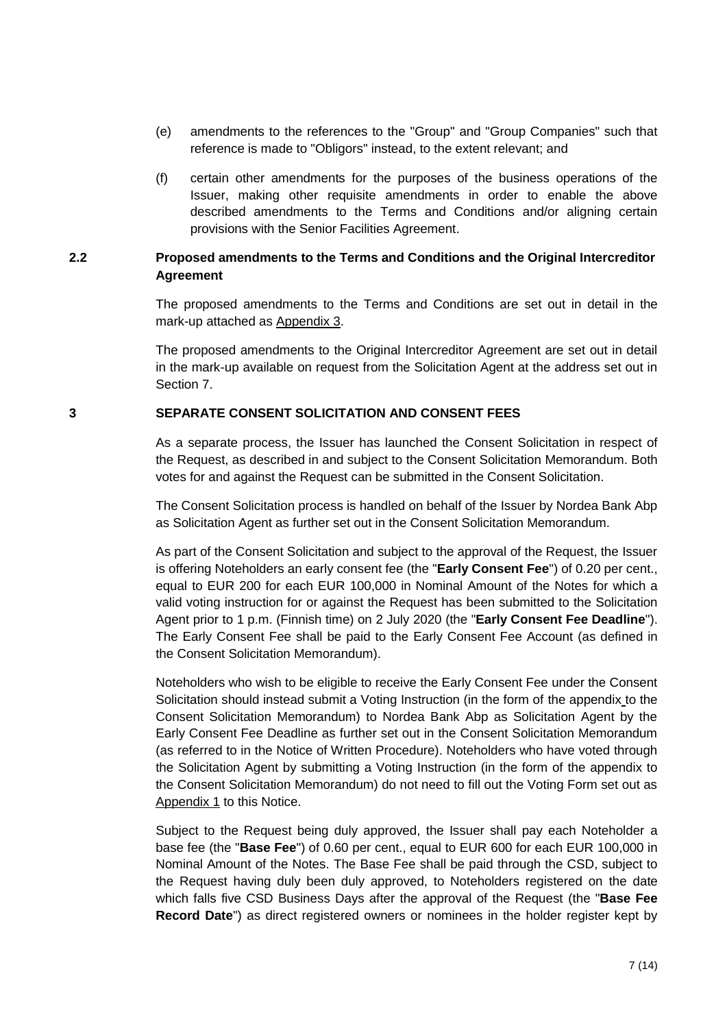(e) amendments to the references to the "Group" and "Group Companies" such that reference is made to "Obligors" instead, to the extent relevant; and

(f) certain other amendments for the purposes of the business operations of the Issuer, making other requisite amendments in order to enable the above described amendments to the Terms and Conditions and/or aligning certain provisions with the Senior Facilities Agreement.

### 2.2 Proposed amendments to the Terms and Conditions and the Original Intercreditor Agreement

The proposed amendments to the Terms and Conditions are set out in detail in the mark-up attached as Appendix 3.

The proposed amendments to the Original Intercreditor Agreement are set out in detail in the mark-up available on request from the Solicitation Agent at the address set out in Section 7.

## 3 SEPARATE CONSENT SOLICITATION AND CONSENT FEES

As a separate process, the Issuer has launched the Consent Solicitation in respect of the Request, as described in and subject to the Consent Solicitation Memorandum. Both votes for and against the Request can be submitted in the Consent Solicitation.

The Consent Solicitation process is handled on behalf of the Issuer by Nordea Bank Abp as Solicitation Agent as further set out in the Consent Solicitation Memorandum.

As part of the Consent Solicitation and subject to the approval of the Request, the Issuer is offering Noteholders an early consent fee (the "**Early Consent Fee**") of 0.20 per cent., equal to EUR 200 for each EUR 100,000 in Nominal Amount of the Notes for which a valid voting instruction for or against the Request has been submitted to the Solicitation Agent prior to 1 p.m. (Finnish time) on 2 July 2020 (the "**Early Consent Fee Deadline**"). The Early Consent Fee shall be paid to the Early Consent Fee Account (as defined in the Consent Solicitation Memorandum).

Noteholders who wish to be eligible to receive the Early Consent Fee under the Consent Solicitation should instead submit a Voting Instruction (in the form of the appendix to the Consent Solicitation Memorandum) to Nordea Bank Abp as Solicitation Agent by the Early Consent Fee Deadline as further set out in the Consent Solicitation Memorandum (as referred to in the Notice of Written Procedure). Noteholders who have voted through the Solicitation Agent by submitting a Voting Instruction (in the form of the appendix to the Consent Solicitation Memorandum) do not need to fill out the Voting Form set out as Appendix 1 to this Notice.

Subject to the Request being duly approved, the Issuer shall pay each Noteholder a base fee (the "**Base Fee**") of 0.60 per cent., equal to EUR 600 for each EUR 100,000 in Nominal Amount of the Notes. The Base Fee shall be paid through the CSD, subject to the Request having duly been duly approved, to Noteholders registered on the date which falls five CSD Business Days after the approval of the Request (the "**Base Fee Record Date**") as direct registered owners or nominees in the holder register kept by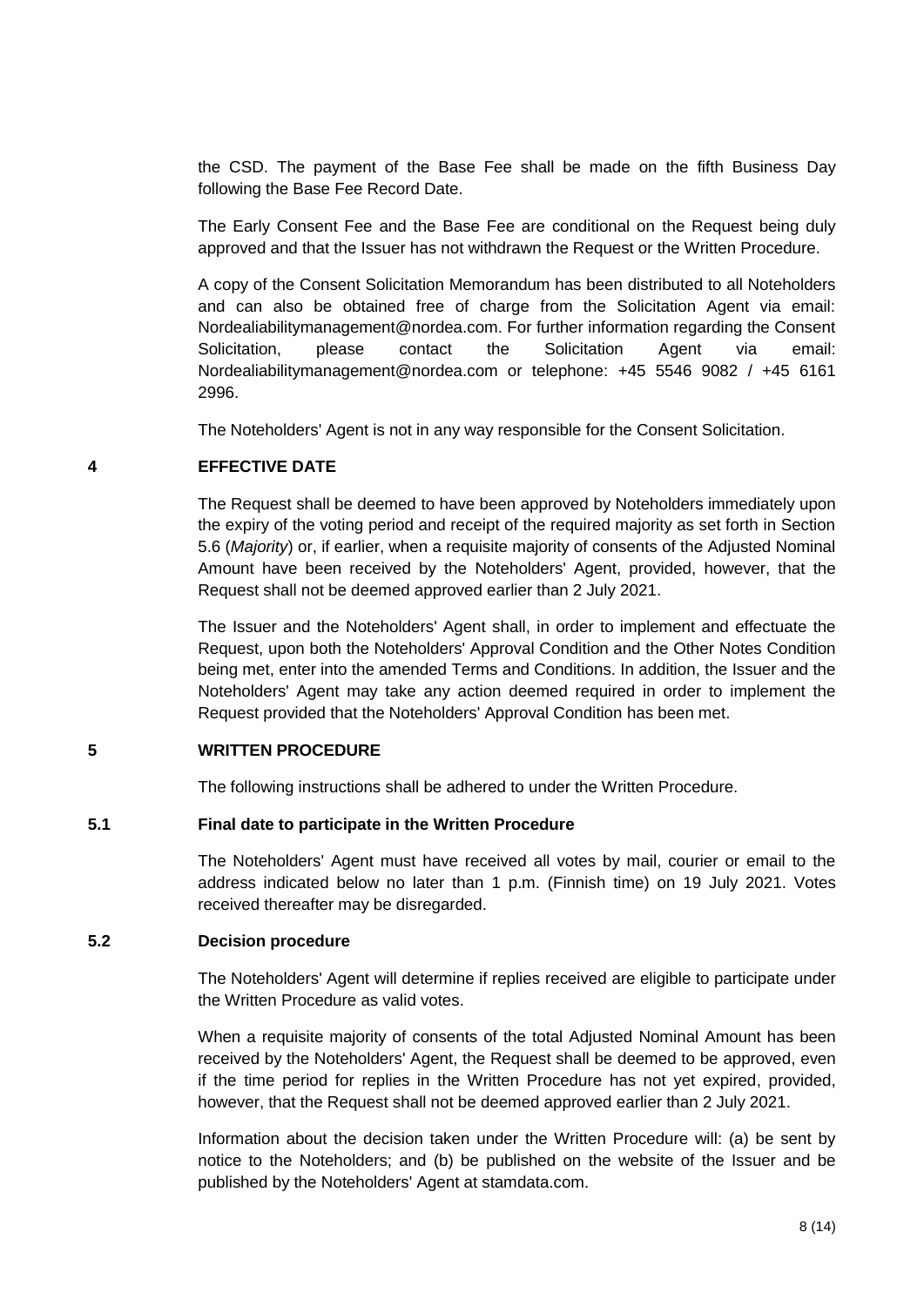the CSD. The payment of the Base Fee shall be made on the fifth Business Day following the Base Fee Record Date.

The Early Consent Fee and the Base Fee are conditional on the Request being duly approved and that the Issuer has not withdrawn the Request or the Written Procedure.

A copy of the Consent Solicitation Memorandum has been distributed to all Noteholders and can also be obtained free of charge from the Solicitation Agent via email: Nordealiabilitymanagement@nordea.com. For further information regarding the Consent Solicitation, please contact the Solicitation Agent via email: Nordealiabilitymanagement@nordea.com or telephone: +45 5546 9082 / +45 6161 2996.

The Noteholders' Agent is not in any way responsible for the Consent Solicitation.

## 4 EFFECTIVE DATE

The Request shall be deemed to have been approved by Noteholders immediately upon the expiry of the voting period and receipt of the required majority as set forth in Section 5.6 (*Majority*) or, if earlier, when a requisite majority of consents of the Adjusted Nominal Amount have been received by the Noteholders' Agent, provided, however, that the Request shall not be deemed approved earlier than 2 July 2021.

The Issuer and the Noteholders' Agent shall, in order to implement and effectuate the Request, upon both the Noteholders' Approval Condition and the Other Notes Condition being met, enter into the amended Terms and Conditions. In addition, the Issuer and the Noteholders' Agent may take any action deemed required in order to implement the Request provided that the Noteholders' Approval Condition has been met.

## 5 WRITTEN PROCEDURE

The following instructions shall be adhered to under the Written Procedure.

### 5.1 Final date to participate in the Written Procedure

The Noteholders' Agent must have received all votes by mail, courier or email to the address indicated below no later than 1 p.m. (Finnish time) on 19 July 2021. Votes received thereafter may be disregarded.

### 5.2 Decision procedure

The Noteholders' Agent will determine if replies received are eligible to participate under the Written Procedure as valid votes.

When a requisite majority of consents of the total Adjusted Nominal Amount has been received by the Noteholders' Agent, the Request shall be deemed to be approved, even if the time period for replies in the Written Procedure has not yet expired, provided, however, that the Request shall not be deemed approved earlier than 2 July 2021.

Information about the decision taken under the Written Procedure will: (a) be sent by notice to the Noteholders; and (b) be published on the website of the Issuer and be published by the Noteholders' Agent at stamdata.com.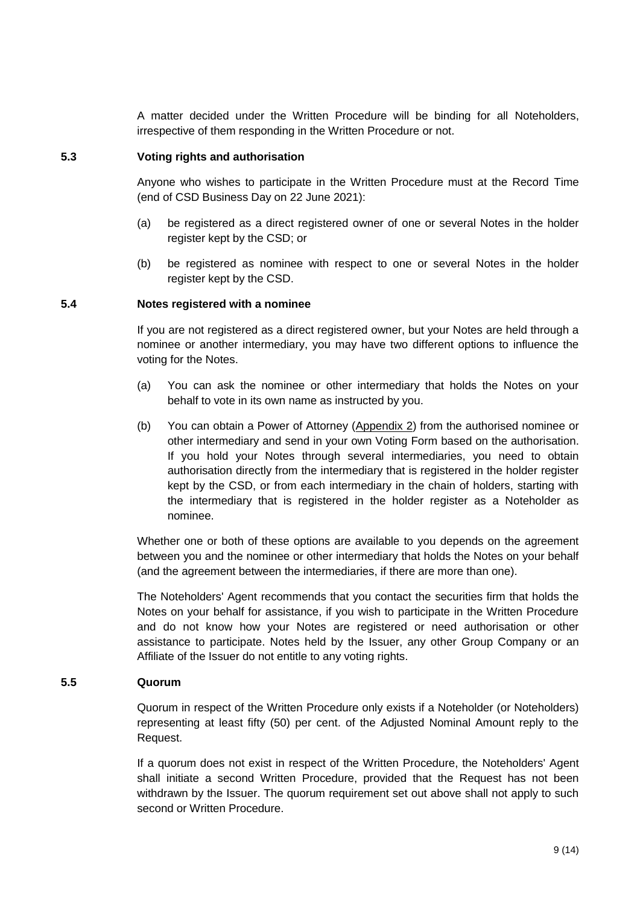A matter decided under the Written Procedure will be binding for all Noteholders, irrespective of them responding in the Written Procedure or not.

### 5.3 Voting rights and authorisation

Anyone who wishes to participate in the Written Procedure must at the Record Time (end of CSD Business Day on 22 June 2021):

(a) be registered as a direct registered owner of one or several Notes in the holder register kept by the CSD; or

(b) be registered as nominee with respect to one or several Notes in the holder register kept by the CSD.

### 5.4 Notes registered with a nominee

If you are not registered as a direct registered owner, but your Notes are held through a nominee or another intermediary, you may have two different options to influence the voting for the Notes.

(a) You can ask the nominee or other intermediary that holds the Notes on your behalf to vote in its own name as instructed by you.

(b) You can obtain a Power of Attorney (Appendix 2) from the authorised nominee or other intermediary and send in your own Voting Form based on the authorisation. If you hold your Notes through several intermediaries, you need to obtain authorisation directly from the intermediary that is registered in the holder register kept by the CSD, or from each intermediary in the chain of holders, starting with the intermediary that is registered in the holder register as a Noteholder as nominee.

Whether one or both of these options are available to you depends on the agreement between you and the nominee or other intermediary that holds the Notes on your behalf (and the agreement between the intermediaries, if there are more than one).

The Noteholders' Agent recommends that you contact the securities firm that holds the Notes on your behalf for assistance, if you wish to participate in the Written Procedure and do not know how your Notes are registered or need authorisation or other assistance to participate. Notes held by the Issuer, any other Group Company or an Affiliate of the Issuer do not entitle to any voting rights.

### 5.5 Quorum

Quorum in respect of the Written Procedure only exists if a Noteholder (or Noteholders) representing at least fifty (50) per cent. of the Adjusted Nominal Amount reply to the Request.

If a quorum does not exist in respect of the Written Procedure, the Noteholders' Agent shall initiate a second Written Procedure, provided that the Request has not been withdrawn by the Issuer. The quorum requirement set out above shall not apply to such second or Written Procedure.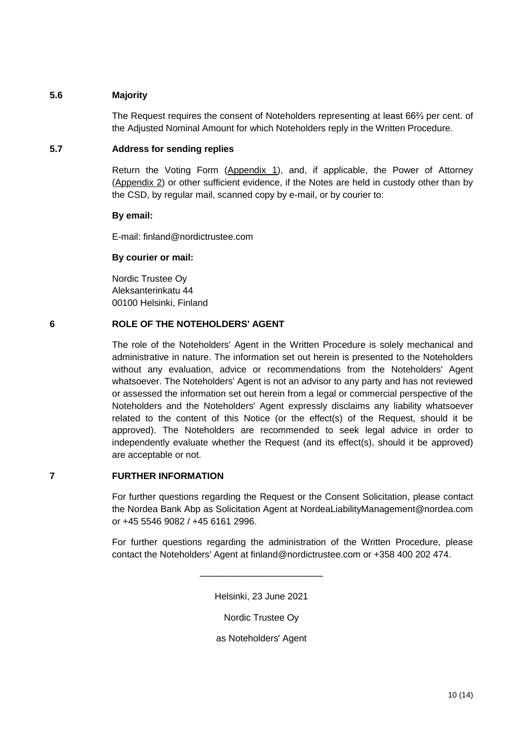### 5.6 Majority

The Request requires the consent of Noteholders representing at least 66⅔ per cent. of the Adjusted Nominal Amount for which Noteholders reply in the Written Procedure.

### 5.7 Address for sending replies

Return the Voting Form (Appendix 1), and, if applicable, the Power of Attorney (Appendix 2) or other sufficient evidence, if the Notes are held in custody other than by the CSD, by regular mail, scanned copy by e-mail, or by courier to:

**By email:**

E-mail: finland@nordictrustee.com

**By courier or mail:**

Nordic Trustee Oy
Aleksanterinkatu 44
00100 Helsinki, Finland

## 6 ROLE OF THE NOTEHOLDERS' AGENT

The role of the Noteholders' Agent in the Written Procedure is solely mechanical and administrative in nature. The information set out herein is presented to the Noteholders without any evaluation, advice or recommendations from the Noteholders' Agent whatsoever. The Noteholders' Agent is not an advisor to any party and has not reviewed or assessed the information set out herein from a legal or commercial perspective of the Noteholders and the Noteholders' Agent expressly disclaims any liability whatsoever related to the content of this Notice (or the effect(s) of the Request, should it be approved). The Noteholders are recommended to seek legal advice in order to independently evaluate whether the Request (and its effect(s), should it be approved) are acceptable or not.

## 7 FURTHER INFORMATION

For further questions regarding the Request or the Consent Solicitation, please contact the Nordea Bank Abp as Solicitation Agent at NordeaLiabilityManagement@nordea.com or +45 5546 9082 / +45 6161 2996.

For further questions regarding the administration of the Written Procedure, please contact the Noteholders' Agent at finland@nordictrustee.com or +358 400 202 474.

\_\_\_\_\_\_\_\_\_\_\_\_\_\_\_\_\_\_\_\_\_\_\_\_

Helsinki, 23 June 2021

Nordic Trustee Oy

as Noteholders' Agent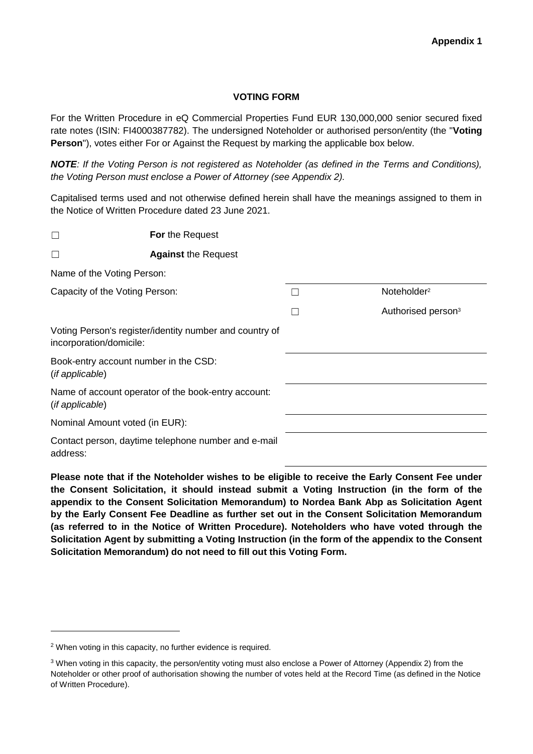**Appendix 1**

**VOTING FORM**

For the Written Procedure in eQ Commercial Properties Fund EUR 130,000,000 senior secured fixed rate notes (ISIN: FI4000387782). The undersigned Noteholder or authorised person/entity (the "**Voting Person**"), votes either For or Against the Request by marking the applicable box below.

***NOTE**: If the Voting Person is not registered as Noteholder (as defined in the Terms and Conditions), the Voting Person must enclose a Power of Attorney (see Appendix 2).*

Capitalised terms used and not otherwise defined herein shall have the meanings assigned to them in the Notice of Written Procedure dated 23 June 2021.

☐ **For** the Request

☐ **Against** the Request

| | | |
|---|---|---|
| Name of the Voting Person: | | |
| Capacity of the Voting Person: | ☐ | Noteholder[2] |
| | ☐ | Authorised person[3] |
| Voting Person's register/identity number and country of incorporation/domicile: | | |
| Book-entry account number in the CSD: (*if applicable*) | | |
| Name of account operator of the book-entry account: (*if applicable*) | | |
| Nominal Amount voted (in EUR): | | |
| Contact person, daytime telephone number and e-mail address: | | |

**Please note that if the Noteholder wishes to be eligible to receive the Early Consent Fee under the Consent Solicitation, it should instead submit a Voting Instruction (in the form of the appendix to the Consent Solicitation Memorandum) to Nordea Bank Abp as Solicitation Agent by the Early Consent Fee Deadline as further set out in the Consent Solicitation Memorandum (as referred to in the Notice of Written Procedure). Noteholders who have voted through the Solicitation Agent by submitting a Voting Instruction (in the form of the appendix to the Consent Solicitation Memorandum) do not need to fill out this Voting Form.**

[2] When voting in this capacity, no further evidence is required.

[3] When voting in this capacity, the person/entity voting must also enclose a Power of Attorney (Appendix 2) from the Noteholder or other proof of authorisation showing the number of votes held at the Record Time (as defined in the Notice of Written Procedure).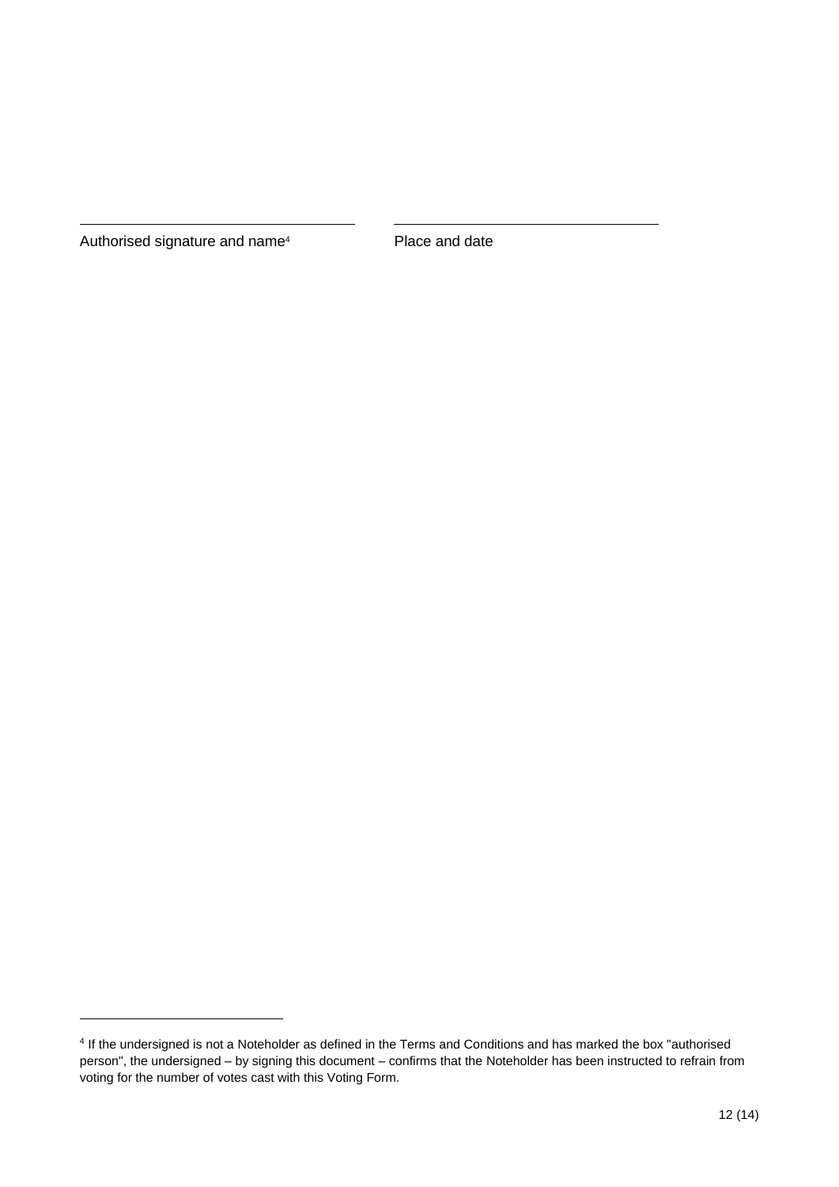\_\_\_\_\_\_\_\_\_\_\_\_\_\_\_\_\_\_\_\_\_\_\_\_\_\_\_\_\_\_\_\_\_\_\_\_ \_\_\_\_\_\_\_\_\_\_\_\_\_\_\_\_\_\_\_\_\_\_\_\_\_\_\_\_\_\_\_\_\_\_\_\_

Authorised signature and name[4] Place and date

---

[4] If the undersigned is not a Noteholder as defined in the Terms and Conditions and has marked the box "authorised person", the undersigned – by signing this document – confirms that the Noteholder has been instructed to refrain from voting for the number of votes cast with this Voting Form.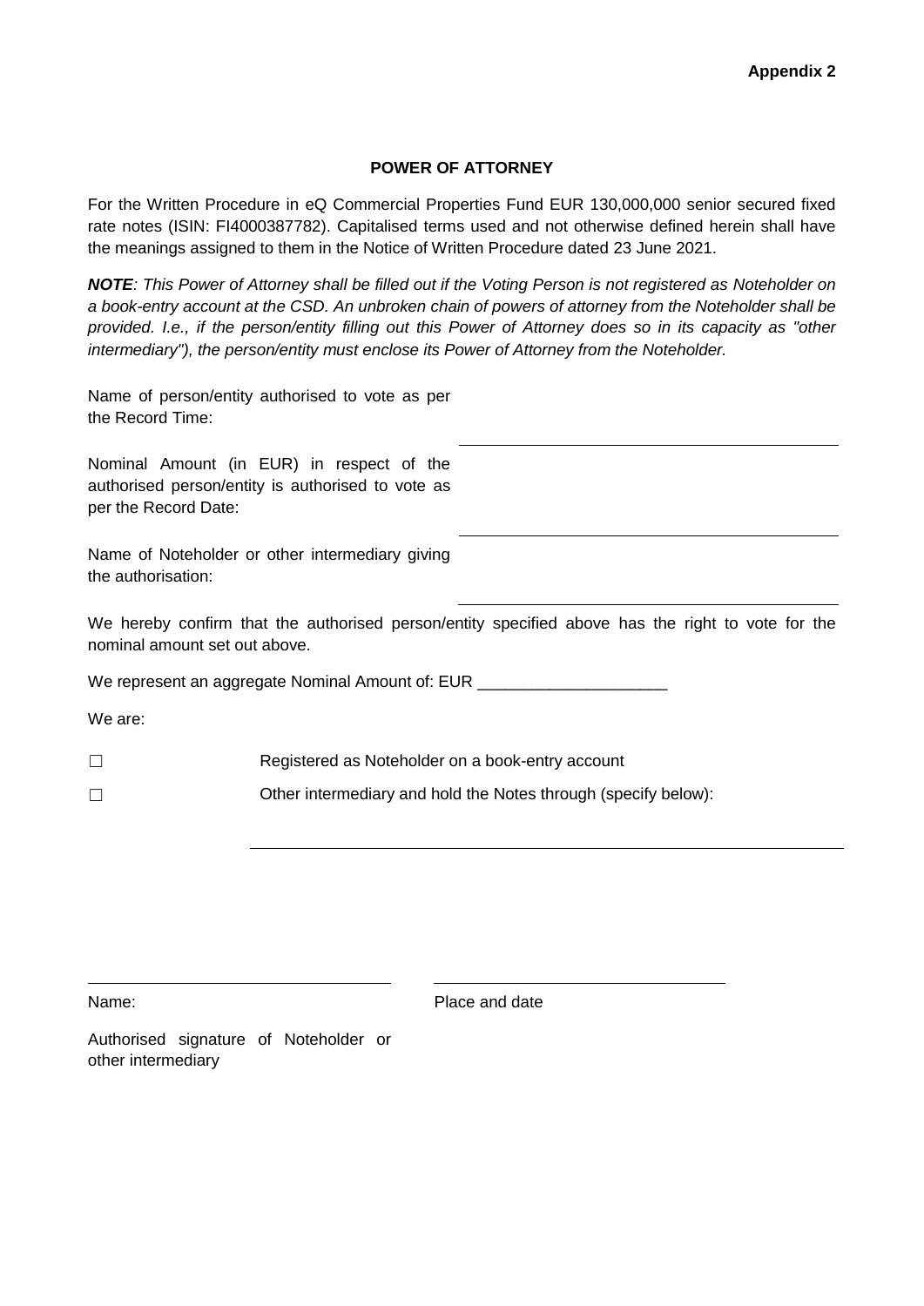**Appendix 2**

## POWER OF ATTORNEY

For the Written Procedure in eQ Commercial Properties Fund EUR 130,000,000 senior secured fixed rate notes (ISIN: FI4000387782). Capitalised terms used and not otherwise defined herein shall have the meanings assigned to them in the Notice of Written Procedure dated 23 June 2021.

***NOTE**: This Power of Attorney shall be filled out if the Voting Person is not registered as Noteholder on a book-entry account at the CSD. An unbroken chain of powers of attorney from the Noteholder shall be provided. I.e., if the person/entity filling out this Power of Attorney does so in its capacity as "other intermediary"), the person/entity must enclose its Power of Attorney from the Noteholder.*

Name of person/entity authorised to vote as per the Record Time: \_\_\_\_\_\_\_\_\_\_\_\_\_\_\_\_\_\_\_\_\_\_\_\_\_\_\_\_\_\_

Nominal Amount (in EUR) in respect of the authorised person/entity is authorised to vote as per the Record Date: \_\_\_\_\_\_\_\_\_\_\_\_\_\_\_\_\_\_\_\_\_\_\_\_\_\_\_\_\_\_

Name of Noteholder or other intermediary giving the authorisation: \_\_\_\_\_\_\_\_\_\_\_\_\_\_\_\_\_\_\_\_\_\_\_\_\_\_\_\_\_\_

We hereby confirm that the authorised person/entity specified above has the right to vote for the nominal amount set out above.

We represent an aggregate Nominal Amount of: EUR \_\_\_\_\_\_\_\_\_\_\_\_\_\_\_\_\_\_\_\_\_

We are:

☐ Registered as Noteholder on a book-entry account

☐ Other intermediary and hold the Notes through (specify below):

\_\_\_\_\_\_\_\_\_\_\_\_\_\_\_\_\_\_\_\_\_\_\_\_\_\_\_\_\_\_\_\_\_\_\_\_\_\_\_\_\_\_\_\_\_\_\_\_

\_\_\_\_\_\_\_\_\_\_\_\_\_\_\_\_\_\_\_\_\_\_\_\_\_\_\_\_\_\_ \_\_\_\_\_\_\_\_\_\_\_\_\_\_\_\_\_\_\_\_\_\_\_\_\_\_\_\_\_\_

Name: Place and date

Authorised signature of Noteholder or other intermediary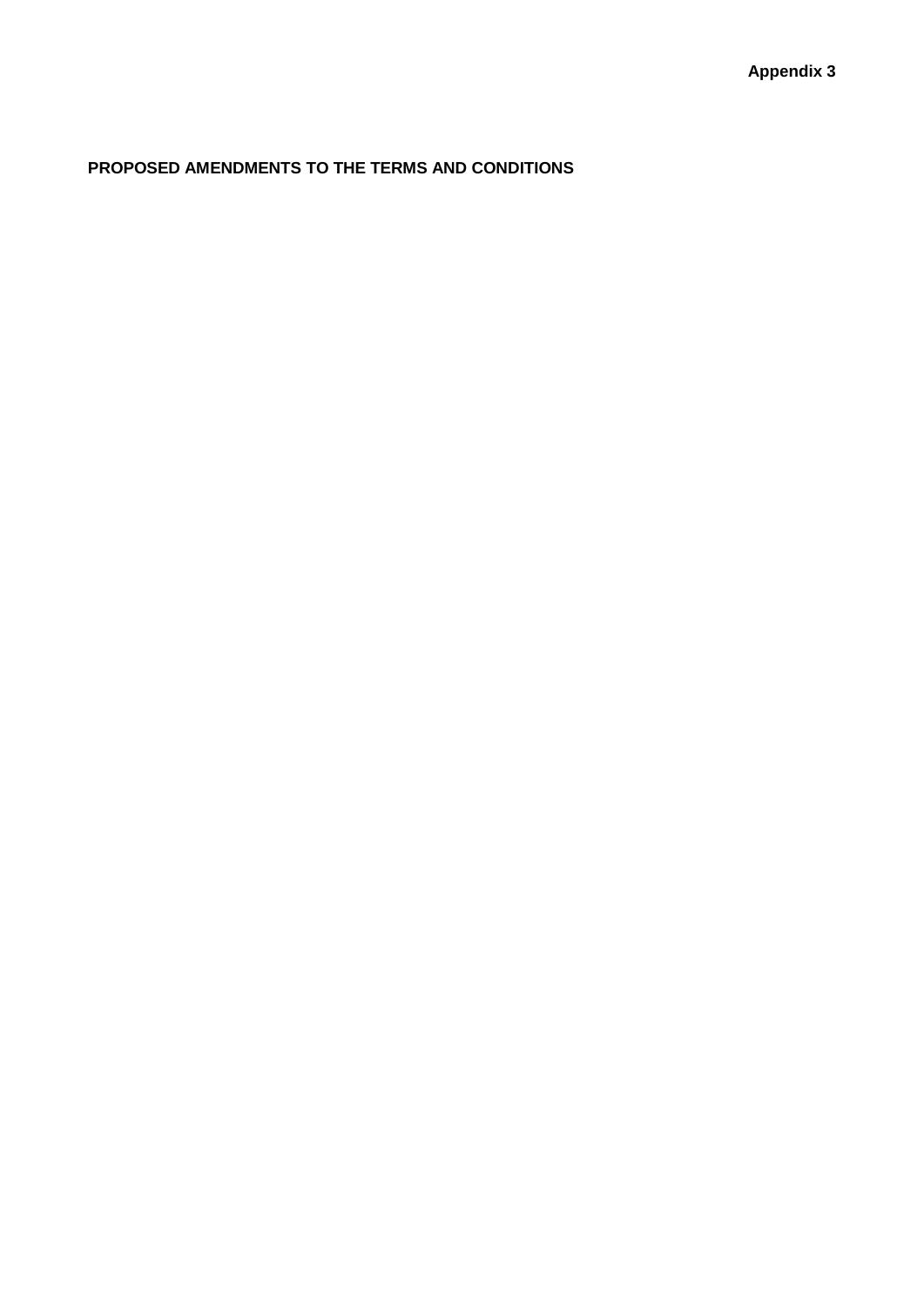**Appendix 3**

**PROPOSED AMENDMENTS TO THE TERMS AND CONDITIONS**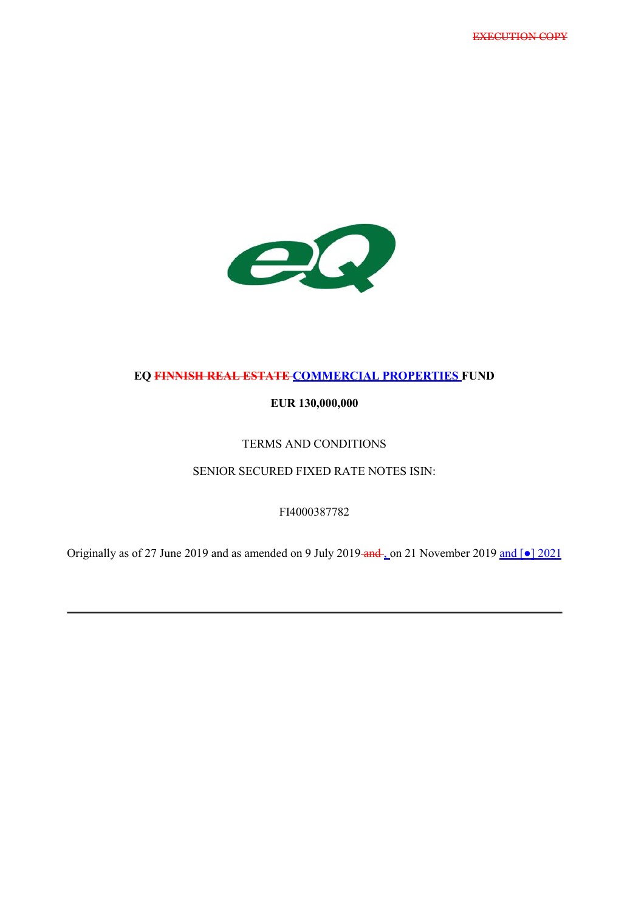~~EXECUTION COPY~~

**EQ ~~FINNISH REAL ESTATE~~ COMMERCIAL PROPERTIES FUND**

**EUR 130,000,000**

TERMS AND CONDITIONS

SENIOR SECURED FIXED RATE NOTES ISIN:

FI4000387782

Originally as of 27 June 2019 and as amended on 9 July 2019 ~~and~~, on 21 November 2019 and [●] 2021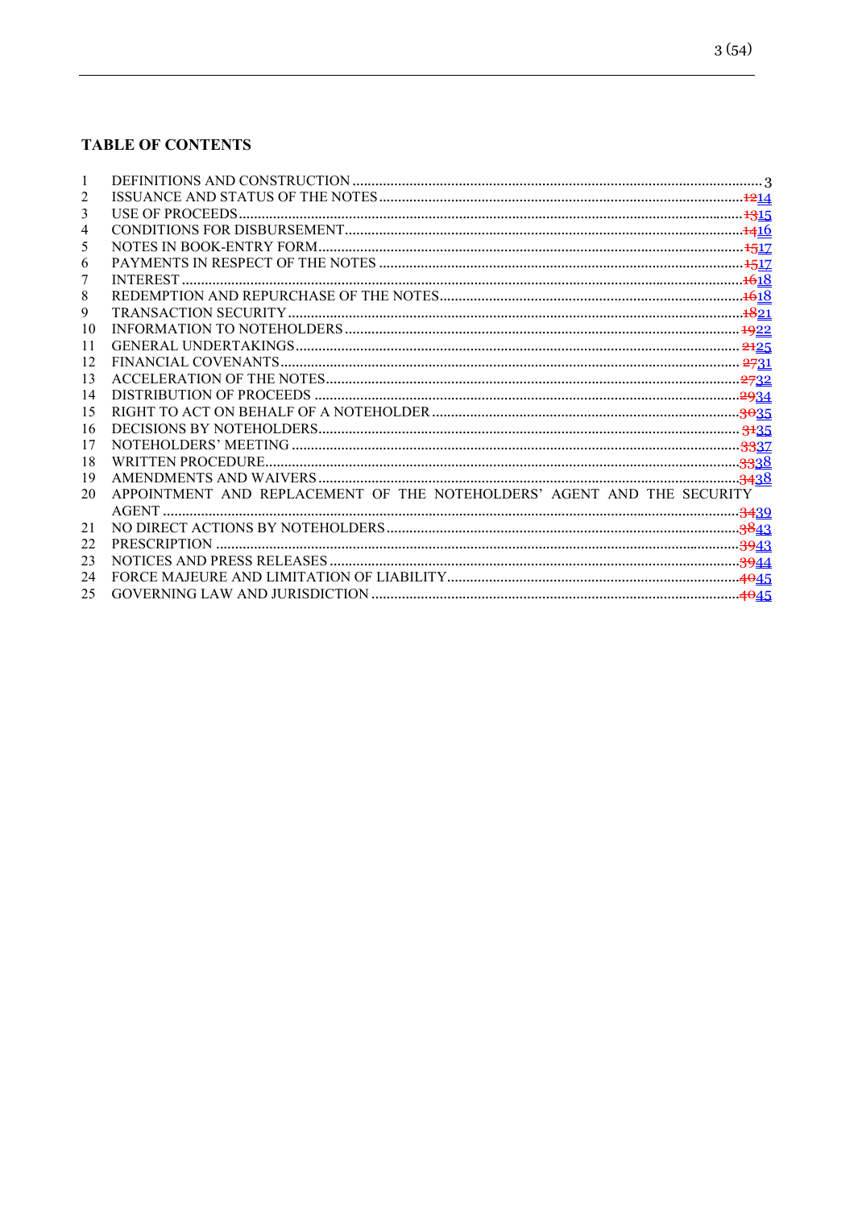## TABLE OF CONTENTS

| | | |
|---|---|---|
| 1 | DEFINITIONS AND CONSTRUCTION | 3 |
| 2 | ISSUANCE AND STATUS OF THE NOTES | ~~12~~14 |
| 3 | USE OF PROCEEDS | ~~13~~15 |
| 4 | CONDITIONS FOR DISBURSEMENT | ~~14~~16 |
| 5 | NOTES IN BOOK-ENTRY FORM | ~~15~~17 |
| 6 | PAYMENTS IN RESPECT OF THE NOTES | ~~15~~17 |
| 7 | INTEREST | ~~16~~18 |
| 8 | REDEMPTION AND REPURCHASE OF THE NOTES | ~~16~~18 |
| 9 | TRANSACTION SECURITY | ~~18~~21 |
| 10 | INFORMATION TO NOTEHOLDERS | ~~19~~22 |
| 11 | GENERAL UNDERTAKINGS | ~~21~~25 |
| 12 | FINANCIAL COVENANTS | ~~27~~31 |
| 13 | ACCELERATION OF THE NOTES | ~~27~~32 |
| 14 | DISTRIBUTION OF PROCEEDS | ~~29~~34 |
| 15 | RIGHT TO ACT ON BEHALF OF A NOTEHOLDER | ~~30~~35 |
| 16 | DECISIONS BY NOTEHOLDERS | ~~31~~35 |
| 17 | NOTEHOLDERS' MEETING | ~~33~~37 |
| 18 | WRITTEN PROCEDURE | ~~33~~38 |
| 19 | AMENDMENTS AND WAIVERS | ~~34~~38 |
| 20 | APPOINTMENT AND REPLACEMENT OF THE NOTEHOLDERS' AGENT AND THE SECURITY AGENT | ~~34~~39 |
| 21 | NO DIRECT ACTIONS BY NOTEHOLDERS | ~~38~~43 |
| 22 | PRESCRIPTION | ~~39~~43 |
| 23 | NOTICES AND PRESS RELEASES | ~~39~~44 |
| 24 | FORCE MAJEURE AND LIMITATION OF LIABILITY | ~~40~~45 |
| 25 | GOVERNING LAW AND JURISDICTION | ~~40~~45 |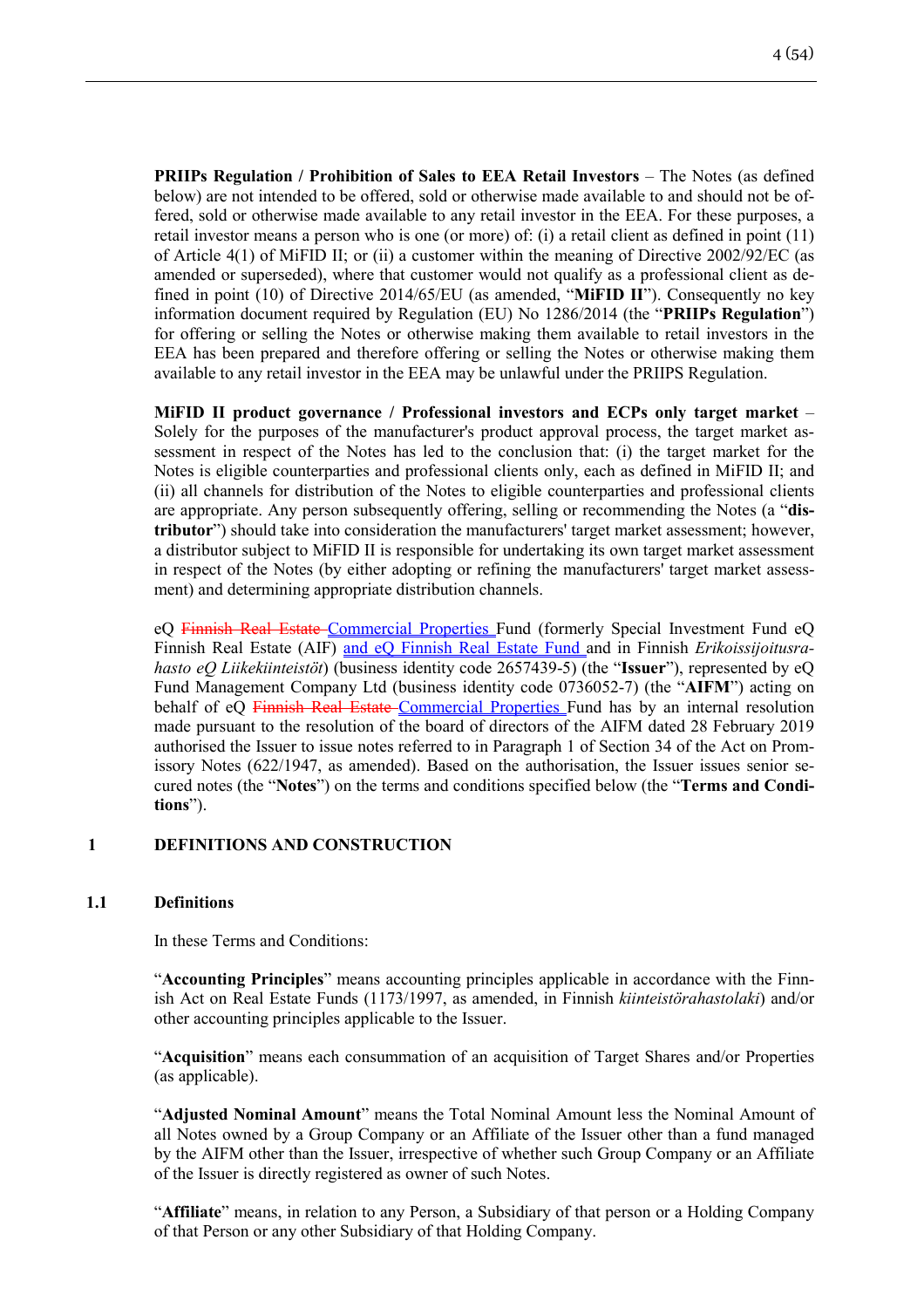**PRIIPs Regulation / Prohibition of Sales to EEA Retail Investors** – The Notes (as defined below) are not intended to be offered, sold or otherwise made available to and should not be offered, sold or otherwise made available to any retail investor in the EEA. For these purposes, a retail investor means a person who is one (or more) of: (i) a retail client as defined in point (11) of Article 4(1) of MiFID II; or (ii) a customer within the meaning of Directive 2002/92/EC (as amended or superseded), where that customer would not qualify as a professional client as defined in point (10) of Directive 2014/65/EU (as amended, "**MiFID II**"). Consequently no key information document required by Regulation (EU) No 1286/2014 (the "**PRIIPs Regulation**") for offering or selling the Notes or otherwise making them available to retail investors in the EEA has been prepared and therefore offering or selling the Notes or otherwise making them available to any retail investor in the EEA may be unlawful under the PRIIPS Regulation.

**MiFID II product governance / Professional investors and ECPs only target market** – Solely for the purposes of the manufacturer's product approval process, the target market assessment in respect of the Notes has led to the conclusion that: (i) the target market for the Notes is eligible counterparties and professional clients only, each as defined in MiFID II; and (ii) all channels for distribution of the Notes to eligible counterparties and professional clients are appropriate. Any person subsequently offering, selling or recommending the Notes (a "**distributor**") should take into consideration the manufacturers' target market assessment; however, a distributor subject to MiFID II is responsible for undertaking its own target market assessment in respect of the Notes (by either adopting or refining the manufacturers' target market assessment) and determining appropriate distribution channels.

eQ ~~Finnish Real Estate~~ Commercial Properties Fund (formerly Special Investment Fund eQ Finnish Real Estate (AIF) and eQ Finnish Real Estate Fund and in Finnish *Erikoissijoitusrahasto eQ Liikekiinteistöt*) (business identity code 2657439-5) (the "**Issuer**"), represented by eQ Fund Management Company Ltd (business identity code 0736052-7) (the "**AIFM**") acting on behalf of eQ ~~Finnish Real Estate~~ Commercial Properties Fund has by an internal resolution made pursuant to the resolution of the board of directors of the AIFM dated 28 February 2019 authorised the Issuer to issue notes referred to in Paragraph 1 of Section 34 of the Act on Promissory Notes (622/1947, as amended). Based on the authorisation, the Issuer issues senior secured notes (the "**Notes**") on the terms and conditions specified below (the "**Terms and Conditions**").

## 1 DEFINITIONS AND CONSTRUCTION

### 1.1 Definitions

In these Terms and Conditions:

"**Accounting Principles**" means accounting principles applicable in accordance with the Finnish Act on Real Estate Funds (1173/1997, as amended, in Finnish *kiinteistörahastolaki*) and/or other accounting principles applicable to the Issuer.

"**Acquisition**" means each consummation of an acquisition of Target Shares and/or Properties (as applicable).

"**Adjusted Nominal Amount**" means the Total Nominal Amount less the Nominal Amount of all Notes owned by a Group Company or an Affiliate of the Issuer other than a fund managed by the AIFM other than the Issuer, irrespective of whether such Group Company or an Affiliate of the Issuer is directly registered as owner of such Notes.

"**Affiliate**" means, in relation to any Person, a Subsidiary of that person or a Holding Company of that Person or any other Subsidiary of that Holding Company.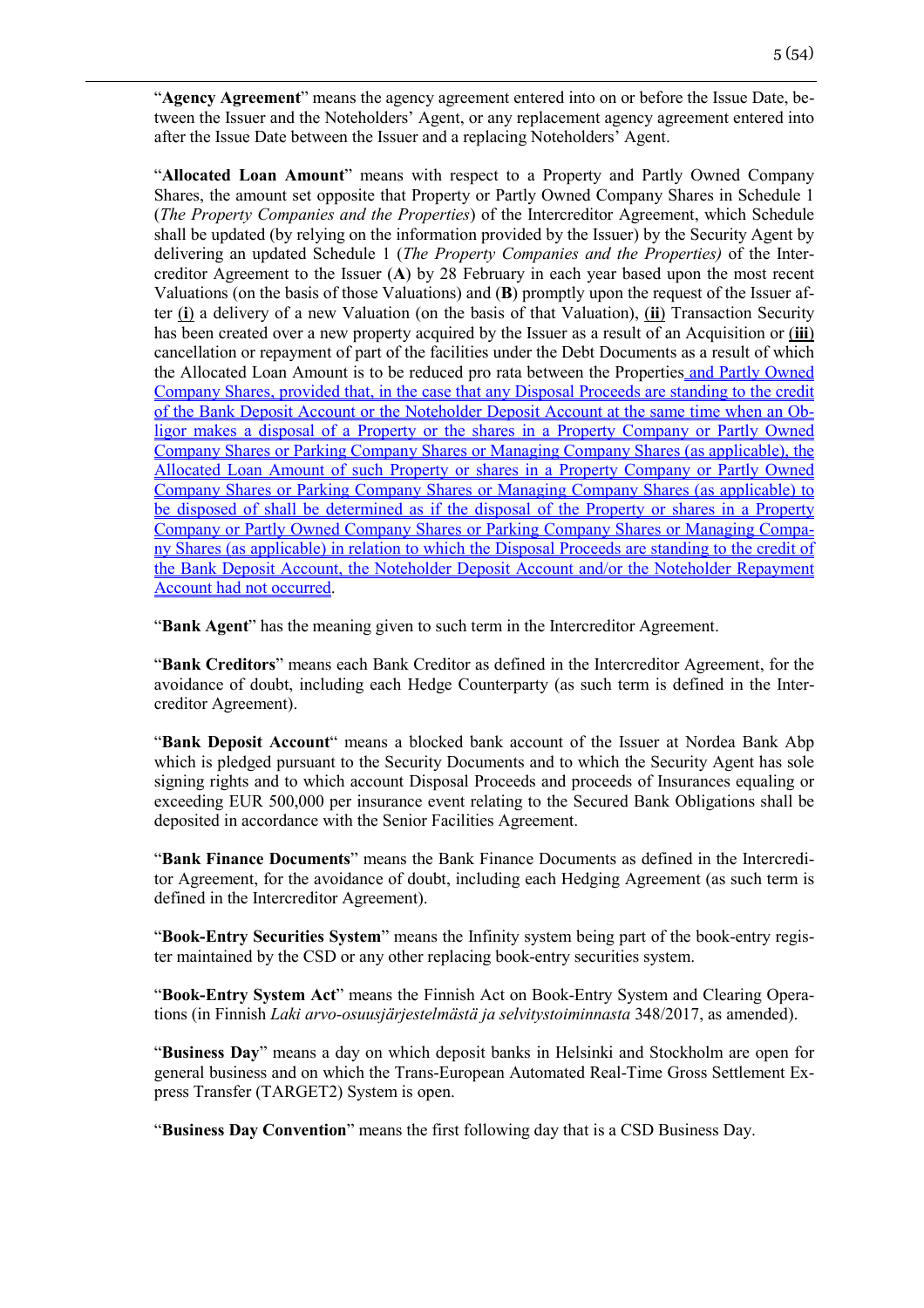"**Agency Agreement**" means the agency agreement entered into on or before the Issue Date, between the Issuer and the Noteholders' Agent, or any replacement agency agreement entered into after the Issue Date between the Issuer and a replacing Noteholders' Agent.

"**Allocated Loan Amount**" means with respect to a Property and Partly Owned Company Shares, the amount set opposite that Property or Partly Owned Company Shares in Schedule 1 (*The Property Companies and the Properties*) of the Intercreditor Agreement, which Schedule shall be updated (by relying on the information provided by the Issuer) by the Security Agent by delivering an updated Schedule 1 (*The Property Companies and the Properties)* of the Intercreditor Agreement to the Issuer (**A**) by 28 February in each year based upon the most recent Valuations (on the basis of those Valuations) and (**B**) promptly upon the request of the Issuer after **(i)** a delivery of a new Valuation (on the basis of that Valuation), **(ii)** Transaction Security has been created over a new property acquired by the Issuer as a result of an Acquisition or **(iii)** cancellation or repayment of part of the facilities under the Debt Documents as a result of which the Allocated Loan Amount is to be reduced pro rata between the Properties and Partly Owned Company Shares, provided that, in the case that any Disposal Proceeds are standing to the credit of the Bank Deposit Account or the Noteholder Deposit Account at the same time when an Obligor makes a disposal of a Property or the shares in a Property Company or Partly Owned Company Shares or Parking Company Shares or Managing Company Shares (as applicable), the Allocated Loan Amount of such Property or shares in a Property Company or Partly Owned Company Shares or Parking Company Shares or Managing Company Shares (as applicable) to be disposed of shall be determined as if the disposal of the Property or shares in a Property Company or Partly Owned Company Shares or Parking Company Shares or Managing Company Shares (as applicable) in relation to which the Disposal Proceeds are standing to the credit of the Bank Deposit Account, the Noteholder Deposit Account and/or the Noteholder Repayment Account had not occurred.

"**Bank Agent**" has the meaning given to such term in the Intercreditor Agreement.

"**Bank Creditors**" means each Bank Creditor as defined in the Intercreditor Agreement, for the avoidance of doubt, including each Hedge Counterparty (as such term is defined in the Intercreditor Agreement).

"**Bank Deposit Account**" means a blocked bank account of the Issuer at Nordea Bank Abp which is pledged pursuant to the Security Documents and to which the Security Agent has sole signing rights and to which account Disposal Proceeds and proceeds of Insurances equaling or exceeding EUR 500,000 per insurance event relating to the Secured Bank Obligations shall be deposited in accordance with the Senior Facilities Agreement.

"**Bank Finance Documents**" means the Bank Finance Documents as defined in the Intercreditor Agreement, for the avoidance of doubt, including each Hedging Agreement (as such term is defined in the Intercreditor Agreement).

"**Book-Entry Securities System**" means the Infinity system being part of the book-entry register maintained by the CSD or any other replacing book-entry securities system.

"**Book-Entry System Act**" means the Finnish Act on Book-Entry System and Clearing Operations (in Finnish *Laki arvo-osuusjärjestelmästä ja selvitystoiminnasta* 348/2017, as amended).

"**Business Day**" means a day on which deposit banks in Helsinki and Stockholm are open for general business and on which the Trans-European Automated Real-Time Gross Settlement Express Transfer (TARGET2) System is open.

"**Business Day Convention**" means the first following day that is a CSD Business Day.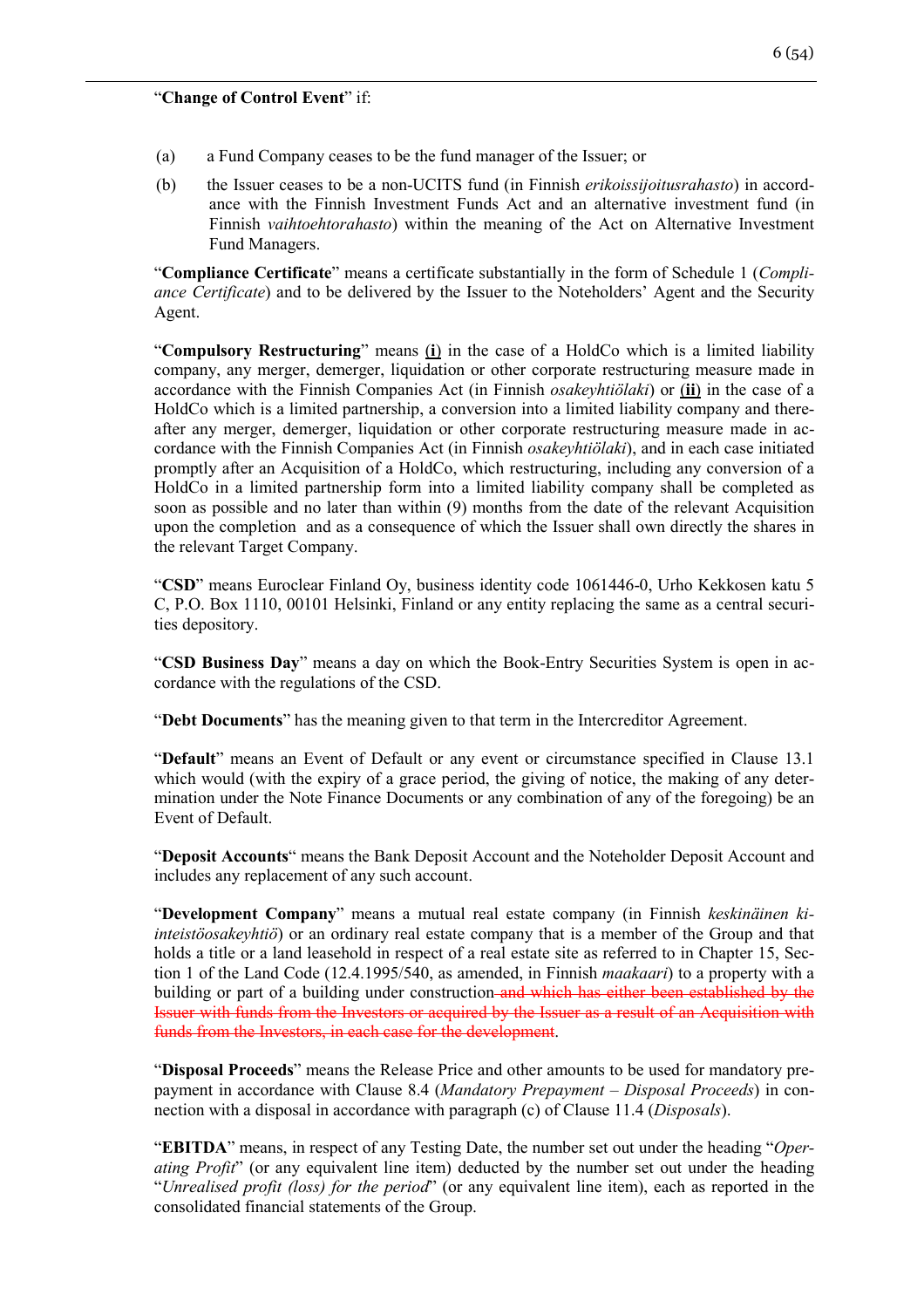"**Change of Control Event**" if:

(a) a Fund Company ceases to be the fund manager of the Issuer; or

(b) the Issuer ceases to be a non-UCITS fund (in Finnish *erikoissijoitusrahasto*) in accordance with the Finnish Investment Funds Act and an alternative investment fund (in Finnish *vaihtoehtorahasto*) within the meaning of the Act on Alternative Investment Fund Managers.

"**Compliance Certificate**" means a certificate substantially in the form of Schedule 1 (*Compliance Certificate*) and to be delivered by the Issuer to the Noteholders' Agent and the Security Agent.

"**Compulsory Restructuring**" means **(i)** in the case of a HoldCo which is a limited liability company, any merger, demerger, liquidation or other corporate restructuring measure made in accordance with the Finnish Companies Act (in Finnish *osakeyhtiölaki*) or **(ii)** in the case of a HoldCo which is a limited partnership, a conversion into a limited liability company and thereafter any merger, demerger, liquidation or other corporate restructuring measure made in accordance with the Finnish Companies Act (in Finnish *osakeyhtiölaki*), and in each case initiated promptly after an Acquisition of a HoldCo, which restructuring, including any conversion of a HoldCo in a limited partnership form into a limited liability company shall be completed as soon as possible and no later than within (9) months from the date of the relevant Acquisition upon the completion and as a consequence of which the Issuer shall own directly the shares in the relevant Target Company.

"**CSD**" means Euroclear Finland Oy, business identity code 1061446-0, Urho Kekkosen katu 5 C, P.O. Box 1110, 00101 Helsinki, Finland or any entity replacing the same as a central securities depository.

"**CSD Business Day**" means a day on which the Book-Entry Securities System is open in accordance with the regulations of the CSD.

"**Debt Documents**" has the meaning given to that term in the Intercreditor Agreement.

"**Default**" means an Event of Default or any event or circumstance specified in Clause 13.1 which would (with the expiry of a grace period, the giving of notice, the making of any determination under the Note Finance Documents or any combination of any of the foregoing) be an Event of Default.

"**Deposit Accounts**" means the Bank Deposit Account and the Noteholder Deposit Account and includes any replacement of any such account.

"**Development Company**" means a mutual real estate company (in Finnish *keskinäinen kiinteistöosakeyhtiö*) or an ordinary real estate company that is a member of the Group and that holds a title or a land leasehold in respect of a real estate site as referred to in Chapter 15, Section 1 of the Land Code (12.4.1995/540, as amended, in Finnish *maakaari*) to a property with a building or part of a building under construction ~~and which has either been established by the Issuer with funds from the Investors or acquired by the Issuer as a result of an Acquisition with funds from the Investors, in each case for the development~~.

"**Disposal Proceeds**" means the Release Price and other amounts to be used for mandatory prepayment in accordance with Clause 8.4 (*Mandatory Prepayment – Disposal Proceeds*) in connection with a disposal in accordance with paragraph (c) of Clause 11.4 (*Disposals*).

"**EBITDA**" means, in respect of any Testing Date, the number set out under the heading "*Operating Profit*" (or any equivalent line item) deducted by the number set out under the heading "*Unrealised profit (loss) for the period*" (or any equivalent line item), each as reported in the consolidated financial statements of the Group.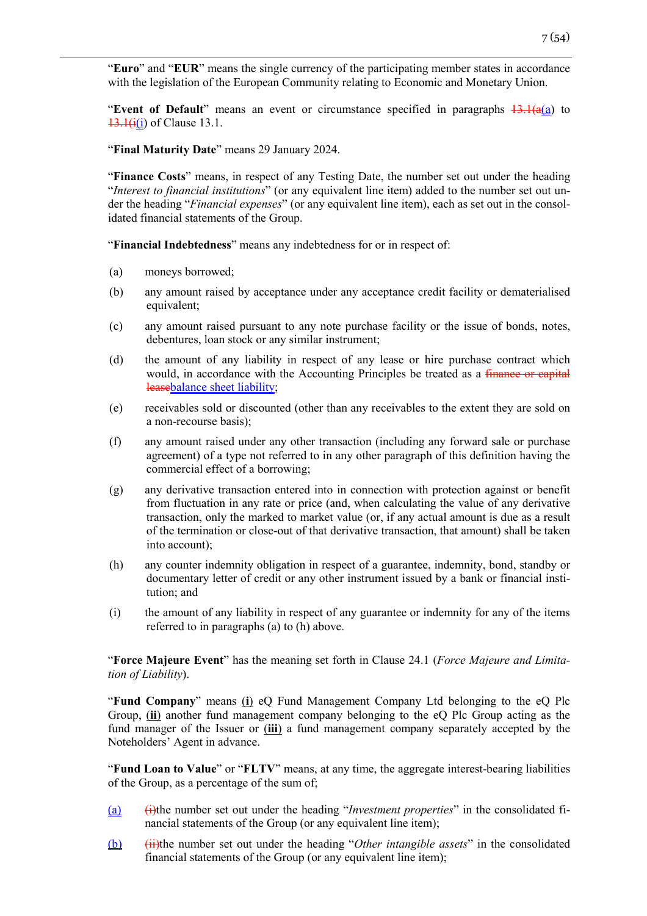"**Euro**" and "**EUR**" means the single currency of the participating member states in accordance with the legislation of the European Community relating to Economic and Monetary Union.

"**Event of Default**" means an event or circumstance specified in paragraphs ~~13.1(a~~(a) to ~~13.1(i~~(i) of Clause 13.1.

"**Final Maturity Date**" means 29 January 2024.

"**Finance Costs**" means, in respect of any Testing Date, the number set out under the heading "*Interest to financial institutions*" (or any equivalent line item) added to the number set out under the heading "*Financial expenses*" (or any equivalent line item), each as set out in the consolidated financial statements of the Group.

"**Financial Indebtedness**" means any indebtedness for or in respect of:

(a) moneys borrowed;

(b) any amount raised by acceptance under any acceptance credit facility or dematerialised equivalent;

(c) any amount raised pursuant to any note purchase facility or the issue of bonds, notes, debentures, loan stock or any similar instrument;

(d) the amount of any liability in respect of any lease or hire purchase contract which would, in accordance with the Accounting Principles be treated as a ~~finance or capital lease~~balance sheet liability;

(e) receivables sold or discounted (other than any receivables to the extent they are sold on a non-recourse basis);

(f) any amount raised under any other transaction (including any forward sale or purchase agreement) of a type not referred to in any other paragraph of this definition having the commercial effect of a borrowing;

(g) any derivative transaction entered into in connection with protection against or benefit from fluctuation in any rate or price (and, when calculating the value of any derivative transaction, only the marked to market value (or, if any actual amount is due as a result of the termination or close-out of that derivative transaction, that amount) shall be taken into account);

(h) any counter indemnity obligation in respect of a guarantee, indemnity, bond, standby or documentary letter of credit or any other instrument issued by a bank or financial institution; and

(i) the amount of any liability in respect of any guarantee or indemnity for any of the items referred to in paragraphs (a) to (h) above.

"**Force Majeure Event**" has the meaning set forth in Clause 24.1 (*Force Majeure and Limitation of Liability*).

"**Fund Company**" means **(i)** eQ Fund Management Company Ltd belonging to the eQ Plc Group, **(ii)** another fund management company belonging to the eQ Plc Group acting as the fund manager of the Issuer or **(iii)** a fund management company separately accepted by the Noteholders' Agent in advance.

"**Fund Loan to Value**" or "**FLTV**" means, at any time, the aggregate interest-bearing liabilities of the Group, as a percentage of the sum of;

(a) ~~(i)~~the number set out under the heading "*Investment properties*" in the consolidated financial statements of the Group (or any equivalent line item);

(b) ~~(ii)~~the number set out under the heading "*Other intangible assets*" in the consolidated financial statements of the Group (or any equivalent line item);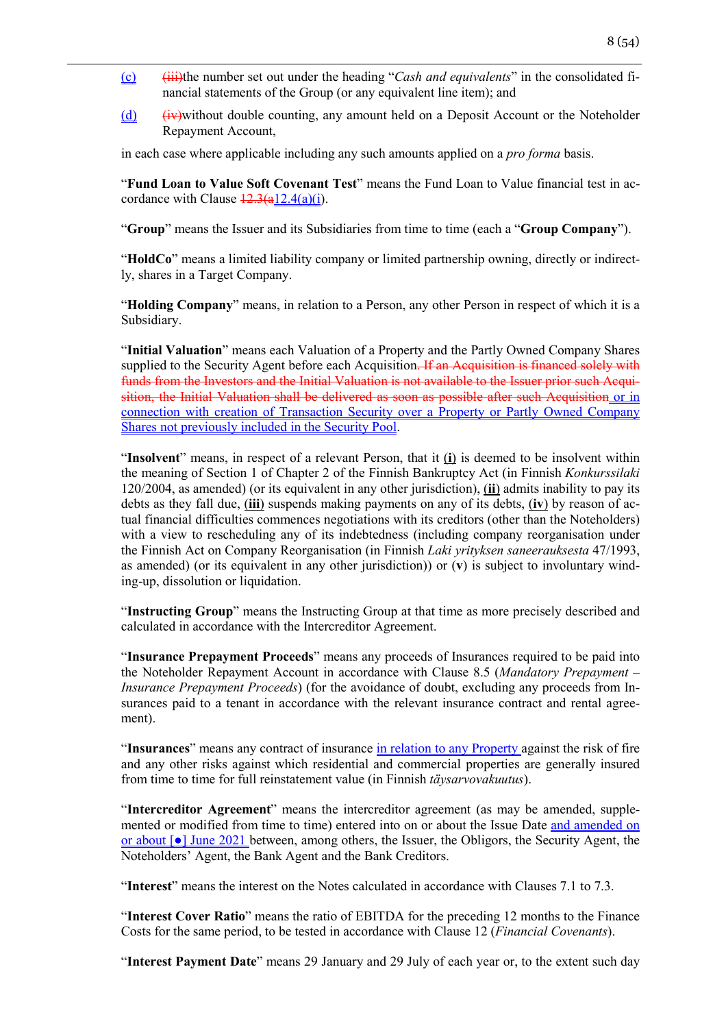(c) (iii)the number set out under the heading "*Cash and equivalents*" in the consolidated financial statements of the Group (or any equivalent line item); and

(d) (iv)without double counting, any amount held on a Deposit Account or the Noteholder Repayment Account,

in each case where applicable including any such amounts applied on a *pro forma* basis.

"**Fund Loan to Value Soft Covenant Test**" means the Fund Loan to Value financial test in accordance with Clause 12.3(a12.4(a)(i).

"**Group**" means the Issuer and its Subsidiaries from time to time (each a "**Group Company**").

"**HoldCo**" means a limited liability company or limited partnership owning, directly or indirectly, shares in a Target Company.

"**Holding Company**" means, in relation to a Person, any other Person in respect of which it is a Subsidiary.

"**Initial Valuation**" means each Valuation of a Property and the Partly Owned Company Shares supplied to the Security Agent before each Acquisition. If an Acquisition is financed solely with funds from the Investors and the Initial Valuation is not available to the Issuer prior such Acquisition, the Initial Valuation shall be delivered as soon as possible after such Acquisition or in connection with creation of Transaction Security over a Property or Partly Owned Company Shares not previously included in the Security Pool.

"**Insolvent**" means, in respect of a relevant Person, that it **(i)** is deemed to be insolvent within the meaning of Section 1 of Chapter 2 of the Finnish Bankruptcy Act (in Finnish *Konkurssilaki* 120/2004, as amended) (or its equivalent in any other jurisdiction), **(ii)** admits inability to pay its debts as they fall due, **(iii)** suspends making payments on any of its debts, **(iv)** by reason of actual financial difficulties commences negotiations with its creditors (other than the Noteholders) with a view to rescheduling any of its indebtedness (including company reorganisation under the Finnish Act on Company Reorganisation (in Finnish *Laki yrityksen saneerauksesta* 47/1993, as amended) (or its equivalent in any other jurisdiction)) or (**v**) is subject to involuntary winding-up, dissolution or liquidation.

"**Instructing Group**" means the Instructing Group at that time as more precisely described and calculated in accordance with the Intercreditor Agreement.

"**Insurance Prepayment Proceeds**" means any proceeds of Insurances required to be paid into the Noteholder Repayment Account in accordance with Clause 8.5 (*Mandatory Prepayment – Insurance Prepayment Proceeds*) (for the avoidance of doubt, excluding any proceeds from Insurances paid to a tenant in accordance with the relevant insurance contract and rental agreement).

"**Insurances**" means any contract of insurance in relation to any Property against the risk of fire and any other risks against which residential and commercial properties are generally insured from time to time for full reinstatement value (in Finnish *täysarvovakuutus*).

"**Intercreditor Agreement**" means the intercreditor agreement (as may be amended, supplemented or modified from time to time) entered into on or about the Issue Date and amended on or about [●] June 2021 between, among others, the Issuer, the Obligors, the Security Agent, the Noteholders' Agent, the Bank Agent and the Bank Creditors.

"**Interest**" means the interest on the Notes calculated in accordance with Clauses 7.1 to 7.3.

"**Interest Cover Ratio**" means the ratio of EBITDA for the preceding 12 months to the Finance Costs for the same period, to be tested in accordance with Clause 12 (*Financial Covenants*).

"**Interest Payment Date**" means 29 January and 29 July of each year or, to the extent such day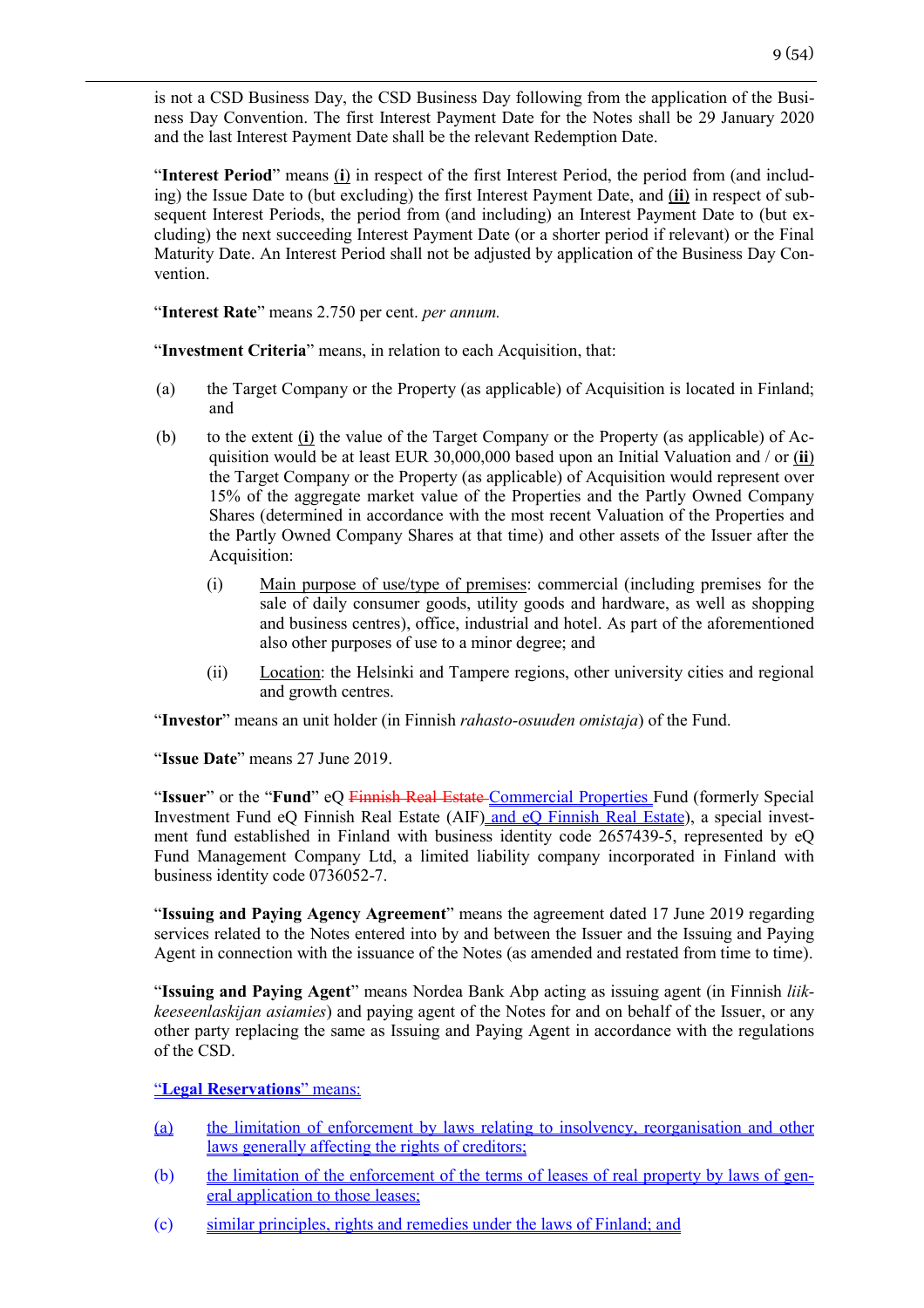is not a CSD Business Day, the CSD Business Day following from the application of the Business Day Convention. The first Interest Payment Date for the Notes shall be 29 January 2020 and the last Interest Payment Date shall be the relevant Redemption Date.

"**Interest Period**" means (**i**) in respect of the first Interest Period, the period from (and including) the Issue Date to (but excluding) the first Interest Payment Date, and (**ii**) in respect of subsequent Interest Periods, the period from (and including) an Interest Payment Date to (but excluding) the next succeeding Interest Payment Date (or a shorter period if relevant) or the Final Maturity Date. An Interest Period shall not be adjusted by application of the Business Day Convention.

"**Interest Rate**" means 2.750 per cent. *per annum.*

"**Investment Criteria**" means, in relation to each Acquisition, that:

(a) the Target Company or the Property (as applicable) of Acquisition is located in Finland; and

(b) to the extent (**i**) the value of the Target Company or the Property (as applicable) of Acquisition would be at least EUR 30,000,000 based upon an Initial Valuation and / or (**ii**) the Target Company or the Property (as applicable) of Acquisition would represent over 15% of the aggregate market value of the Properties and the Partly Owned Company Shares (determined in accordance with the most recent Valuation of the Properties and the Partly Owned Company Shares at that time) and other assets of the Issuer after the Acquisition:

   (i) Main purpose of use/type of premises: commercial (including premises for the sale of daily consumer goods, utility goods and hardware, as well as shopping and business centres), office, industrial and hotel. As part of the aforementioned also other purposes of use to a minor degree; and

   (ii) Location: the Helsinki and Tampere regions, other university cities and regional and growth centres.

"**Investor**" means an unit holder (in Finnish *rahasto-osuuden omistaja*) of the Fund.

"**Issue Date**" means 27 June 2019.

"**Issuer**" or the "**Fund**" eQ ~~Finnish Real Estate~~ Commercial Properties Fund (formerly Special Investment Fund eQ Finnish Real Estate (AIF) and eQ Finnish Real Estate), a special investment fund established in Finland with business identity code 2657439-5, represented by eQ Fund Management Company Ltd, a limited liability company incorporated in Finland with business identity code 0736052-7.

"**Issuing and Paying Agency Agreement**" means the agreement dated 17 June 2019 regarding services related to the Notes entered into by and between the Issuer and the Issuing and Paying Agent in connection with the issuance of the Notes (as amended and restated from time to time).

"**Issuing and Paying Agent**" means Nordea Bank Abp acting as issuing agent (in Finnish *liikkeeseenlaskijan asiamies*) and paying agent of the Notes for and on behalf of the Issuer, or any other party replacing the same as Issuing and Paying Agent in accordance with the regulations of the CSD.

"**Legal Reservations**" means:

(a) the limitation of enforcement by laws relating to insolvency, reorganisation and other laws generally affecting the rights of creditors;

(b) the limitation of the enforcement of the terms of leases of real property by laws of general application to those leases;

(c) similar principles, rights and remedies under the laws of Finland; and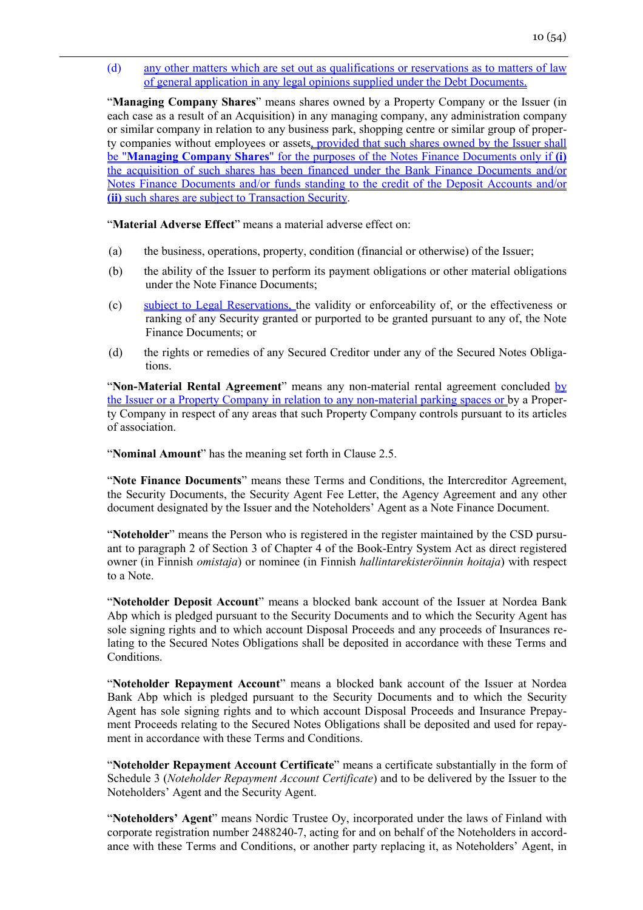(d) any other matters which are set out as qualifications or reservations as to matters of law of general application in any legal opinions supplied under the Debt Documents.

"**Managing Company Shares**" means shares owned by a Property Company or the Issuer (in each case as a result of an Acquisition) in any managing company, any administration company or similar company in relation to any business park, shopping centre or similar group of property companies without employees or assets, provided that such shares owned by the Issuer shall be "**Managing Company Shares**" for the purposes of the Notes Finance Documents only if **(i)** the acquisition of such shares has been financed under the Bank Finance Documents and/or Notes Finance Documents and/or funds standing to the credit of the Deposit Accounts and/or **(ii)** such shares are subject to Transaction Security.

"**Material Adverse Effect**" means a material adverse effect on:

(a) the business, operations, property, condition (financial or otherwise) of the Issuer;

(b) the ability of the Issuer to perform its payment obligations or other material obligations under the Note Finance Documents;

(c) subject to Legal Reservations, the validity or enforceability of, or the effectiveness or ranking of any Security granted or purported to be granted pursuant to any of, the Note Finance Documents; or

(d) the rights or remedies of any Secured Creditor under any of the Secured Notes Obligations.

"**Non-Material Rental Agreement**" means any non-material rental agreement concluded by the Issuer or a Property Company in relation to any non-material parking spaces or by a Property Company in respect of any areas that such Property Company controls pursuant to its articles of association.

"**Nominal Amount**" has the meaning set forth in Clause 2.5.

"**Note Finance Documents**" means these Terms and Conditions, the Intercreditor Agreement, the Security Documents, the Security Agent Fee Letter, the Agency Agreement and any other document designated by the Issuer and the Noteholders' Agent as a Note Finance Document.

"**Noteholder**" means the Person who is registered in the register maintained by the CSD pursuant to paragraph 2 of Section 3 of Chapter 4 of the Book-Entry System Act as direct registered owner (in Finnish *omistaja*) or nominee (in Finnish *hallintarekisteröinnin hoitaja*) with respect to a Note.

"**Noteholder Deposit Account**" means a blocked bank account of the Issuer at Nordea Bank Abp which is pledged pursuant to the Security Documents and to which the Security Agent has sole signing rights and to which account Disposal Proceeds and any proceeds of Insurances relating to the Secured Notes Obligations shall be deposited in accordance with these Terms and Conditions.

"**Noteholder Repayment Account**" means a blocked bank account of the Issuer at Nordea Bank Abp which is pledged pursuant to the Security Documents and to which the Security Agent has sole signing rights and to which account Disposal Proceeds and Insurance Prepayment Proceeds relating to the Secured Notes Obligations shall be deposited and used for repayment in accordance with these Terms and Conditions.

"**Noteholder Repayment Account Certificate**" means a certificate substantially in the form of Schedule 3 (*Noteholder Repayment Account Certificate*) and to be delivered by the Issuer to the Noteholders' Agent and the Security Agent.

"**Noteholders' Agent**" means Nordic Trustee Oy, incorporated under the laws of Finland with corporate registration number 2488240-7, acting for and on behalf of the Noteholders in accordance with these Terms and Conditions, or another party replacing it, as Noteholders' Agent, in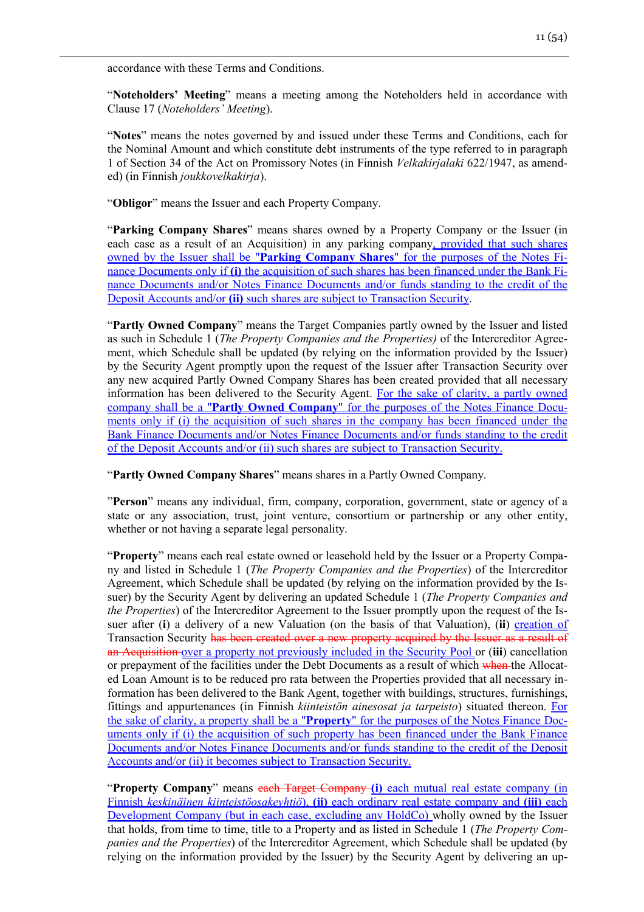accordance with these Terms and Conditions.

"**Noteholders' Meeting**" means a meeting among the Noteholders held in accordance with Clause 17 (*Noteholders' Meeting*).

"**Notes**" means the notes governed by and issued under these Terms and Conditions, each for the Nominal Amount and which constitute debt instruments of the type referred to in paragraph 1 of Section 34 of the Act on Promissory Notes (in Finnish *Velkakirjalaki* 622/1947, as amended) (in Finnish *joukkovelkakirja*).

"**Obligor**" means the Issuer and each Property Company.

"**Parking Company Shares**" means shares owned by a Property Company or the Issuer (in each case as a result of an Acquisition) in any parking company, provided that such shares owned by the Issuer shall be "**Parking Company Shares**" for the purposes of the Notes Finance Documents only if **(i)** the acquisition of such shares has been financed under the Bank Finance Documents and/or Notes Finance Documents and/or funds standing to the credit of the Deposit Accounts and/or **(ii)** such shares are subject to Transaction Security.

"**Partly Owned Company**" means the Target Companies partly owned by the Issuer and listed as such in Schedule 1 (*The Property Companies and the Properties)* of the Intercreditor Agreement, which Schedule shall be updated (by relying on the information provided by the Issuer) by the Security Agent promptly upon the request of the Issuer after Transaction Security over any new acquired Partly Owned Company Shares has been created provided that all necessary information has been delivered to the Security Agent. For the sake of clarity, a partly owned company shall be a "**Partly Owned Company**" for the purposes of the Notes Finance Documents only if (i) the acquisition of such shares in the company has been financed under the Bank Finance Documents and/or Notes Finance Documents and/or funds standing to the credit of the Deposit Accounts and/or (ii) such shares are subject to Transaction Security.

"**Partly Owned Company Shares**" means shares in a Partly Owned Company.

"**Person**" means any individual, firm, company, corporation, government, state or agency of a state or any association, trust, joint venture, consortium or partnership or any other entity, whether or not having a separate legal personality.

"**Property**" means each real estate owned or leasehold held by the Issuer or a Property Company and listed in Schedule 1 (*The Property Companies and the Properties*) of the Intercreditor Agreement, which Schedule shall be updated (by relying on the information provided by the Issuer) by the Security Agent by delivering an updated Schedule 1 (*The Property Companies and the Properties*) of the Intercreditor Agreement to the Issuer promptly upon the request of the Issuer after (**i**) a delivery of a new Valuation (on the basis of that Valuation), (**ii**) creation of Transaction Security ~~has been created over a new property acquired by the Issuer as a result of an Acquisition~~ over a property not previously included in the Security Pool or (**iii**) cancellation or prepayment of the facilities under the Debt Documents as a result of which ~~when~~ the Allocated Loan Amount is to be reduced pro rata between the Properties provided that all necessary information has been delivered to the Bank Agent, together with buildings, structures, furnishings, fittings and appurtenances (in Finnish *kiinteistön ainesosat ja tarpeisto*) situated thereon. For the sake of clarity, a property shall be a "**Property**" for the purposes of the Notes Finance Documents only if (i) the acquisition of such property has been financed under the Bank Finance Documents and/or Notes Finance Documents and/or funds standing to the credit of the Deposit Accounts and/or (ii) it becomes subject to Transaction Security.

"**Property Company**" means ~~each Target Company~~ **(i)** each mutual real estate company (in Finnish *keskinäinen kiinteistöosakeyhtiö*), **(ii)** each ordinary real estate company and **(iii)** each Development Company (but in each case, excluding any HoldCo) wholly owned by the Issuer that holds, from time to time, title to a Property and as listed in Schedule 1 (*The Property Companies and the Properties*) of the Intercreditor Agreement, which Schedule shall be updated (by relying on the information provided by the Issuer) by the Security Agent by delivering an up-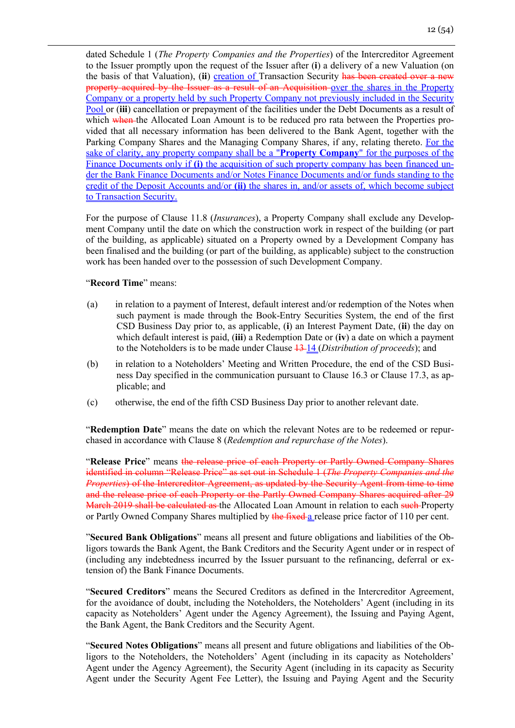dated Schedule 1 (*The Property Companies and the Properties*) of the Intercreditor Agreement to the Issuer promptly upon the request of the Issuer after (**i**) a delivery of a new Valuation (on the basis of that Valuation), (**ii**) creation of Transaction Security ~~has been created over a new property acquired by the Issuer as a result of an Acquisition~~ over the shares in the Property Company or a property held by such Property Company not previously included in the Security Pool or (**iii**) cancellation or prepayment of the facilities under the Debt Documents as a result of which ~~when~~ the Allocated Loan Amount is to be reduced pro rata between the Properties provided that all necessary information has been delivered to the Bank Agent, together with the Parking Company Shares and the Managing Company Shares, if any, relating thereto. For the sake of clarity, any property company shall be a "**Property Company**" for the purposes of the Finance Documents only if **(i)** the acquisition of such property company has been financed under the Bank Finance Documents and/or Notes Finance Documents and/or funds standing to the credit of the Deposit Accounts and/or **(ii)** the shares in, and/or assets of, which become subject to Transaction Security.

For the purpose of Clause 11.8 (*Insurances*), a Property Company shall exclude any Development Company until the date on which the construction work in respect of the building (or part of the building, as applicable) situated on a Property owned by a Development Company has been finalised and the building (or part of the building, as applicable) subject to the construction work has been handed over to the possession of such Development Company.

"**Record Time**" means:

(a) in relation to a payment of Interest, default interest and/or redemption of the Notes when such payment is made through the Book-Entry Securities System, the end of the first CSD Business Day prior to, as applicable, (**i**) an Interest Payment Date, (**ii**) the day on which default interest is paid, (**iii**) a Redemption Date or (**iv**) a date on which a payment to the Noteholders is to be made under Clause ~~13~~ 14 (*Distribution of proceeds*); and

(b) in relation to a Noteholders' Meeting and Written Procedure, the end of the CSD Business Day specified in the communication pursuant to Clause 16.3 or Clause 17.3, as applicable; and

(c) otherwise, the end of the fifth CSD Business Day prior to another relevant date.

"**Redemption Date**" means the date on which the relevant Notes are to be redeemed or repurchased in accordance with Clause 8 (*Redemption and repurchase of the Notes*).

"**Release Price**" means ~~the release price of each Property or Partly Owned Company Shares identified in column "Release Price" as set out in Schedule 1 (*The Property Companies and the Properties*) of the Intercreditor Agreement, as updated by the Security Agent from time to time and the release price of each Property or the Partly Owned Company Shares acquired after 29 March 2019 shall be calculated as~~ the Allocated Loan Amount in relation to each ~~such~~ Property or Partly Owned Company Shares multiplied by ~~the fixed~~ a release price factor of 110 per cent.

"**Secured Bank Obligations**" means all present and future obligations and liabilities of the Obligors towards the Bank Agent, the Bank Creditors and the Security Agent under or in respect of (including any indebtedness incurred by the Issuer pursuant to the refinancing, deferral or extension of) the Bank Finance Documents.

"**Secured Creditors**" means the Secured Creditors as defined in the Intercreditor Agreement, for the avoidance of doubt, including the Noteholders, the Noteholders' Agent (including in its capacity as Noteholders' Agent under the Agency Agreement), the Issuing and Paying Agent, the Bank Agent, the Bank Creditors and the Security Agent.

"**Secured Notes Obligations**" means all present and future obligations and liabilities of the Obligors to the Noteholders, the Noteholders' Agent (including in its capacity as Noteholders' Agent under the Agency Agreement), the Security Agent (including in its capacity as Security Agent under the Security Agent Fee Letter), the Issuing and Paying Agent and the Security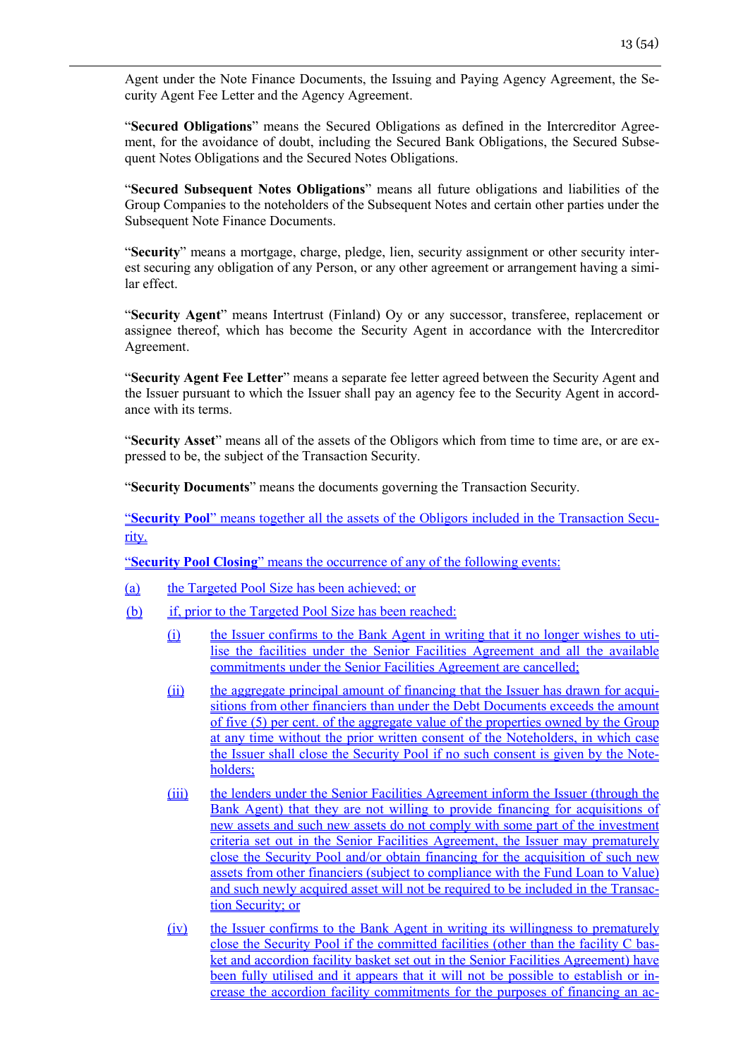Agent under the Note Finance Documents, the Issuing and Paying Agency Agreement, the Security Agent Fee Letter and the Agency Agreement.

"**Secured Obligations**" means the Secured Obligations as defined in the Intercreditor Agreement, for the avoidance of doubt, including the Secured Bank Obligations, the Secured Subsequent Notes Obligations and the Secured Notes Obligations.

"**Secured Subsequent Notes Obligations**" means all future obligations and liabilities of the Group Companies to the noteholders of the Subsequent Notes and certain other parties under the Subsequent Note Finance Documents.

"**Security**" means a mortgage, charge, pledge, lien, security assignment or other security interest securing any obligation of any Person, or any other agreement or arrangement having a similar effect.

"**Security Agent**" means Intertrust (Finland) Oy or any successor, transferee, replacement or assignee thereof, which has become the Security Agent in accordance with the Intercreditor Agreement.

"**Security Agent Fee Letter**" means a separate fee letter agreed between the Security Agent and the Issuer pursuant to which the Issuer shall pay an agency fee to the Security Agent in accordance with its terms.

"**Security Asset**" means all of the assets of the Obligors which from time to time are, or are expressed to be, the subject of the Transaction Security.

"**Security Documents**" means the documents governing the Transaction Security.

"**Security Pool**" means together all the assets of the Obligors included in the Transaction Security.

"**Security Pool Closing**" means the occurrence of any of the following events:

(a) the Targeted Pool Size has been achieved; or

(b) if, prior to the Targeted Pool Size has been reached:

   (i) the Issuer confirms to the Bank Agent in writing that it no longer wishes to utilise the facilities under the Senior Facilities Agreement and all the available commitments under the Senior Facilities Agreement are cancelled;

   (ii) the aggregate principal amount of financing that the Issuer has drawn for acquisitions from other financiers than under the Debt Documents exceeds the amount of five (5) per cent. of the aggregate value of the properties owned by the Group at any time without the prior written consent of the Noteholders, in which case the Issuer shall close the Security Pool if no such consent is given by the Noteholders;

   (iii) the lenders under the Senior Facilities Agreement inform the Issuer (through the Bank Agent) that they are not willing to provide financing for acquisitions of new assets and such new assets do not comply with some part of the investment criteria set out in the Senior Facilities Agreement, the Issuer may prematurely close the Security Pool and/or obtain financing for the acquisition of such new assets from other financiers (subject to compliance with the Fund Loan to Value) and such newly acquired asset will not be required to be included in the Transaction Security; or

   (iv) the Issuer confirms to the Bank Agent in writing its willingness to prematurely close the Security Pool if the committed facilities (other than the facility C basket and accordion facility basket set out in the Senior Facilities Agreement) have been fully utilised and it appears that it will not be possible to establish or increase the accordion facility commitments for the purposes of financing an ac-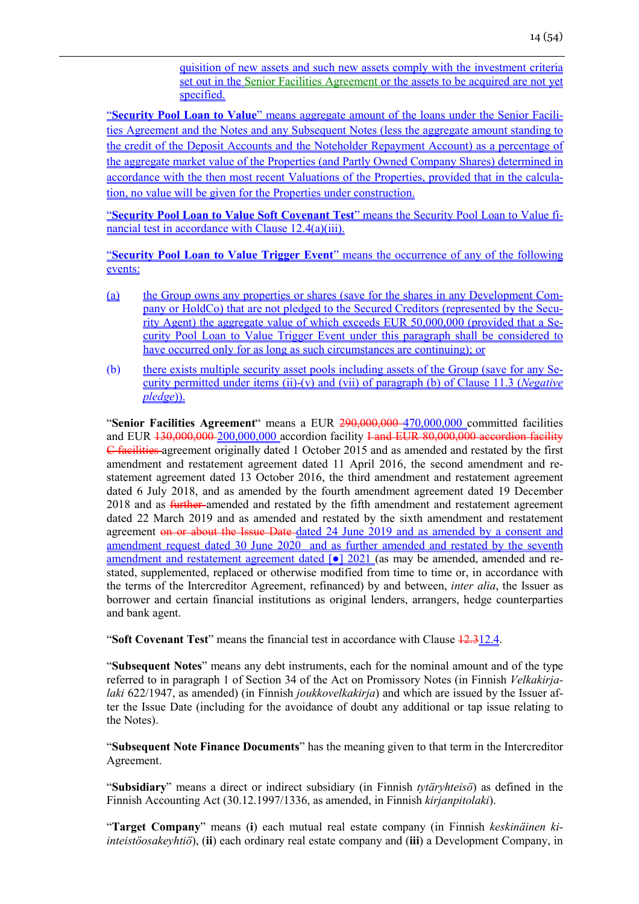quisition of new assets and such new assets comply with the investment criteria set out in the Senior Facilities Agreement or the assets to be acquired are not yet specified.

"**Security Pool Loan to Value**" means aggregate amount of the loans under the Senior Facilities Agreement and the Notes and any Subsequent Notes (less the aggregate amount standing to the credit of the Deposit Accounts and the Noteholder Repayment Account) as a percentage of the aggregate market value of the Properties (and Partly Owned Company Shares) determined in accordance with the then most recent Valuations of the Properties, provided that in the calculation, no value will be given for the Properties under construction.

"**Security Pool Loan to Value Soft Covenant Test**" means the Security Pool Loan to Value financial test in accordance with Clause 12.4(a)(iii).

"**Security Pool Loan to Value Trigger Event**" means the occurrence of any of the following events:

(a) the Group owns any properties or shares (save for the shares in any Development Company or HoldCo) that are not pledged to the Secured Creditors (represented by the Security Agent) the aggregate value of which exceeds EUR 50,000,000 (provided that a Security Pool Loan to Value Trigger Event under this paragraph shall be considered to have occurred only for as long as such circumstances are continuing); or

(b) there exists multiple security asset pools including assets of the Group (save for any Security permitted under items (ii)-(v) and (vii) of paragraph (b) of Clause 11.3 (*Negative pledge*)).

"**Senior Facilities Agreement**" means a EUR ~~290,000,000~~ 470,000,000 committed facilities and EUR ~~130,000,000~~ 200,000,000 accordion facility ~~I and EUR 80,000,000 accordion facility C facilities~~ agreement originally dated 1 October 2015 and as amended and restated by the first amendment and restatement agreement dated 11 April 2016, the second amendment and restatement agreement dated 13 October 2016, the third amendment and restatement agreement dated 6 July 2018, and as amended by the fourth amendment agreement dated 19 December 2018 and as ~~further~~ amended and restated by the fifth amendment and restatement agreement dated 22 March 2019 and as amended and restated by the sixth amendment and restatement agreement ~~on or about the Issue Date~~ dated 24 June 2019 and as amended by a consent and amendment request dated 30 June 2020 and as further amended and restated by the seventh amendment and restatement agreement dated [●] 2021 (as may be amended, amended and restated, supplemented, replaced or otherwise modified from time to time or, in accordance with the terms of the Intercreditor Agreement, refinanced) by and between, *inter alia*, the Issuer as borrower and certain financial institutions as original lenders, arrangers, hedge counterparties and bank agent.

"**Soft Covenant Test**" means the financial test in accordance with Clause ~~12.3~~12.4.

"**Subsequent Notes**" means any debt instruments, each for the nominal amount and of the type referred to in paragraph 1 of Section 34 of the Act on Promissory Notes (in Finnish *Velkakirjalaki* 622/1947, as amended) (in Finnish *joukkovelkakirja*) and which are issued by the Issuer after the Issue Date (including for the avoidance of doubt any additional or tap issue relating to the Notes).

"**Subsequent Note Finance Documents**" has the meaning given to that term in the Intercreditor Agreement.

"**Subsidiary**" means a direct or indirect subsidiary (in Finnish *tytäryhteisö*) as defined in the Finnish Accounting Act (30.12.1997/1336, as amended, in Finnish *kirjanpitolaki*).

"**Target Company**" means (**i**) each mutual real estate company (in Finnish *keskinäinen kiinteistöosakeyhtiö*), (**ii**) each ordinary real estate company and (**iii**) a Development Company, in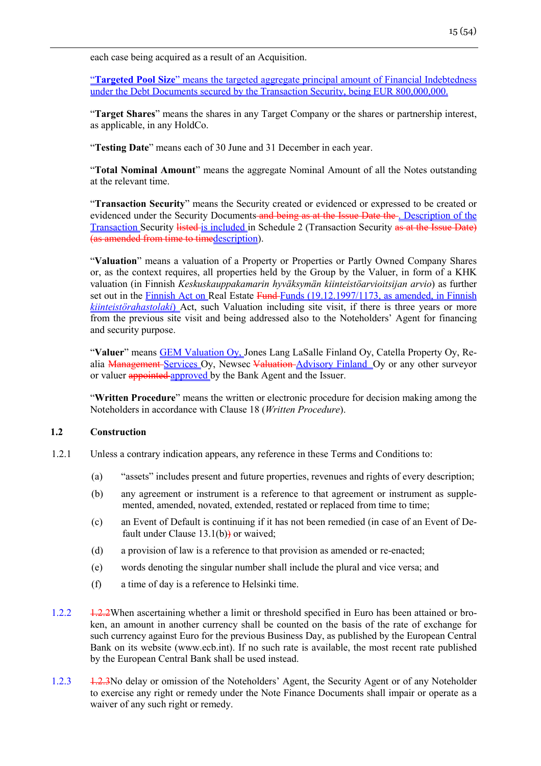each case being acquired as a result of an Acquisition.

"**Targeted Pool Size**" means the targeted aggregate principal amount of Financial Indebtedness under the Debt Documents secured by the Transaction Security, being EUR 800,000,000.

"**Target Shares**" means the shares in any Target Company or the shares or partnership interest, as applicable, in any HoldCo.

"**Testing Date**" means each of 30 June and 31 December in each year.

"**Total Nominal Amount**" means the aggregate Nominal Amount of all the Notes outstanding at the relevant time.

"**Transaction Security**" means the Security created or evidenced or expressed to be created or evidenced under the Security Documents ~~and being as at the Issue Date the~~ . Description of the Transaction Security ~~listed~~ is included in Schedule 2 (Transaction Security ~~as at the Issue Date) (as amended from time to time~~description).

"**Valuation**" means a valuation of a Property or Properties or Partly Owned Company Shares or, as the context requires, all properties held by the Group by the Valuer, in form of a KHK valuation (in Finnish *Keskuskauppakamarin hyväksymän kiinteistöarvioitsijan arvio*) as further set out in the Finnish Act on Real Estate ~~Fund~~ Funds (19.12.1997/1173, as amended, in Finnish *kiinteistörahastolaki*) Act, such Valuation including site visit, if there is three years or more from the previous site visit and being addressed also to the Noteholders' Agent for financing and security purpose.

"**Valuer**" means GEM Valuation Oy, Jones Lang LaSalle Finland Oy, Catella Property Oy, Realia ~~Management~~ Services Oy, Newsec ~~Valuation~~ Advisory Finland Oy or any other surveyor or valuer ~~appointed~~ approved by the Bank Agent and the Issuer.

"**Written Procedure**" means the written or electronic procedure for decision making among the Noteholders in accordance with Clause 18 (*Written Procedure*).

## 1.2 Construction

1.2.1 Unless a contrary indication appears, any reference in these Terms and Conditions to:

(a) "assets" includes present and future properties, revenues and rights of every description;

(b) any agreement or instrument is a reference to that agreement or instrument as supplemented, amended, novated, extended, restated or replaced from time to time;

(c) an Event of Default is continuing if it has not been remedied (in case of an Event of Default under Clause 13.1(b)~~)~~ or waived;

(d) a provision of law is a reference to that provision as amended or re-enacted;

(e) words denoting the singular number shall include the plural and vice versa; and

(f) a time of day is a reference to Helsinki time.

1.2.2 ~~1.2.2~~When ascertaining whether a limit or threshold specified in Euro has been attained or broken, an amount in another currency shall be counted on the basis of the rate of exchange for such currency against Euro for the previous Business Day, as published by the European Central Bank on its website (www.ecb.int). If no such rate is available, the most recent rate published by the European Central Bank shall be used instead.

1.2.3 ~~1.2.3~~No delay or omission of the Noteholders' Agent, the Security Agent or of any Noteholder to exercise any right or remedy under the Note Finance Documents shall impair or operate as a waiver of any such right or remedy.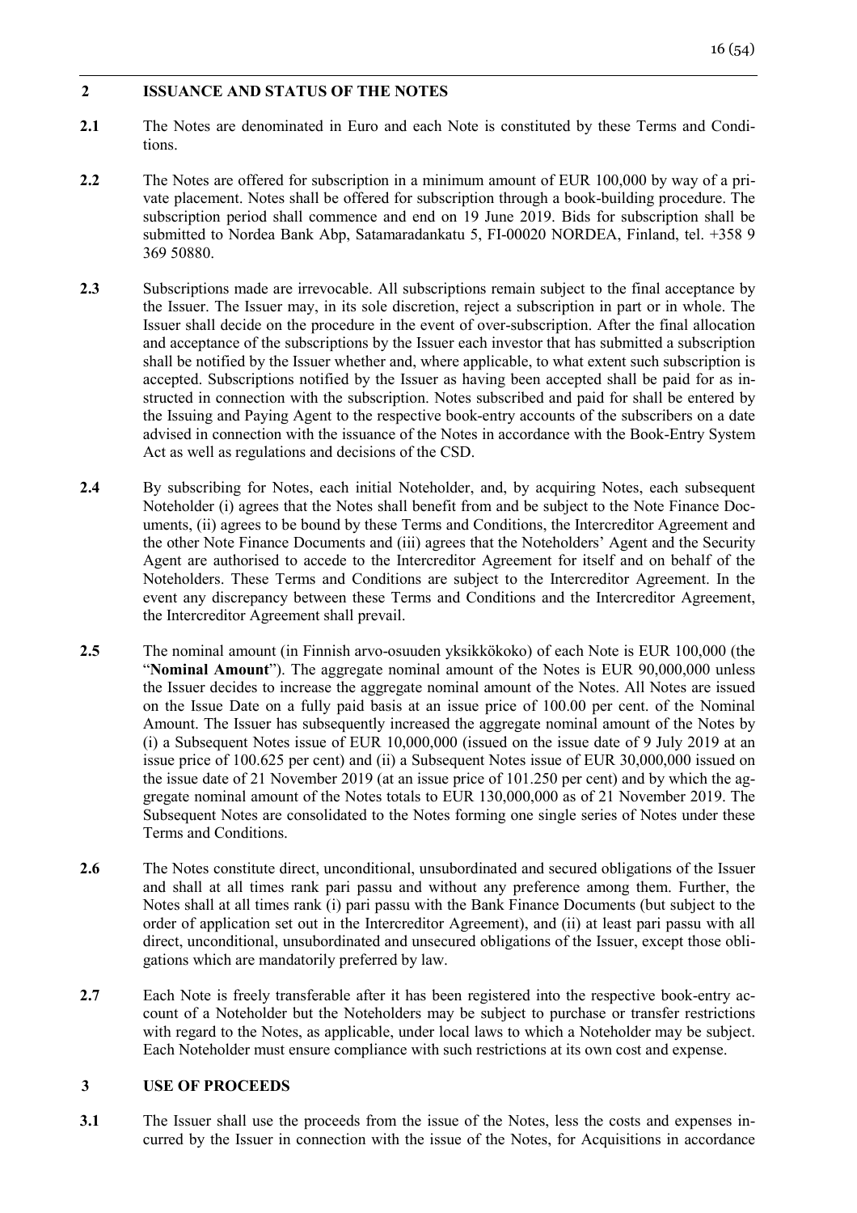## 2 ISSUANCE AND STATUS OF THE NOTES

**2.1** The Notes are denominated in Euro and each Note is constituted by these Terms and Conditions.

**2.2** The Notes are offered for subscription in a minimum amount of EUR 100,000 by way of a private placement. Notes shall be offered for subscription through a book-building procedure. The subscription period shall commence and end on 19 June 2019. Bids for subscription shall be submitted to Nordea Bank Abp, Satamaradankatu 5, FI-00020 NORDEA, Finland, tel. +358 9 369 50880.

**2.3** Subscriptions made are irrevocable. All subscriptions remain subject to the final acceptance by the Issuer. The Issuer may, in its sole discretion, reject a subscription in part or in whole. The Issuer shall decide on the procedure in the event of over-subscription. After the final allocation and acceptance of the subscriptions by the Issuer each investor that has submitted a subscription shall be notified by the Issuer whether and, where applicable, to what extent such subscription is accepted. Subscriptions notified by the Issuer as having been accepted shall be paid for as instructed in connection with the subscription. Notes subscribed and paid for shall be entered by the Issuing and Paying Agent to the respective book-entry accounts of the subscribers on a date advised in connection with the issuance of the Notes in accordance with the Book-Entry System Act as well as regulations and decisions of the CSD.

**2.4** By subscribing for Notes, each initial Noteholder, and, by acquiring Notes, each subsequent Noteholder (i) agrees that the Notes shall benefit from and be subject to the Note Finance Documents, (ii) agrees to be bound by these Terms and Conditions, the Intercreditor Agreement and the other Note Finance Documents and (iii) agrees that the Noteholders' Agent and the Security Agent are authorised to accede to the Intercreditor Agreement for itself and on behalf of the Noteholders. These Terms and Conditions are subject to the Intercreditor Agreement. In the event any discrepancy between these Terms and Conditions and the Intercreditor Agreement, the Intercreditor Agreement shall prevail.

**2.5** The nominal amount (in Finnish arvo-osuuden yksikkökoko) of each Note is EUR 100,000 (the "**Nominal Amount**"). The aggregate nominal amount of the Notes is EUR 90,000,000 unless the Issuer decides to increase the aggregate nominal amount of the Notes. All Notes are issued on the Issue Date on a fully paid basis at an issue price of 100.00 per cent. of the Nominal Amount. The Issuer has subsequently increased the aggregate nominal amount of the Notes by (i) a Subsequent Notes issue of EUR 10,000,000 (issued on the issue date of 9 July 2019 at an issue price of 100.625 per cent) and (ii) a Subsequent Notes issue of EUR 30,000,000 issued on the issue date of 21 November 2019 (at an issue price of 101.250 per cent) and by which the aggregate nominal amount of the Notes totals to EUR 130,000,000 as of 21 November 2019. The Subsequent Notes are consolidated to the Notes forming one single series of Notes under these Terms and Conditions.

**2.6** The Notes constitute direct, unconditional, unsubordinated and secured obligations of the Issuer and shall at all times rank pari passu and without any preference among them. Further, the Notes shall at all times rank (i) pari passu with the Bank Finance Documents (but subject to the order of application set out in the Intercreditor Agreement), and (ii) at least pari passu with all direct, unconditional, unsubordinated and unsecured obligations of the Issuer, except those obligations which are mandatorily preferred by law.

**2.7** Each Note is freely transferable after it has been registered into the respective book-entry account of a Noteholder but the Noteholders may be subject to purchase or transfer restrictions with regard to the Notes, as applicable, under local laws to which a Noteholder may be subject. Each Noteholder must ensure compliance with such restrictions at its own cost and expense.

## 3 USE OF PROCEEDS

**3.1** The Issuer shall use the proceeds from the issue of the Notes, less the costs and expenses incurred by the Issuer in connection with the issue of the Notes, for Acquisitions in accordance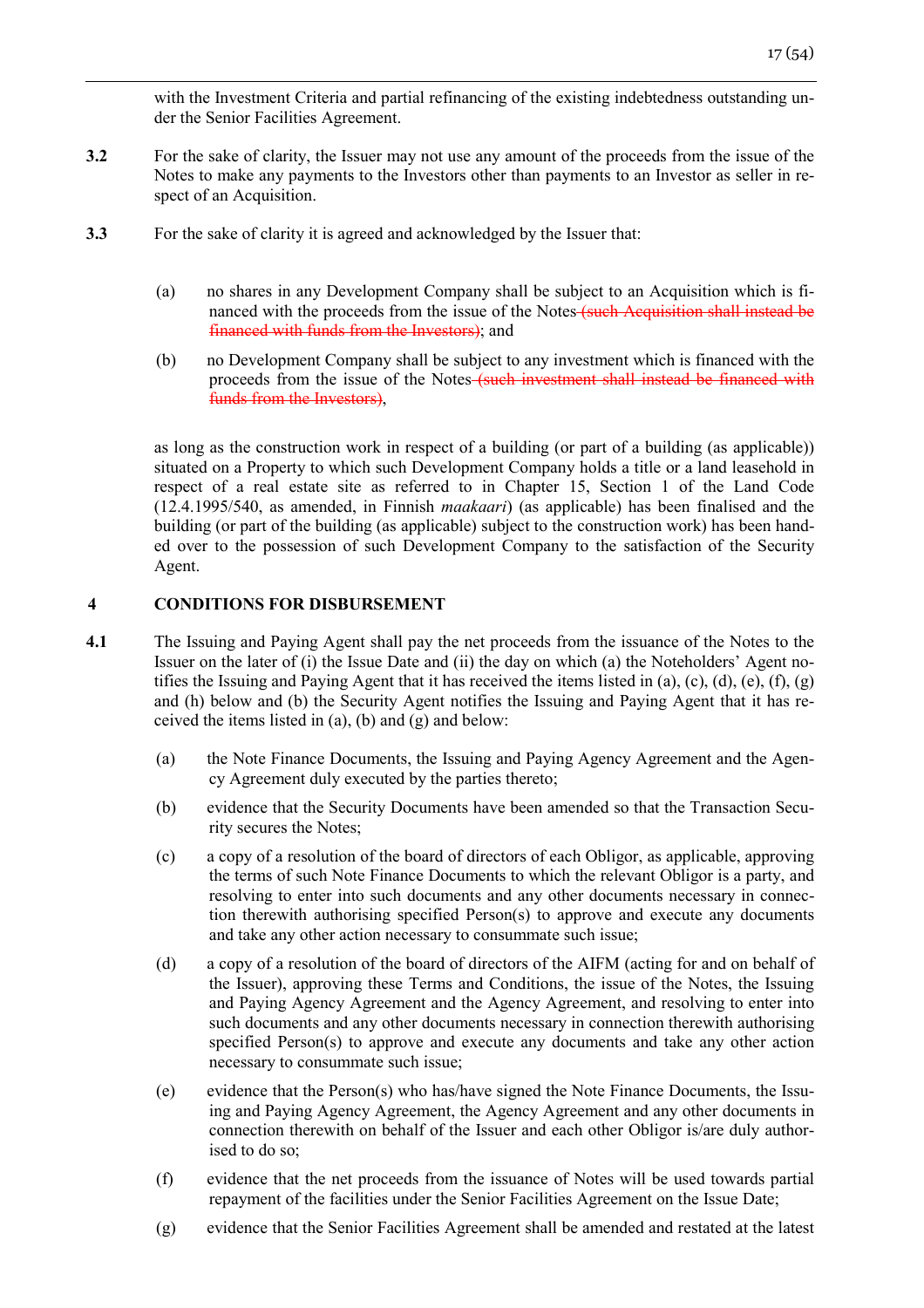with the Investment Criteria and partial refinancing of the existing indebtedness outstanding under the Senior Facilities Agreement.

**3.2** For the sake of clarity, the Issuer may not use any amount of the proceeds from the issue of the Notes to make any payments to the Investors other than payments to an Investor as seller in respect of an Acquisition.

**3.3** For the sake of clarity it is agreed and acknowledged by the Issuer that:

(a) no shares in any Development Company shall be subject to an Acquisition which is financed with the proceeds from the issue of the Notes ~~(such Acquisition shall instead be financed with funds from the Investors)~~; and

(b) no Development Company shall be subject to any investment which is financed with the proceeds from the issue of the Notes ~~(such investment shall instead be financed with funds from the Investors)~~,

as long as the construction work in respect of a building (or part of a building (as applicable)) situated on a Property to which such Development Company holds a title or a land leasehold in respect of a real estate site as referred to in Chapter 15, Section 1 of the Land Code (12.4.1995/540, as amended, in Finnish *maakaari*) (as applicable) has been finalised and the building (or part of the building (as applicable) subject to the construction work) has been handed over to the possession of such Development Company to the satisfaction of the Security Agent.

## 4 CONDITIONS FOR DISBURSEMENT

**4.1** The Issuing and Paying Agent shall pay the net proceeds from the issuance of the Notes to the Issuer on the later of (i) the Issue Date and (ii) the day on which (a) the Noteholders' Agent notifies the Issuing and Paying Agent that it has received the items listed in (a), (c), (d), (e), (f), (g) and (h) below and (b) the Security Agent notifies the Issuing and Paying Agent that it has received the items listed in (a), (b) and (g) and below:

(a) the Note Finance Documents, the Issuing and Paying Agency Agreement and the Agency Agreement duly executed by the parties thereto;

(b) evidence that the Security Documents have been amended so that the Transaction Security secures the Notes;

(c) a copy of a resolution of the board of directors of each Obligor, as applicable, approving the terms of such Note Finance Documents to which the relevant Obligor is a party, and resolving to enter into such documents and any other documents necessary in connection therewith authorising specified Person(s) to approve and execute any documents and take any other action necessary to consummate such issue;

(d) a copy of a resolution of the board of directors of the AIFM (acting for and on behalf of the Issuer), approving these Terms and Conditions, the issue of the Notes, the Issuing and Paying Agency Agreement and the Agency Agreement, and resolving to enter into such documents and any other documents necessary in connection therewith authorising specified Person(s) to approve and execute any documents and take any other action necessary to consummate such issue;

(e) evidence that the Person(s) who has/have signed the Note Finance Documents, the Issuing and Paying Agency Agreement, the Agency Agreement and any other documents in connection therewith on behalf of the Issuer and each other Obligor is/are duly authorised to do so;

(f) evidence that the net proceeds from the issuance of Notes will be used towards partial repayment of the facilities under the Senior Facilities Agreement on the Issue Date;

(g) evidence that the Senior Facilities Agreement shall be amended and restated at the latest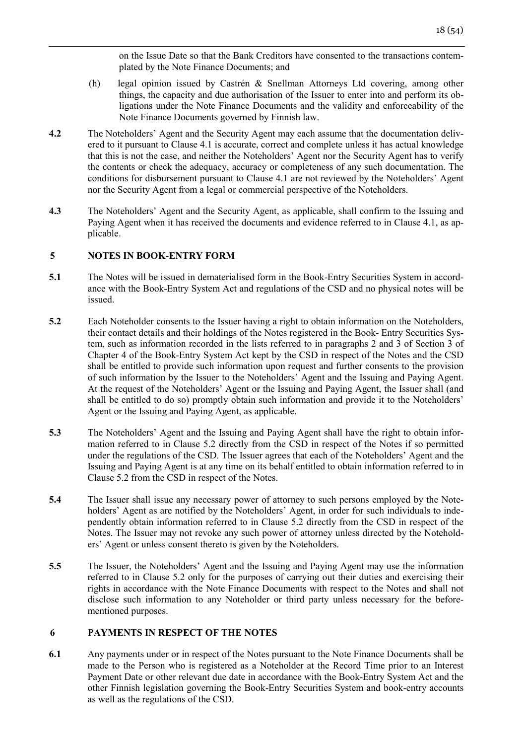on the Issue Date so that the Bank Creditors have consented to the transactions contemplated by the Note Finance Documents; and

(h) legal opinion issued by Castrén & Snellman Attorneys Ltd covering, among other things, the capacity and due authorisation of the Issuer to enter into and perform its obligations under the Note Finance Documents and the validity and enforceability of the Note Finance Documents governed by Finnish law.

**4.2** The Noteholders' Agent and the Security Agent may each assume that the documentation delivered to it pursuant to Clause 4.1 is accurate, correct and complete unless it has actual knowledge that this is not the case, and neither the Noteholders' Agent nor the Security Agent has to verify the contents or check the adequacy, accuracy or completeness of any such documentation. The conditions for disbursement pursuant to Clause 4.1 are not reviewed by the Noteholders' Agent nor the Security Agent from a legal or commercial perspective of the Noteholders.

**4.3** The Noteholders' Agent and the Security Agent, as applicable, shall confirm to the Issuing and Paying Agent when it has received the documents and evidence referred to in Clause 4.1, as applicable.

## 5 NOTES IN BOOK-ENTRY FORM

**5.1** The Notes will be issued in dematerialised form in the Book-Entry Securities System in accordance with the Book-Entry System Act and regulations of the CSD and no physical notes will be issued.

**5.2** Each Noteholder consents to the Issuer having a right to obtain information on the Noteholders, their contact details and their holdings of the Notes registered in the Book- Entry Securities System, such as information recorded in the lists referred to in paragraphs 2 and 3 of Section 3 of Chapter 4 of the Book-Entry System Act kept by the CSD in respect of the Notes and the CSD shall be entitled to provide such information upon request and further consents to the provision of such information by the Issuer to the Noteholders' Agent and the Issuing and Paying Agent. At the request of the Noteholders' Agent or the Issuing and Paying Agent, the Issuer shall (and shall be entitled to do so) promptly obtain such information and provide it to the Noteholders' Agent or the Issuing and Paying Agent, as applicable.

**5.3** The Noteholders' Agent and the Issuing and Paying Agent shall have the right to obtain information referred to in Clause 5.2 directly from the CSD in respect of the Notes if so permitted under the regulations of the CSD. The Issuer agrees that each of the Noteholders' Agent and the Issuing and Paying Agent is at any time on its behalf entitled to obtain information referred to in Clause 5.2 from the CSD in respect of the Notes.

**5.4** The Issuer shall issue any necessary power of attorney to such persons employed by the Noteholders' Agent as are notified by the Noteholders' Agent, in order for such individuals to independently obtain information referred to in Clause 5.2 directly from the CSD in respect of the Notes. The Issuer may not revoke any such power of attorney unless directed by the Noteholders' Agent or unless consent thereto is given by the Noteholders.

**5.5** The Issuer, the Noteholders' Agent and the Issuing and Paying Agent may use the information referred to in Clause 5.2 only for the purposes of carrying out their duties and exercising their rights in accordance with the Note Finance Documents with respect to the Notes and shall not disclose such information to any Noteholder or third party unless necessary for the before-mentioned purposes.

## 6 PAYMENTS IN RESPECT OF THE NOTES

**6.1** Any payments under or in respect of the Notes pursuant to the Note Finance Documents shall be made to the Person who is registered as a Noteholder at the Record Time prior to an Interest Payment Date or other relevant due date in accordance with the Book-Entry System Act and the other Finnish legislation governing the Book-Entry Securities System and book-entry accounts as well as the regulations of the CSD.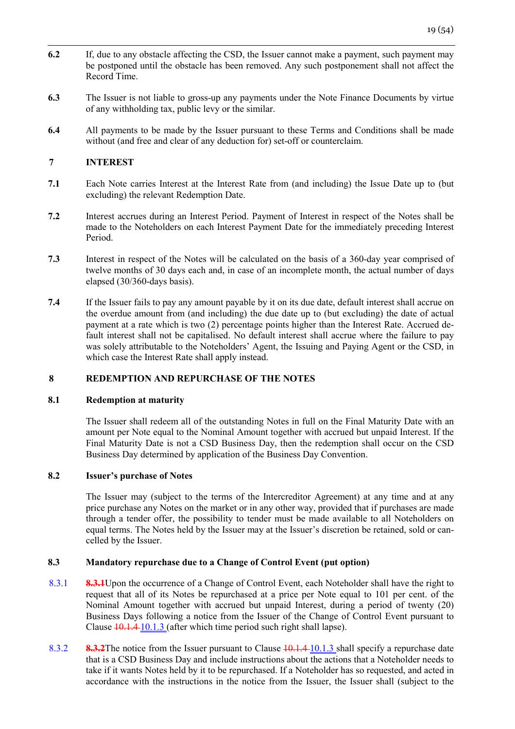**6.2** If, due to any obstacle affecting the CSD, the Issuer cannot make a payment, such payment may be postponed until the obstacle has been removed. Any such postponement shall not affect the Record Time.

**6.3** The Issuer is not liable to gross-up any payments under the Note Finance Documents by virtue of any withholding tax, public levy or the similar.

**6.4** All payments to be made by the Issuer pursuant to these Terms and Conditions shall be made without (and free and clear of any deduction for) set-off or counterclaim.

## 7 INTEREST

**7.1** Each Note carries Interest at the Interest Rate from (and including) the Issue Date up to (but excluding) the relevant Redemption Date.

**7.2** Interest accrues during an Interest Period. Payment of Interest in respect of the Notes shall be made to the Noteholders on each Interest Payment Date for the immediately preceding Interest Period.

**7.3** Interest in respect of the Notes will be calculated on the basis of a 360-day year comprised of twelve months of 30 days each and, in case of an incomplete month, the actual number of days elapsed (30/360-days basis).

**7.4** If the Issuer fails to pay any amount payable by it on its due date, default interest shall accrue on the overdue amount from (and including) the due date up to (but excluding) the date of actual payment at a rate which is two (2) percentage points higher than the Interest Rate. Accrued default interest shall not be capitalised. No default interest shall accrue where the failure to pay was solely attributable to the Noteholders' Agent, the Issuing and Paying Agent or the CSD, in which case the Interest Rate shall apply instead.

## 8 REDEMPTION AND REPURCHASE OF THE NOTES

### 8.1 Redemption at maturity

The Issuer shall redeem all of the outstanding Notes in full on the Final Maturity Date with an amount per Note equal to the Nominal Amount together with accrued but unpaid Interest. If the Final Maturity Date is not a CSD Business Day, then the redemption shall occur on the CSD Business Day determined by application of the Business Day Convention.

### 8.2 Issuer's purchase of Notes

The Issuer may (subject to the terms of the Intercreditor Agreement) at any time and at any price purchase any Notes on the market or in any other way, provided that if purchases are made through a tender offer, the possibility to tender must be made available to all Noteholders on equal terms. The Notes held by the Issuer may at the Issuer's discretion be retained, sold or cancelled by the Issuer.

### 8.3 Mandatory repurchase due to a Change of Control Event (put option)

8.3.1 ~~**8.3.1**~~Upon the occurrence of a Change of Control Event, each Noteholder shall have the right to request that all of its Notes be repurchased at a price per Note equal to 101 per cent. of the Nominal Amount together with accrued but unpaid Interest, during a period of twenty (20) Business Days following a notice from the Issuer of the Change of Control Event pursuant to Clause ~~10.1.4~~ 10.1.3 (after which time period such right shall lapse).

8.3.2 ~~**8.3.2**~~The notice from the Issuer pursuant to Clause ~~10.1.4~~ 10.1.3 shall specify a repurchase date that is a CSD Business Day and include instructions about the actions that a Noteholder needs to take if it wants Notes held by it to be repurchased. If a Noteholder has so requested, and acted in accordance with the instructions in the notice from the Issuer, the Issuer shall (subject to the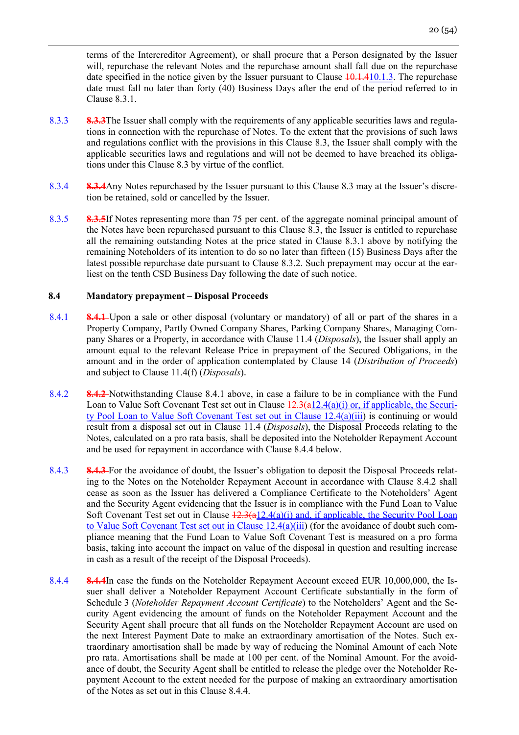terms of the Intercreditor Agreement), or shall procure that a Person designated by the Issuer will, repurchase the relevant Notes and the repurchase amount shall fall due on the repurchase date specified in the notice given by the Issuer pursuant to Clause ~~10.1.4~~10.1.3. The repurchase date must fall no later than forty (40) Business Days after the end of the period referred to in Clause 8.3.1.

8.3.3 ~~8.3.3~~The Issuer shall comply with the requirements of any applicable securities laws and regulations in connection with the repurchase of Notes. To the extent that the provisions of such laws and regulations conflict with the provisions in this Clause 8.3, the Issuer shall comply with the applicable securities laws and regulations and will not be deemed to have breached its obligations under this Clause 8.3 by virtue of the conflict.

8.3.4 ~~8.3.4~~Any Notes repurchased by the Issuer pursuant to this Clause 8.3 may at the Issuer's discretion be retained, sold or cancelled by the Issuer.

8.3.5 ~~8.3.5~~If Notes representing more than 75 per cent. of the aggregate nominal principal amount of the Notes have been repurchased pursuant to this Clause 8.3, the Issuer is entitled to repurchase all the remaining outstanding Notes at the price stated in Clause 8.3.1 above by notifying the remaining Noteholders of its intention to do so no later than fifteen (15) Business Days after the latest possible repurchase date pursuant to Clause 8.3.2. Such prepayment may occur at the earliest on the tenth CSD Business Day following the date of such notice.

### 8.4 Mandatory prepayment – Disposal Proceeds

8.4.1 ~~8.4.1~~ Upon a sale or other disposal (voluntary or mandatory) of all or part of the shares in a Property Company, Partly Owned Company Shares, Parking Company Shares, Managing Company Shares or a Property, in accordance with Clause 11.4 (*Disposals*), the Issuer shall apply an amount equal to the relevant Release Price in prepayment of the Secured Obligations, in the amount and in the order of application contemplated by Clause 14 (*Distribution of Proceeds*) and subject to Clause 11.4(f) (*Disposals*).

8.4.2 ~~8.4.2~~ Notwithstanding Clause 8.4.1 above, in case a failure to be in compliance with the Fund Loan to Value Soft Covenant Test set out in Clause ~~12.3(a~~12.4(a)(i) or, if applicable, the Security Pool Loan to Value Soft Covenant Test set out in Clause 12.4(a)(iii)) is continuing or would result from a disposal set out in Clause 11.4 (*Disposals*), the Disposal Proceeds relating to the Notes, calculated on a pro rata basis, shall be deposited into the Noteholder Repayment Account and be used for repayment in accordance with Clause 8.4.4 below.

8.4.3 ~~8.4.3~~ For the avoidance of doubt, the Issuer's obligation to deposit the Disposal Proceeds relating to the Notes on the Noteholder Repayment Account in accordance with Clause 8.4.2 shall cease as soon as the Issuer has delivered a Compliance Certificate to the Noteholders' Agent and the Security Agent evidencing that the Issuer is in compliance with the Fund Loan to Value Soft Covenant Test set out in Clause ~~12.3(a~~12.4(a)(i) and, if applicable, the Security Pool Loan to Value Soft Covenant Test set out in Clause 12.4(a)(iii)) (for the avoidance of doubt such compliance meaning that the Fund Loan to Value Soft Covenant Test is measured on a pro forma basis, taking into account the impact on value of the disposal in question and resulting increase in cash as a result of the receipt of the Disposal Proceeds).

8.4.4 ~~8.4.4~~In case the funds on the Noteholder Repayment Account exceed EUR 10,000,000, the Issuer shall deliver a Noteholder Repayment Account Certificate substantially in the form of Schedule 3 (*Noteholder Repayment Account Certificate*) to the Noteholders' Agent and the Security Agent evidencing the amount of funds on the Noteholder Repayment Account and the Security Agent shall procure that all funds on the Noteholder Repayment Account are used on the next Interest Payment Date to make an extraordinary amortisation of the Notes. Such extraordinary amortisation shall be made by way of reducing the Nominal Amount of each Note pro rata. Amortisations shall be made at 100 per cent. of the Nominal Amount. For the avoidance of doubt, the Security Agent shall be entitled to release the pledge over the Noteholder Repayment Account to the extent needed for the purpose of making an extraordinary amortisation of the Notes as set out in this Clause 8.4.4.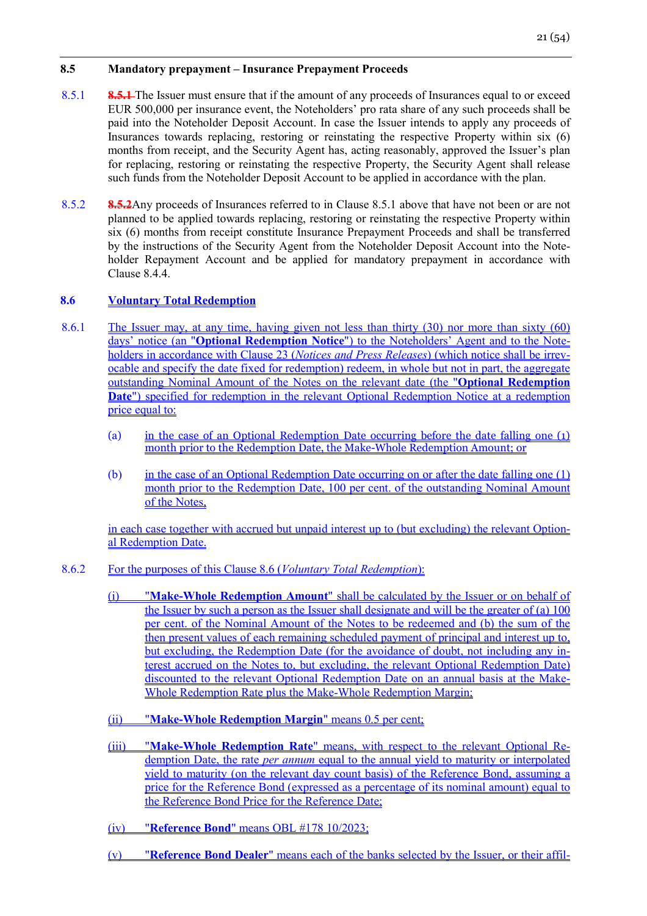### 8.5 Mandatory prepayment – Insurance Prepayment Proceeds

8.5.1 ~~8.5.1~~ The Issuer must ensure that if the amount of any proceeds of Insurances equal to or exceed EUR 500,000 per insurance event, the Noteholders' pro rata share of any such proceeds shall be paid into the Noteholder Deposit Account. In case the Issuer intends to apply any proceeds of Insurances towards replacing, restoring or reinstating the respective Property within six (6) months from receipt, and the Security Agent has, acting reasonably, approved the Issuer's plan for replacing, restoring or reinstating the respective Property, the Security Agent shall release such funds from the Noteholder Deposit Account to be applied in accordance with the plan.

8.5.2 ~~8.5.2~~Any proceeds of Insurances referred to in Clause 8.5.1 above that have not been or are not planned to be applied towards replacing, restoring or reinstating the respective Property within six (6) months from receipt constitute Insurance Prepayment Proceeds and shall be transferred by the instructions of the Security Agent from the Noteholder Deposit Account into the Noteholder Repayment Account and be applied for mandatory prepayment in accordance with Clause 8.4.4.

### 8.6 Voluntary Total Redemption

8.6.1 The Issuer may, at any time, having given not less than thirty (30) nor more than sixty (60) days' notice (an "**Optional Redemption Notice**") to the Noteholders' Agent and to the Noteholders in accordance with Clause 23 (*Notices and Press Releases*) (which notice shall be irrevocable and specify the date fixed for redemption) redeem, in whole but not in part, the aggregate outstanding Nominal Amount of the Notes on the relevant date (the "**Optional Redemption Date**") specified for redemption in the relevant Optional Redemption Notice at a redemption price equal to:

(a) in the case of an Optional Redemption Date occurring before the date falling one (1) month prior to the Redemption Date, the Make-Whole Redemption Amount; or

(b) in the case of an Optional Redemption Date occurring on or after the date falling one (1) month prior to the Redemption Date, 100 per cent. of the outstanding Nominal Amount of the Notes,

in each case together with accrued but unpaid interest up to (but excluding) the relevant Optional Redemption Date.

8.6.2 For the purposes of this Clause 8.6 (*Voluntary Total Redemption*):

(i) "**Make-Whole Redemption Amount**" shall be calculated by the Issuer or on behalf of the Issuer by such a person as the Issuer shall designate and will be the greater of (a) 100 per cent. of the Nominal Amount of the Notes to be redeemed and (b) the sum of the then present values of each remaining scheduled payment of principal and interest up to, but excluding, the Redemption Date (for the avoidance of doubt, not including any interest accrued on the Notes to, but excluding, the relevant Optional Redemption Date) discounted to the relevant Optional Redemption Date on an annual basis at the Make-Whole Redemption Rate plus the Make-Whole Redemption Margin;

(ii) "**Make-Whole Redemption Margin**" means 0.5 per cent;

(iii) "**Make-Whole Redemption Rate**" means, with respect to the relevant Optional Redemption Date, the rate *per annum* equal to the annual yield to maturity or interpolated yield to maturity (on the relevant day count basis) of the Reference Bond, assuming a price for the Reference Bond (expressed as a percentage of its nominal amount) equal to the Reference Bond Price for the Reference Date;

(iv) "**Reference Bond**" means OBL #178 10/2023;

(v) "**Reference Bond Dealer**" means each of the banks selected by the Issuer, or their affil-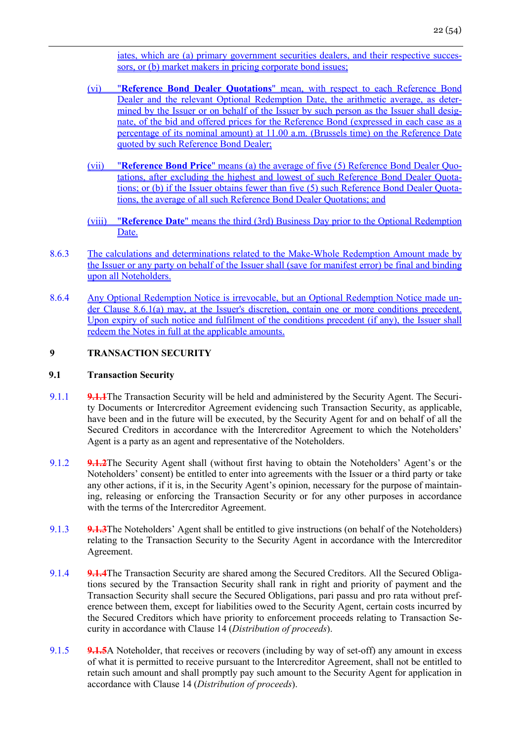iates, which are (a) primary government securities dealers, and their respective successors, or (b) market makers in pricing corporate bond issues;

(vi) "**Reference Bond Dealer Quotations**" mean, with respect to each Reference Bond Dealer and the relevant Optional Redemption Date, the arithmetic average, as determined by the Issuer or on behalf of the Issuer by such person as the Issuer shall designate, of the bid and offered prices for the Reference Bond (expressed in each case as a percentage of its nominal amount) at 11.00 a.m. (Brussels time) on the Reference Date quoted by such Reference Bond Dealer;

(vii) "**Reference Bond Price**" means (a) the average of five (5) Reference Bond Dealer Quotations, after excluding the highest and lowest of such Reference Bond Dealer Quotations; or (b) if the Issuer obtains fewer than five (5) such Reference Bond Dealer Quotations, the average of all such Reference Bond Dealer Quotations; and

(viii) "**Reference Date**" means the third (3rd) Business Day prior to the Optional Redemption Date.

8.6.3 The calculations and determinations related to the Make-Whole Redemption Amount made by the Issuer or any party on behalf of the Issuer shall (save for manifest error) be final and binding upon all Noteholders.

8.6.4 Any Optional Redemption Notice is irrevocable, but an Optional Redemption Notice made under Clause 8.6.1(a) may, at the Issuer's discretion, contain one or more conditions precedent. Upon expiry of such notice and fulfilment of the conditions precedent (if any), the Issuer shall redeem the Notes in full at the applicable amounts.

## 9 TRANSACTION SECURITY

### 9.1 Transaction Security

9.1.1 ~~9.1.1~~The Transaction Security will be held and administered by the Security Agent. The Security Documents or Intercreditor Agreement evidencing such Transaction Security, as applicable, have been and in the future will be executed, by the Security Agent for and on behalf of all the Secured Creditors in accordance with the Intercreditor Agreement to which the Noteholders' Agent is a party as an agent and representative of the Noteholders.

9.1.2 ~~9.1.2~~The Security Agent shall (without first having to obtain the Noteholders' Agent's or the Noteholders' consent) be entitled to enter into agreements with the Issuer or a third party or take any other actions, if it is, in the Security Agent's opinion, necessary for the purpose of maintaining, releasing or enforcing the Transaction Security or for any other purposes in accordance with the terms of the Intercreditor Agreement.

9.1.3 ~~9.1.3~~The Noteholders' Agent shall be entitled to give instructions (on behalf of the Noteholders) relating to the Transaction Security to the Security Agent in accordance with the Intercreditor Agreement.

9.1.4 ~~9.1.4~~The Transaction Security are shared among the Secured Creditors. All the Secured Obligations secured by the Transaction Security shall rank in right and priority of payment and the Transaction Security shall secure the Secured Obligations, pari passu and pro rata without preference between them, except for liabilities owed to the Security Agent, certain costs incurred by the Secured Creditors which have priority to enforcement proceeds relating to Transaction Security in accordance with Clause 14 (*Distribution of proceeds*).

9.1.5 ~~9.1.5~~A Noteholder, that receives or recovers (including by way of set-off) any amount in excess of what it is permitted to receive pursuant to the Intercreditor Agreement, shall not be entitled to retain such amount and shall promptly pay such amount to the Security Agent for application in accordance with Clause 14 (*Distribution of proceeds*).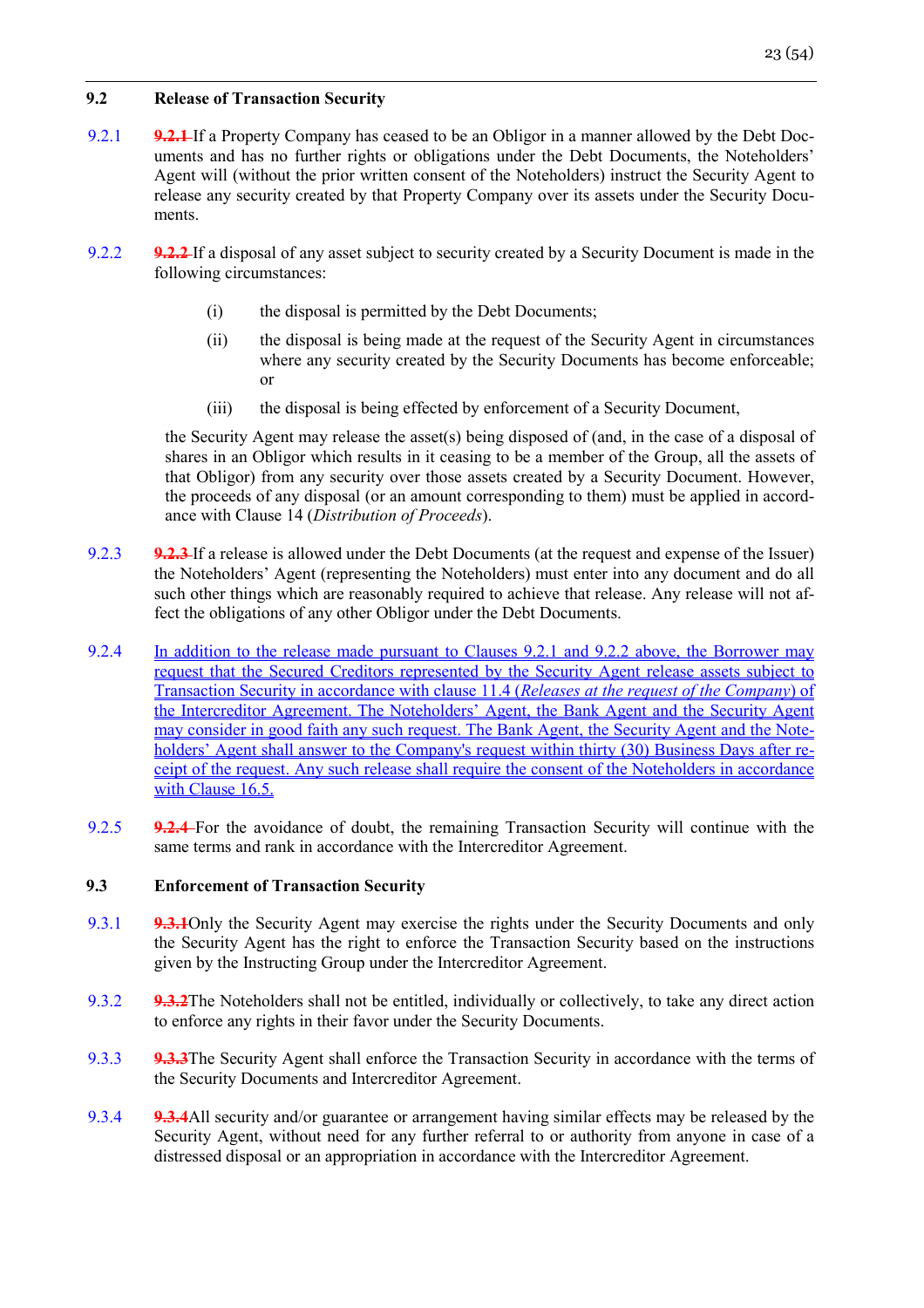### 9.2 Release of Transaction Security

9.2.1 ~~9.2.1~~ If a Property Company has ceased to be an Obligor in a manner allowed by the Debt Documents and has no further rights or obligations under the Debt Documents, the Noteholders' Agent will (without the prior written consent of the Noteholders) instruct the Security Agent to release any security created by that Property Company over its assets under the Security Documents.

9.2.2 ~~9.2.2~~ If a disposal of any asset subject to security created by a Security Document is made in the following circumstances:

(i) the disposal is permitted by the Debt Documents;

(ii) the disposal is being made at the request of the Security Agent in circumstances where any security created by the Security Documents has become enforceable; or

(iii) the disposal is being effected by enforcement of a Security Document,

the Security Agent may release the asset(s) being disposed of (and, in the case of a disposal of shares in an Obligor which results in it ceasing to be a member of the Group, all the assets of that Obligor) from any security over those assets created by a Security Document. However, the proceeds of any disposal (or an amount corresponding to them) must be applied in accordance with Clause 14 (*Distribution of Proceeds*).

9.2.3 ~~9.2.3~~ If a release is allowed under the Debt Documents (at the request and expense of the Issuer) the Noteholders' Agent (representing the Noteholders) must enter into any document and do all such other things which are reasonably required to achieve that release. Any release will not affect the obligations of any other Obligor under the Debt Documents.

9.2.4 In addition to the release made pursuant to Clauses 9.2.1 and 9.2.2 above, the Borrower may request that the Secured Creditors represented by the Security Agent release assets subject to Transaction Security in accordance with clause 11.4 (*Releases at the request of the Company*) of the Intercreditor Agreement. The Noteholders' Agent, the Bank Agent, and the Security Agent may consider in good faith any such request. The Bank Agent, the Security Agent and the Noteholders' Agent shall answer to the Company's request within thirty (30) Business Days after receipt of the request. Any such release shall require the consent of the Noteholders in accordance with Clause 16.5.

9.2.5 ~~9.2.4~~ For the avoidance of doubt, the remaining Transaction Security will continue with the same terms and rank in accordance with the Intercreditor Agreement.

### 9.3 Enforcement of Transaction Security

9.3.1 ~~9.3.1~~ Only the Security Agent may exercise the rights under the Security Documents and only the Security Agent has the right to enforce the Transaction Security based on the instructions given by the Instructing Group under the Intercreditor Agreement.

9.3.2 ~~9.3.2~~ The Noteholders shall not be entitled, individually or collectively, to take any direct action to enforce any rights in their favor under the Security Documents.

9.3.3 ~~9.3.3~~ The Security Agent shall enforce the Transaction Security in accordance with the terms of the Security Documents and Intercreditor Agreement.

9.3.4 ~~9.3.4~~ All security and/or guarantee or arrangement having similar effects may be released by the Security Agent, without need for any further referral to or authority from anyone in case of a distressed disposal or an appropriation in accordance with the Intercreditor Agreement.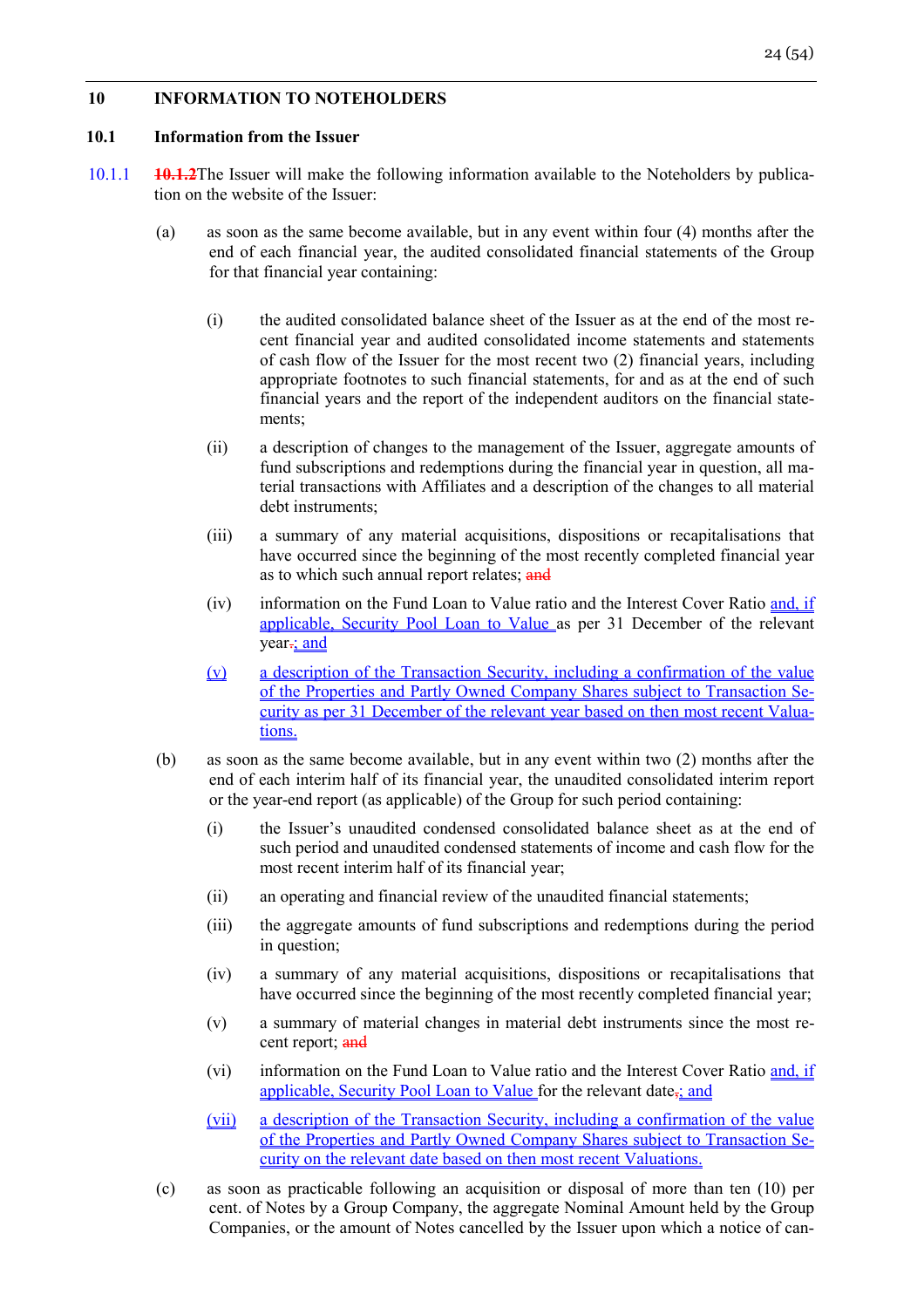## 10 INFORMATION TO NOTEHOLDERS

### 10.1 Information from the Issuer

10.1.1 ~~**10.1.2**~~The Issuer will make the following information available to the Noteholders by publication on the website of the Issuer:

(a) as soon as the same become available, but in any event within four (4) months after the end of each financial year, the audited consolidated financial statements of the Group for that financial year containing:

(i) the audited consolidated balance sheet of the Issuer as at the end of the most recent financial year and audited consolidated income statements and statements of cash flow of the Issuer for the most recent two (2) financial years, including appropriate footnotes to such financial statements, for and as at the end of such financial years and the report of the independent auditors on the financial statements;

(ii) a description of changes to the management of the Issuer, aggregate amounts of fund subscriptions and redemptions during the financial year in question, all material transactions with Affiliates and a description of the changes to all material debt instruments;

(iii) a summary of any material acquisitions, dispositions or recapitalisations that have occurred since the beginning of the most recently completed financial year as to which such annual report relates; ~~and~~

(iv) information on the Fund Loan to Value ratio and the Interest Cover Ratio and, if applicable, Security Pool Loan to Value as per 31 December of the relevant year~~.~~; and

(v) a description of the Transaction Security, including a confirmation of the value of the Properties and Partly Owned Company Shares subject to Transaction Security as per 31 December of the relevant year based on then most recent Valuations.

(b) as soon as the same become available, but in any event within two (2) months after the end of each interim half of its financial year, the unaudited consolidated interim report or the year-end report (as applicable) of the Group for such period containing:

(i) the Issuer's unaudited condensed consolidated balance sheet as at the end of such period and unaudited condensed statements of income and cash flow for the most recent interim half of its financial year;

(ii) an operating and financial review of the unaudited financial statements;

(iii) the aggregate amounts of fund subscriptions and redemptions during the period in question;

(iv) a summary of any material acquisitions, dispositions or recapitalisations that have occurred since the beginning of the most recently completed financial year;

(v) a summary of material changes in material debt instruments since the most recent report; ~~and~~

(vi) information on the Fund Loan to Value ratio and the Interest Cover Ratio and, if applicable, Security Pool Loan to Value for the relevant date~~.~~; and

(vii) a description of the Transaction Security, including a confirmation of the value of the Properties and Partly Owned Company Shares subject to Transaction Security on the relevant date based on then most recent Valuations.

(c) as soon as practicable following an acquisition or disposal of more than ten (10) per cent. of Notes by a Group Company, the aggregate Nominal Amount held by the Group Companies, or the amount of Notes cancelled by the Issuer upon which a notice of can-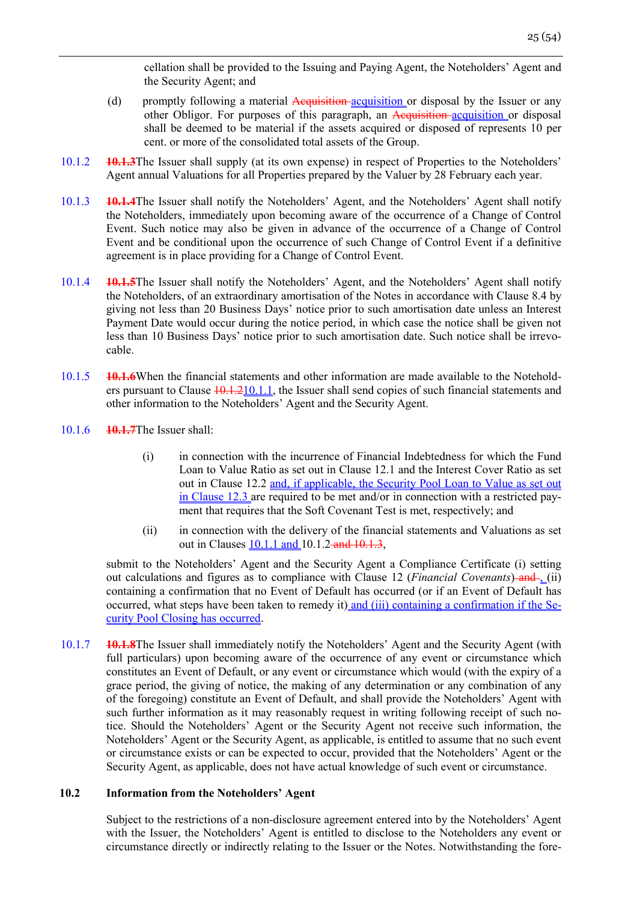cellation shall be provided to the Issuing and Paying Agent, the Noteholders' Agent and the Security Agent; and

(d) promptly following a material ~~Acquisition~~ acquisition or disposal by the Issuer or any other Obligor. For purposes of this paragraph, an ~~Acquisition~~ acquisition or disposal shall be deemed to be material if the assets acquired or disposed of represents 10 per cent. or more of the consolidated total assets of the Group.

10.1.2 ~~**10.1.3**~~The Issuer shall supply (at its own expense) in respect of Properties to the Noteholders' Agent annual Valuations for all Properties prepared by the Valuer by 28 February each year.

10.1.3 ~~**10.1.4**~~The Issuer shall notify the Noteholders' Agent, and the Noteholders' Agent shall notify the Noteholders, immediately upon becoming aware of the occurrence of a Change of Control Event. Such notice may also be given in advance of the occurrence of a Change of Control Event and be conditional upon the occurrence of such Change of Control Event if a definitive agreement is in place providing for a Change of Control Event.

10.1.4 ~~**10.1.5**~~The Issuer shall notify the Noteholders' Agent, and the Noteholders' Agent shall notify the Noteholders, of an extraordinary amortisation of the Notes in accordance with Clause 8.4 by giving not less than 20 Business Days' notice prior to such amortisation date unless an Interest Payment Date would occur during the notice period, in which case the notice shall be given not less than 10 Business Days' notice prior to such amortisation date. Such notice shall be irrevocable.

10.1.5 ~~**10.1.6**~~When the financial statements and other information are made available to the Noteholders pursuant to Clause ~~10.1.2~~10.1.1, the Issuer shall send copies of such financial statements and other information to the Noteholders' Agent and the Security Agent.

10.1.6 ~~**10.1.7**~~The Issuer shall:

(i) in connection with the incurrence of Financial Indebtedness for which the Fund Loan to Value Ratio as set out in Clause 12.1 and the Interest Cover Ratio as set out in Clause 12.2 and, if applicable, the Security Pool Loan to Value as set out in Clause 12.3 are required to be met and/or in connection with a restricted payment that requires that the Soft Covenant Test is met, respectively; and

(ii) in connection with the delivery of the financial statements and Valuations as set out in Clauses 10.1.1 and 10.1.2 ~~and 10.1.3~~,

submit to the Noteholders' Agent and the Security Agent a Compliance Certificate (i) setting out calculations and figures as to compliance with Clause 12 (*Financial Covenants*) ~~and~~ , (ii) containing a confirmation that no Event of Default has occurred (or if an Event of Default has occurred, what steps have been taken to remedy it) and (iii) containing a confirmation if the Security Pool Closing has occurred.

10.1.7 ~~**10.1.8**~~The Issuer shall immediately notify the Noteholders' Agent and the Security Agent (with full particulars) upon becoming aware of the occurrence of any event or circumstance which constitutes an Event of Default, or any event or circumstance which would (with the expiry of a grace period, the giving of notice, the making of any determination or any combination of any of the foregoing) constitute an Event of Default, and shall provide the Noteholders' Agent with such further information as it may reasonably request in writing following receipt of such notice. Should the Noteholders' Agent or the Security Agent not receive such information, the Noteholders' Agent or the Security Agent, as applicable, is entitled to assume that no such event or circumstance exists or can be expected to occur, provided that the Noteholders' Agent or the Security Agent, as applicable, does not have actual knowledge of such event or circumstance.

## 10.2 Information from the Noteholders' Agent

Subject to the restrictions of a non-disclosure agreement entered into by the Noteholders' Agent with the Issuer, the Noteholders' Agent is entitled to disclose to the Noteholders any event or circumstance directly or indirectly relating to the Issuer or the Notes. Notwithstanding the fore-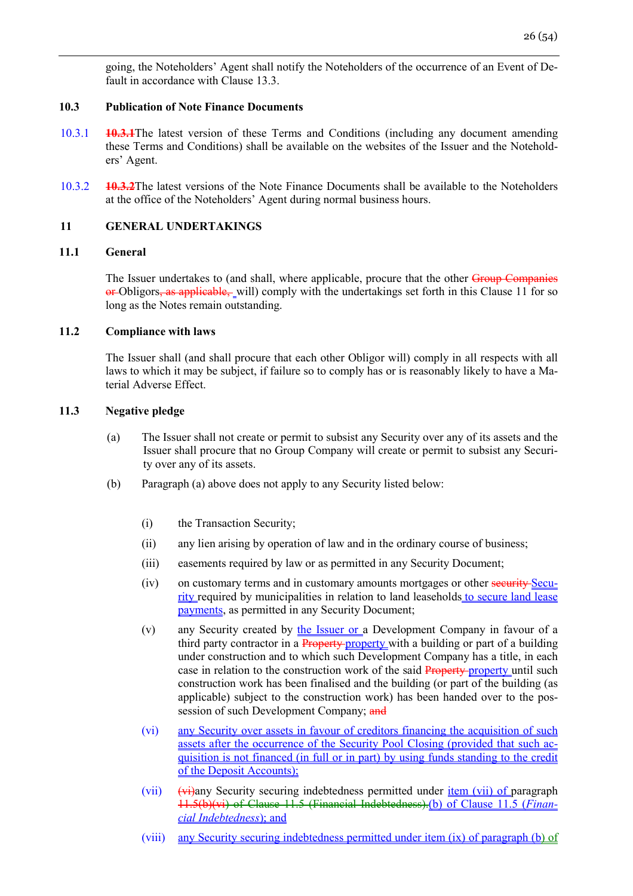going, the Noteholders' Agent shall notify the Noteholders of the occurrence of an Event of Default in accordance with Clause 13.3.

### 10.3 Publication of Note Finance Documents

10.3.1 ~~10.3.1~~The latest version of these Terms and Conditions (including any document amending these Terms and Conditions) shall be available on the websites of the Issuer and the Noteholders' Agent.

10.3.2 ~~10.3.2~~The latest versions of the Note Finance Documents shall be available to the Noteholders at the office of the Noteholders' Agent during normal business hours.

## 11 GENERAL UNDERTAKINGS

### 11.1 General

The Issuer undertakes to (and shall, where applicable, procure that the other ~~Group Companies or~~ Obligors~~, as applicable,~~ will) comply with the undertakings set forth in this Clause 11 for so long as the Notes remain outstanding.

### 11.2 Compliance with laws

The Issuer shall (and shall procure that each other Obligor will) comply in all respects with all laws to which it may be subject, if failure so to comply has or is reasonably likely to have a Material Adverse Effect.

### 11.3 Negative pledge

(a) The Issuer shall not create or permit to subsist any Security over any of its assets and the Issuer shall procure that no Group Company will create or permit to subsist any Security over any of its assets.

(b) Paragraph (a) above does not apply to any Security listed below:

(i) the Transaction Security;

(ii) any lien arising by operation of law and in the ordinary course of business;

(iii) easements required by law or as permitted in any Security Document;

(iv) on customary terms and in customary amounts mortgages or other ~~security~~ Security required by municipalities in relation to land leaseholds to secure land lease payments, as permitted in any Security Document;

(v) any Security created by the Issuer or a Development Company in favour of a third party contractor in a ~~Property~~ property with a building or part of a building under construction and to which such Development Company has a title, in each case in relation to the construction work of the said ~~Property~~ property until such construction work has been finalised and the building (or part of the building (as applicable) subject to the construction work) has been handed over to the possession of such Development Company; ~~and~~

(vi) any Security over assets in favour of creditors financing the acquisition of such assets after the occurrence of the Security Pool Closing (provided that such acquisition is not financed (in full or in part) by using funds standing to the credit of the Deposit Accounts);

(vii) ~~(vi)~~any Security securing indebtedness permitted under item (vii) of paragraph ~~11.5(b)(vi) of Clause 11.5 (Financial Indebtedness).~~(b) of Clause 11.5 (*Financial Indebtedness*); and

(viii) any Security securing indebtedness permitted under item (ix) of paragraph (b) of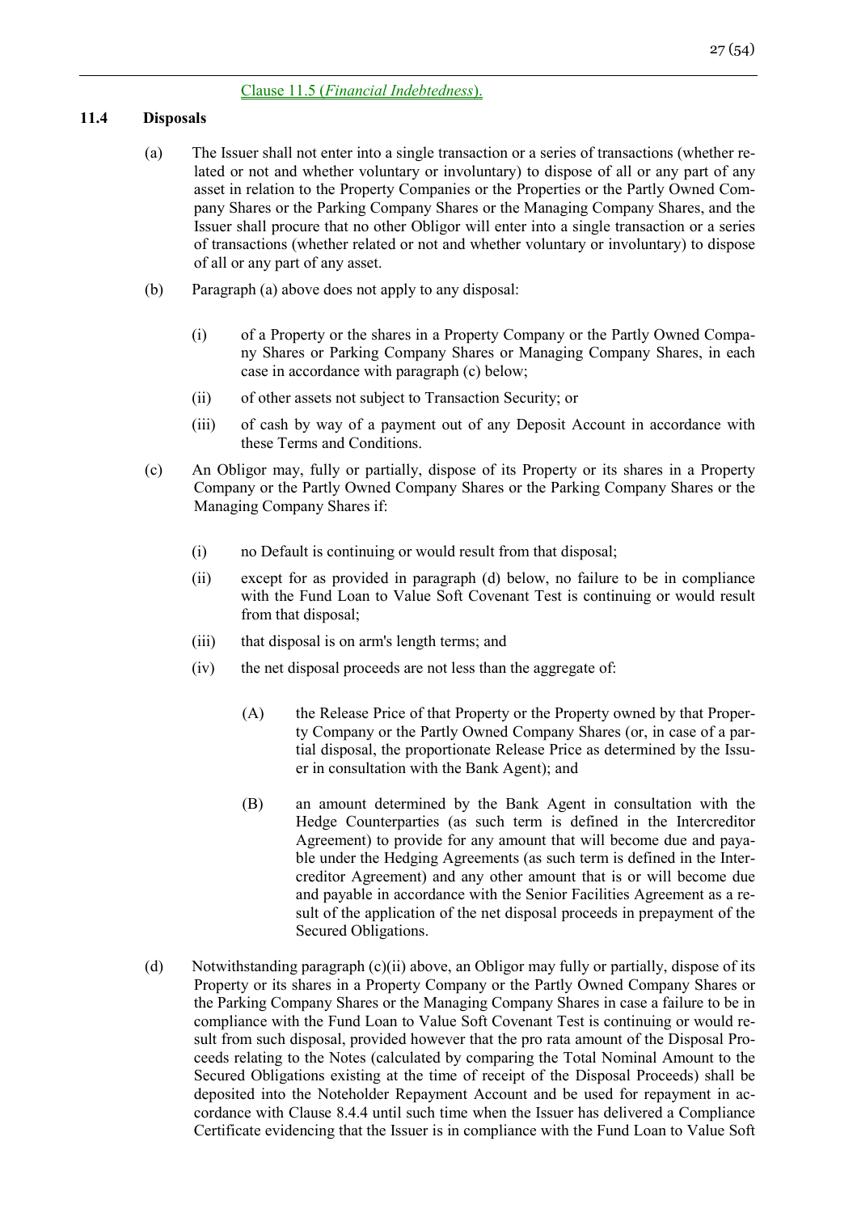Clause 11.5 (*Financial Indebtedness*).

### 11.4 Disposals

(a) The Issuer shall not enter into a single transaction or a series of transactions (whether related or not and whether voluntary or involuntary) to dispose of all or any part of any asset in relation to the Property Companies or the Properties or the Partly Owned Company Shares or the Parking Company Shares or the Managing Company Shares, and the Issuer shall procure that no other Obligor will enter into a single transaction or a series of transactions (whether related or not and whether voluntary or involuntary) to dispose of all or any part of any asset.

(b) Paragraph (a) above does not apply to any disposal:

(i) of a Property or the shares in a Property Company or the Partly Owned Company Shares or Parking Company Shares or Managing Company Shares, in each case in accordance with paragraph (c) below;

(ii) of other assets not subject to Transaction Security; or

(iii) of cash by way of a payment out of any Deposit Account in accordance with these Terms and Conditions.

(c) An Obligor may, fully or partially, dispose of its Property or its shares in a Property Company or the Partly Owned Company Shares or the Parking Company Shares or the Managing Company Shares if:

(i) no Default is continuing or would result from that disposal;

(ii) except for as provided in paragraph (d) below, no failure to be in compliance with the Fund Loan to Value Soft Covenant Test is continuing or would result from that disposal;

(iii) that disposal is on arm's length terms; and

(iv) the net disposal proceeds are not less than the aggregate of:

(A) the Release Price of that Property or the Property owned by that Property Company or the Partly Owned Company Shares (or, in case of a partial disposal, the proportionate Release Price as determined by the Issuer in consultation with the Bank Agent); and

(B) an amount determined by the Bank Agent in consultation with the Hedge Counterparties (as such term is defined in the Intercreditor Agreement) to provide for any amount that will become due and payable under the Hedging Agreements (as such term is defined in the Intercreditor Agreement) and any other amount that is or will become due and payable in accordance with the Senior Facilities Agreement as a result of the application of the net disposal proceeds in prepayment of the Secured Obligations.

(d) Notwithstanding paragraph (c)(ii) above, an Obligor may fully or partially, dispose of its Property or its shares in a Property Company or the Partly Owned Company Shares or the Parking Company Shares or the Managing Company Shares in case a failure to be in compliance with the Fund Loan to Value Soft Covenant Test is continuing or would result from such disposal, provided however that the pro rata amount of the Disposal Proceeds relating to the Notes (calculated by comparing the Total Nominal Amount to the Secured Obligations existing at the time of receipt of the Disposal Proceeds) shall be deposited into the Noteholder Repayment Account and be used for repayment in accordance with Clause 8.4.4 until such time when the Issuer has delivered a Compliance Certificate evidencing that the Issuer is in compliance with the Fund Loan to Value Soft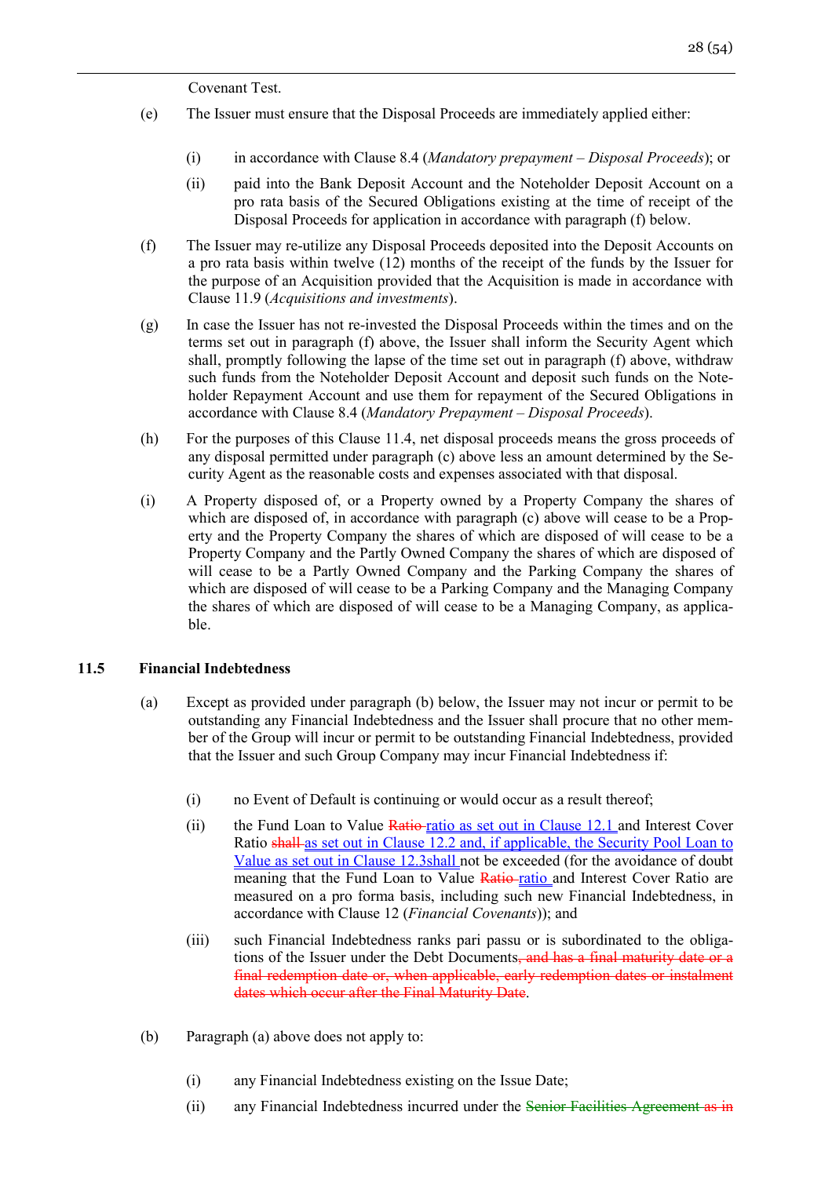Covenant Test.

(e) The Issuer must ensure that the Disposal Proceeds are immediately applied either:

(i) in accordance with Clause 8.4 (*Mandatory prepayment – Disposal Proceeds*); or

(ii) paid into the Bank Deposit Account and the Noteholder Deposit Account on a pro rata basis of the Secured Obligations existing at the time of receipt of the Disposal Proceeds for application in accordance with paragraph (f) below.

(f) The Issuer may re-utilize any Disposal Proceeds deposited into the Deposit Accounts on a pro rata basis within twelve (12) months of the receipt of the funds by the Issuer for the purpose of an Acquisition provided that the Acquisition is made in accordance with Clause 11.9 (*Acquisitions and investments*).

(g) In case the Issuer has not re-invested the Disposal Proceeds within the times and on the terms set out in paragraph (f) above, the Issuer shall inform the Security Agent which shall, promptly following the lapse of the time set out in paragraph (f) above, withdraw such funds from the Noteholder Deposit Account and deposit such funds on the Noteholder Repayment Account and use them for repayment of the Secured Obligations in accordance with Clause 8.4 (*Mandatory Prepayment – Disposal Proceeds*).

(h) For the purposes of this Clause 11.4, net disposal proceeds means the gross proceeds of any disposal permitted under paragraph (c) above less an amount determined by the Security Agent as the reasonable costs and expenses associated with that disposal.

(i) A Property disposed of, or a Property owned by a Property Company the shares of which are disposed of, in accordance with paragraph (c) above will cease to be a Property and the Property Company the shares of which are disposed of will cease to be a Property Company and the Partly Owned Company the shares of which are disposed of will cease to be a Partly Owned Company and the Parking Company the shares of which are disposed of will cease to be a Parking Company and the Managing Company the shares of which are disposed of will cease to be a Managing Company, as applicable.

### 11.5 Financial Indebtedness

(a) Except as provided under paragraph (b) below, the Issuer may not incur or permit to be outstanding any Financial Indebtedness and the Issuer shall procure that no other member of the Group will incur or permit to be outstanding Financial Indebtedness, provided that the Issuer and such Group Company may incur Financial Indebtedness if:

(i) no Event of Default is continuing or would occur as a result thereof;

(ii) the Fund Loan to Value ~~Ratio~~ ratio as set out in Clause 12.1 and Interest Cover Ratio ~~shall~~ as set out in Clause 12.2 and, if applicable, the Security Pool Loan to Value as set out in Clause 12.3shall not be exceeded (for the avoidance of doubt meaning that the Fund Loan to Value ~~Ratio~~ ratio and Interest Cover Ratio are measured on a pro forma basis, including such new Financial Indebtedness, in accordance with Clause 12 (*Financial Covenants*)); and

(iii) such Financial Indebtedness ranks pari passu or is subordinated to the obligations of the Issuer under the Debt Documents~~, and has a final maturity date or a final redemption date or, when applicable, early redemption dates or instalment dates which occur after the Final Maturity Date~~.

(b) Paragraph (a) above does not apply to:

(i) any Financial Indebtedness existing on the Issue Date;

(ii) any Financial Indebtedness incurred under the ~~Senior Facilities Agreement as in~~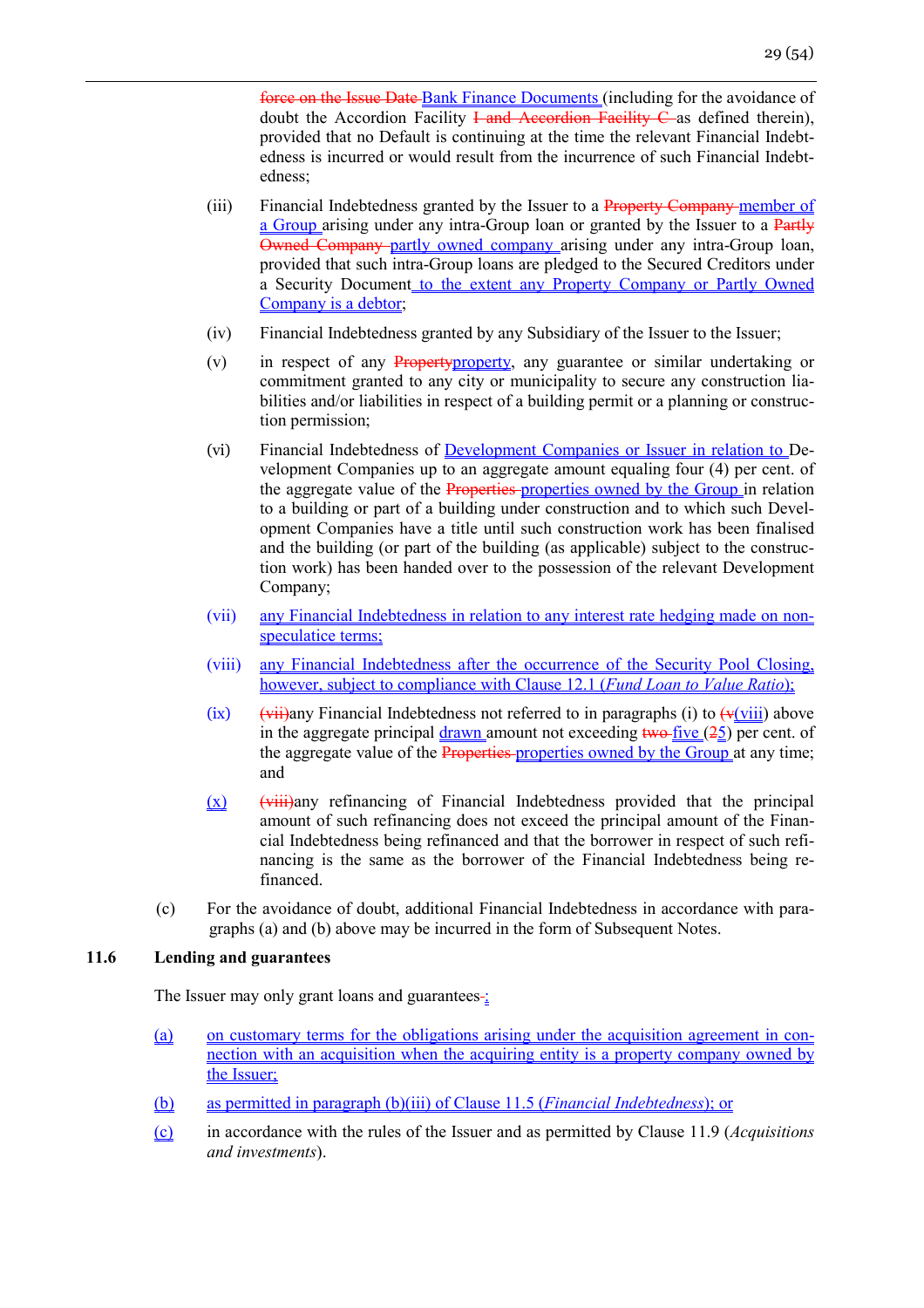~~force on the Issue Date~~ Bank Finance Documents (including for the avoidance of doubt the Accordion Facility ~~I and Accordion Facility C~~ as defined therein), provided that no Default is continuing at the time the relevant Financial Indebtedness is incurred or would result from the incurrence of such Financial Indebtedness;

(iii) Financial Indebtedness granted by the Issuer to a ~~Property Company~~ member of a Group arising under any intra-Group loan or granted by the Issuer to a ~~Partly Owned Company~~ partly owned company arising under any intra-Group loan, provided that such intra-Group loans are pledged to the Secured Creditors under a Security Document to the extent any Property Company or Partly Owned Company is a debtor;

(iv) Financial Indebtedness granted by any Subsidiary of the Issuer to the Issuer;

(v) in respect of any ~~Property~~property, any guarantee or similar undertaking or commitment granted to any city or municipality to secure any construction liabilities and/or liabilities in respect of a building permit or a planning or construction permission;

(vi) Financial Indebtedness of Development Companies or Issuer in relation to Development Companies up to an aggregate amount equaling four (4) per cent. of the aggregate value of the ~~Properties~~ properties owned by the Group in relation to a building or part of a building under construction and to which such Development Companies have a title until such construction work has been finalised and the building (or part of the building (as applicable) subject to the construction work) has been handed over to the possession of the relevant Development Company;

(vii) any Financial Indebtedness in relation to any interest rate hedging made on non-speculatice terms;

(viii) any Financial Indebtedness after the occurrence of the Security Pool Closing, however, subject to compliance with Clause 12.1 (*Fund Loan to Value Ratio*);

(ix) ~~(vii)~~any Financial Indebtedness not referred to in paragraphs (i) to ~~(v~~(viii) above in the aggregate principal drawn amount not exceeding ~~two~~ five (~~2~~5) per cent. of the aggregate value of the ~~Properties~~ properties owned by the Group at any time; and

(x) ~~(viii)~~any refinancing of Financial Indebtedness provided that the principal amount of such refinancing does not exceed the principal amount of the Financial Indebtedness being refinanced and that the borrower in respect of such refinancing is the same as the borrower of the Financial Indebtedness being refinanced.

(c) For the avoidance of doubt, additional Financial Indebtedness in accordance with paragraphs (a) and (b) above may be incurred in the form of Subsequent Notes.

### 11.6 Lending and guarantees

The Issuer may only grant loans and guarantees~~.~~:

(a) on customary terms for the obligations arising under the acquisition agreement in connection with an acquisition when the acquiring entity is a property company owned by the Issuer;

(b) as permitted in paragraph (b)(iii) of Clause 11.5 (*Financial Indebtedness*); or

(c) in accordance with the rules of the Issuer and as permitted by Clause 11.9 (*Acquisitions and investments*).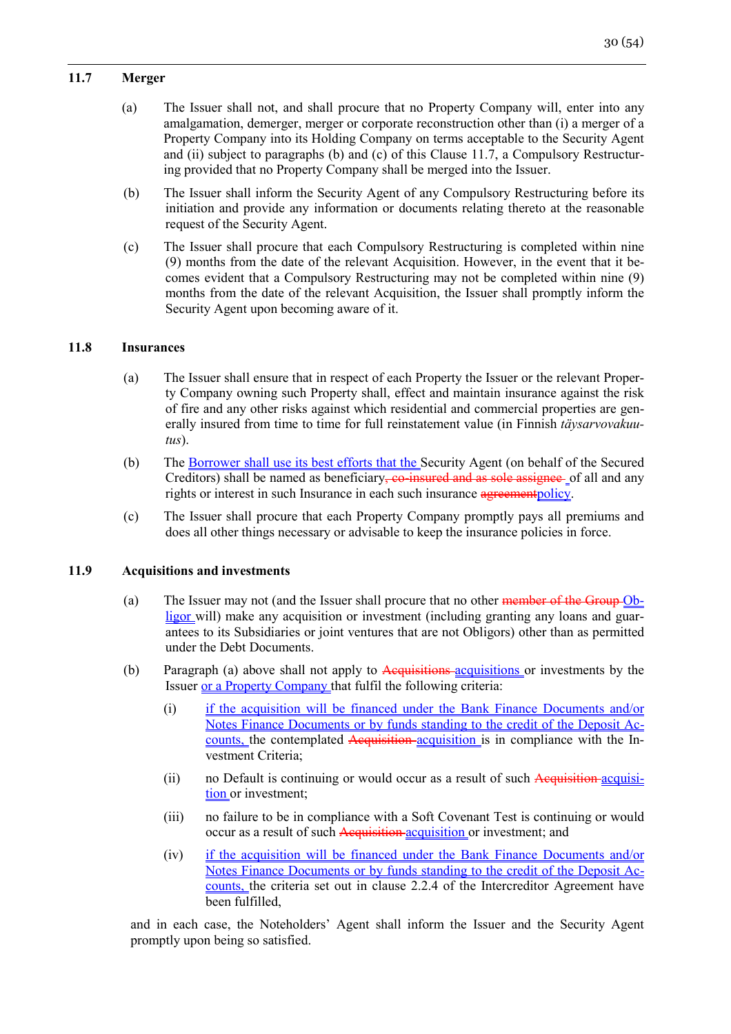### 11.7 Merger

(a) The Issuer shall not, and shall procure that no Property Company will, enter into any amalgamation, demerger, merger or corporate reconstruction other than (i) a merger of a Property Company into its Holding Company on terms acceptable to the Security Agent and (ii) subject to paragraphs (b) and (c) of this Clause 11.7, a Compulsory Restructuring provided that no Property Company shall be merged into the Issuer.

(b) The Issuer shall inform the Security Agent of any Compulsory Restructuring before its initiation and provide any information or documents relating thereto at the reasonable request of the Security Agent.

(c) The Issuer shall procure that each Compulsory Restructuring is completed within nine (9) months from the date of the relevant Acquisition. However, in the event that it becomes evident that a Compulsory Restructuring may not be completed within nine (9) months from the date of the relevant Acquisition, the Issuer shall promptly inform the Security Agent upon becoming aware of it.

### 11.8 Insurances

(a) The Issuer shall ensure that in respect of each Property the Issuer or the relevant Property Company owning such Property shall, effect and maintain insurance against the risk of fire and any other risks against which residential and commercial properties are generally insured from time to time for full reinstatement value (in Finnish *täysarvovakuutus*).

(b) The Borrower shall use its best efforts that the Security Agent (on behalf of the Secured Creditors) shall be named as beneficiary~~, co-insured and as sole assignee~~ of all and any rights or interest in such Insurance in each such insurance ~~agreement~~policy.

(c) The Issuer shall procure that each Property Company promptly pays all premiums and does all other things necessary or advisable to keep the insurance policies in force.

### 11.9 Acquisitions and investments

(a) The Issuer may not (and the Issuer shall procure that no other ~~member of the Group~~ Obligor will) make any acquisition or investment (including granting any loans and guarantees to its Subsidiaries or joint ventures that are not Obligors) other than as permitted under the Debt Documents.

(b) Paragraph (a) above shall not apply to ~~Acquisitions~~ acquisitions or investments by the Issuer or a Property Company that fulfil the following criteria:

(i) if the acquisition will be financed under the Bank Finance Documents and/or Notes Finance Documents or by funds standing to the credit of the Deposit Accounts, the contemplated ~~Acquisition~~ acquisition is in compliance with the Investment Criteria;

(ii) no Default is continuing or would occur as a result of such ~~Acquisition~~ acquisition or investment;

(iii) no failure to be in compliance with a Soft Covenant Test is continuing or would occur as a result of such ~~Acquisition~~ acquisition or investment; and

(iv) if the acquisition will be financed under the Bank Finance Documents and/or Notes Finance Documents or by funds standing to the credit of the Deposit Accounts, the criteria set out in clause 2.2.4 of the Intercreditor Agreement have been fulfilled,

and in each case, the Noteholders' Agent shall inform the Issuer and the Security Agent promptly upon being so satisfied.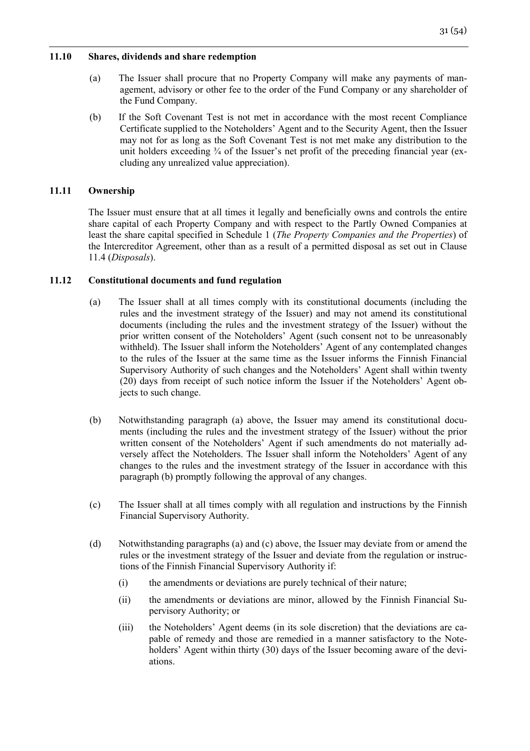### 11.10 Shares, dividends and share redemption

(a) The Issuer shall procure that no Property Company will make any payments of management, advisory or other fee to the order of the Fund Company or any shareholder of the Fund Company.

(b) If the Soft Covenant Test is not met in accordance with the most recent Compliance Certificate supplied to the Noteholders' Agent and to the Security Agent, then the Issuer may not for as long as the Soft Covenant Test is not met make any distribution to the unit holders exceeding ¾ of the Issuer's net profit of the preceding financial year (excluding any unrealized value appreciation).

### 11.11 Ownership

The Issuer must ensure that at all times it legally and beneficially owns and controls the entire share capital of each Property Company and with respect to the Partly Owned Companies at least the share capital specified in Schedule 1 (*The Property Companies and the Properties*) of the Intercreditor Agreement, other than as a result of a permitted disposal as set out in Clause 11.4 (*Disposals*).

### 11.12 Constitutional documents and fund regulation

(a) The Issuer shall at all times comply with its constitutional documents (including the rules and the investment strategy of the Issuer) and may not amend its constitutional documents (including the rules and the investment strategy of the Issuer) without the prior written consent of the Noteholders' Agent (such consent not to be unreasonably withheld). The Issuer shall inform the Noteholders' Agent of any contemplated changes to the rules of the Issuer at the same time as the Issuer informs the Finnish Financial Supervisory Authority of such changes and the Noteholders' Agent shall within twenty (20) days from receipt of such notice inform the Issuer if the Noteholders' Agent objects to such change.

(b) Notwithstanding paragraph (a) above, the Issuer may amend its constitutional documents (including the rules and the investment strategy of the Issuer) without the prior written consent of the Noteholders' Agent if such amendments do not materially adversely affect the Noteholders. The Issuer shall inform the Noteholders' Agent of any changes to the rules and the investment strategy of the Issuer in accordance with this paragraph (b) promptly following the approval of any changes.

(c) The Issuer shall at all times comply with all regulation and instructions by the Finnish Financial Supervisory Authority.

(d) Notwithstanding paragraphs (a) and (c) above, the Issuer may deviate from or amend the rules or the investment strategy of the Issuer and deviate from the regulation or instructions of the Finnish Financial Supervisory Authority if:

(i) the amendments or deviations are purely technical of their nature;

(ii) the amendments or deviations are minor, allowed by the Finnish Financial Supervisory Authority; or

(iii) the Noteholders' Agent deems (in its sole discretion) that the deviations are capable of remedy and those are remedied in a manner satisfactory to the Noteholders' Agent within thirty (30) days of the Issuer becoming aware of the deviations.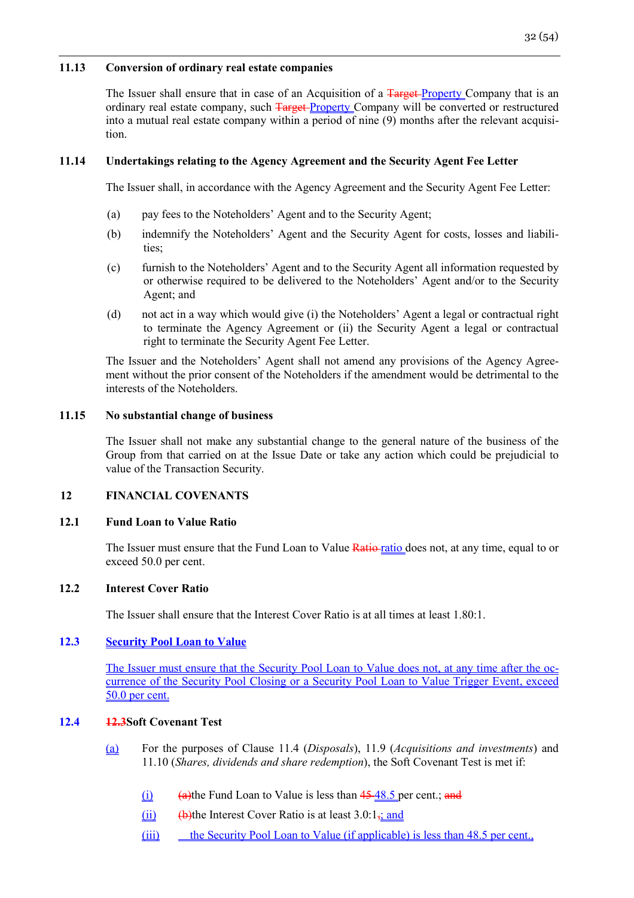### 11.13 Conversion of ordinary real estate companies

The Issuer shall ensure that in case of an Acquisition of a ~~Target~~ Property Company that is an ordinary real estate company, such ~~Target~~ Property Company will be converted or restructured into a mutual real estate company within a period of nine (9) months after the relevant acquisition.

### 11.14 Undertakings relating to the Agency Agreement and the Security Agent Fee Letter

The Issuer shall, in accordance with the Agency Agreement and the Security Agent Fee Letter:

(a) pay fees to the Noteholders' Agent and to the Security Agent;

(b) indemnify the Noteholders' Agent and the Security Agent for costs, losses and liabilities;

(c) furnish to the Noteholders' Agent and to the Security Agent all information requested by or otherwise required to be delivered to the Noteholders' Agent and/or to the Security Agent; and

(d) not act in a way which would give (i) the Noteholders' Agent a legal or contractual right to terminate the Agency Agreement or (ii) the Security Agent a legal or contractual right to terminate the Security Agent Fee Letter.

The Issuer and the Noteholders' Agent shall not amend any provisions of the Agency Agreement without the prior consent of the Noteholders if the amendment would be detrimental to the interests of the Noteholders.

### 11.15 No substantial change of business

The Issuer shall not make any substantial change to the general nature of the business of the Group from that carried on at the Issue Date or take any action which could be prejudicial to value of the Transaction Security.

## 12 FINANCIAL COVENANTS

### 12.1 Fund Loan to Value Ratio

The Issuer must ensure that the Fund Loan to Value ~~Ratio~~ ratio does not, at any time, equal to or exceed 50.0 per cent.

### 12.2 Interest Cover Ratio

The Issuer shall ensure that the Interest Cover Ratio is at all times at least 1.80:1.

### 12.3 Security Pool Loan to Value

The Issuer must ensure that the Security Pool Loan to Value does not, at any time after the occurrence of the Security Pool Closing or a Security Pool Loan to Value Trigger Event, exceed 50.0 per cent.

### 12.4 ~~12.3~~Soft Covenant Test

(a) For the purposes of Clause 11.4 (*Disposals*), 11.9 (*Acquisitions and investments*) and 11.10 (*Shares, dividends and share redemption*), the Soft Covenant Test is met if:

(i) ~~(a)~~the Fund Loan to Value is less than ~~45~~ 48.5 per cent.; ~~and~~

(ii) ~~(b)~~the Interest Cover Ratio is at least 3.0:1~~.~~; and

(iii) the Security Pool Loan to Value (if applicable) is less than 48.5 per cent.,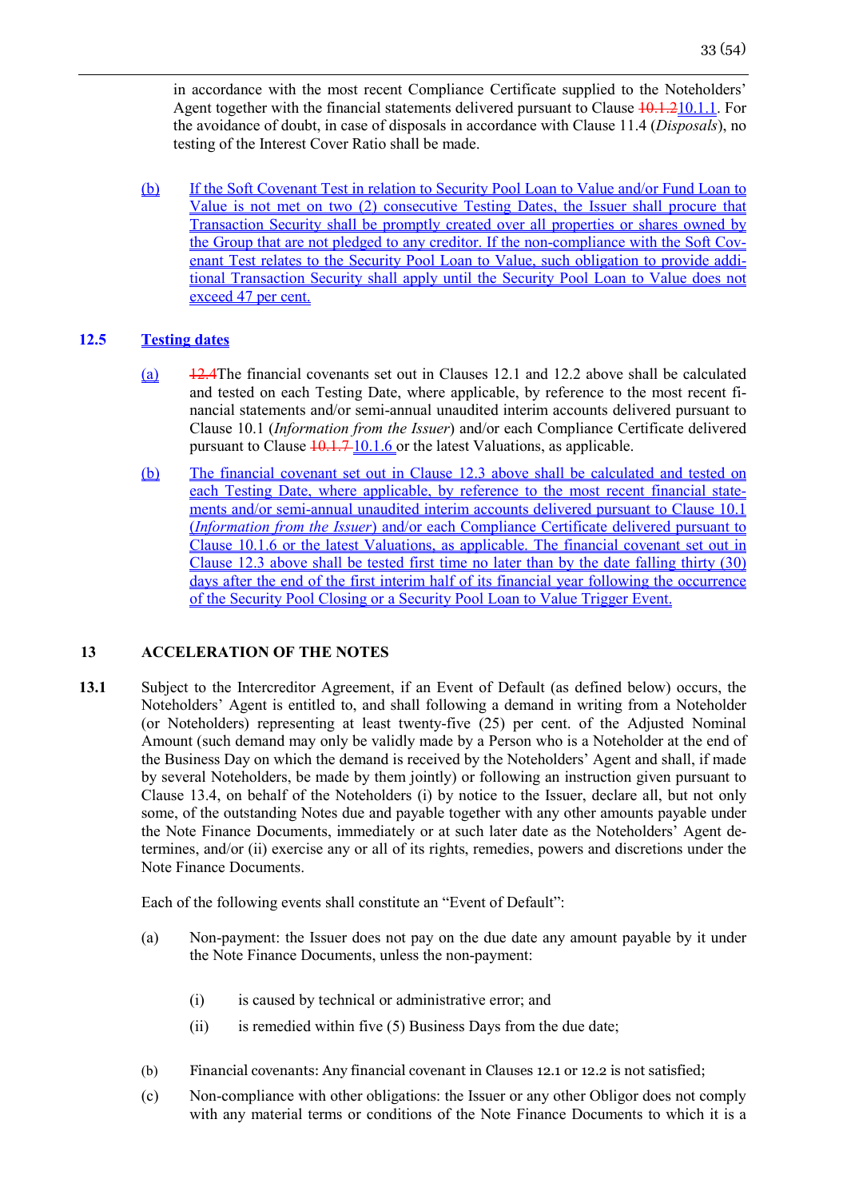in accordance with the most recent Compliance Certificate supplied to the Noteholders' Agent together with the financial statements delivered pursuant to Clause ~~10.1.2~~10.1.1. For the avoidance of doubt, in case of disposals in accordance with Clause 11.4 (*Disposals*), no testing of the Interest Cover Ratio shall be made.

(b) If the Soft Covenant Test in relation to Security Pool Loan to Value and/or Fund Loan to Value is not met on two (2) consecutive Testing Dates, the Issuer shall procure that Transaction Security shall be promptly created over all properties or shares owned by the Group that are not pledged to any creditor. If the non-compliance with the Soft Covenant Test relates to the Security Pool Loan to Value, such obligation to provide additional Transaction Security shall apply until the Security Pool Loan to Value does not exceed 47 per cent.

**12.5 Testing dates**

(a) ~~12.4~~The financial covenants set out in Clauses 12.1 and 12.2 above shall be calculated and tested on each Testing Date, where applicable, by reference to the most recent financial statements and/or semi-annual unaudited interim accounts delivered pursuant to Clause 10.1 (*Information from the Issuer*) and/or each Compliance Certificate delivered pursuant to Clause ~~10.1.7~~ 10.1.6 or the latest Valuations, as applicable.

(b) The financial covenant set out in Clause 12.3 above shall be calculated and tested on each Testing Date, where applicable, by reference to the most recent financial statements and/or semi-annual unaudited interim accounts delivered pursuant to Clause 10.1 (*Information from the Issuer*) and/or each Compliance Certificate delivered pursuant to Clause 10.1.6 or the latest Valuations, as applicable. The financial covenant set out in Clause 12.3 above shall be tested first time no later than by the date falling thirty (30) days after the end of the first interim half of its financial year following the occurrence of the Security Pool Closing or a Security Pool Loan to Value Trigger Event.

## 13 ACCELERATION OF THE NOTES

**13.1** Subject to the Intercreditor Agreement, if an Event of Default (as defined below) occurs, the Noteholders' Agent is entitled to, and shall following a demand in writing from a Noteholder (or Noteholders) representing at least twenty-five (25) per cent. of the Adjusted Nominal Amount (such demand may only be validly made by a Person who is a Noteholder at the end of the Business Day on which the demand is received by the Noteholders' Agent and shall, if made by several Noteholders, be made by them jointly) or following an instruction given pursuant to Clause 13.4, on behalf of the Noteholders (i) by notice to the Issuer, declare all, but not only some, of the outstanding Notes due and payable together with any other amounts payable under the Note Finance Documents, immediately or at such later date as the Noteholders' Agent determines, and/or (ii) exercise any or all of its rights, remedies, powers and discretions under the Note Finance Documents.

Each of the following events shall constitute an "Event of Default":

(a) Non-payment: the Issuer does not pay on the due date any amount payable by it under the Note Finance Documents, unless the non-payment:

(i) is caused by technical or administrative error; and

(ii) is remedied within five (5) Business Days from the due date;

(b) Financial covenants: Any financial covenant in Clauses 12.1 or 12.2 is not satisfied;

(c) Non-compliance with other obligations: the Issuer or any other Obligor does not comply with any material terms or conditions of the Note Finance Documents to which it is a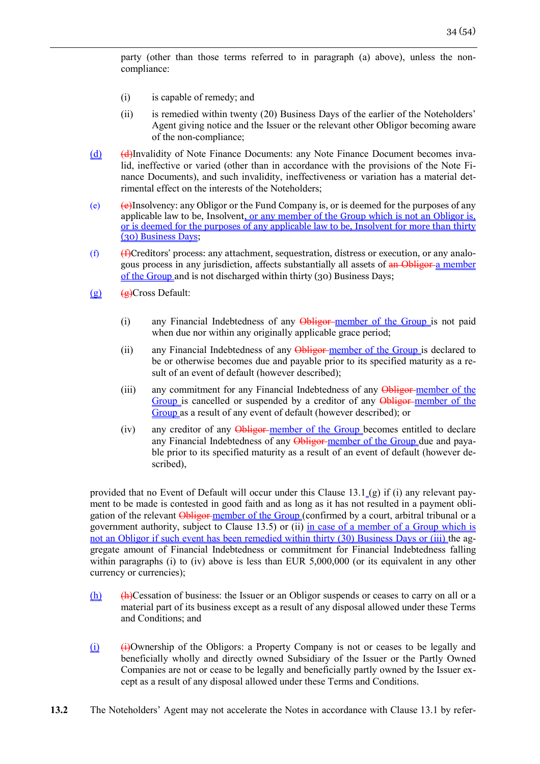party (other than those terms referred to in paragraph (a) above), unless the non-compliance:

(i) is capable of remedy; and

(ii) is remedied within twenty (20) Business Days of the earlier of the Noteholders' Agent giving notice and the Issuer or the relevant other Obligor becoming aware of the non-compliance;

(d) ~~(d)~~Invalidity of Note Finance Documents: any Note Finance Document becomes invalid, ineffective or varied (other than in accordance with the provisions of the Note Finance Documents), and such invalidity, ineffectiveness or variation has a material detrimental effect on the interests of the Noteholders;

(e) ~~(e)~~Insolvency: any Obligor or the Fund Company is, or is deemed for the purposes of any applicable law to be, Insolvent, or any member of the Group which is not an Obligor is, or is deemed for the purposes of any applicable law to be, Insolvent for more than thirty (30) Business Days;

(f) ~~(f)~~Creditors' process: any attachment, sequestration, distress or execution, or any analogous process in any jurisdiction, affects substantially all assets of ~~an Obligor~~ a member of the Group and is not discharged within thirty (30) Business Days;

(g) ~~(g)~~Cross Default:

(i) any Financial Indebtedness of any ~~Obligor~~ member of the Group is not paid when due nor within any originally applicable grace period;

(ii) any Financial Indebtedness of any ~~Obligor~~ member of the Group is declared to be or otherwise becomes due and payable prior to its specified maturity as a result of an event of default (however described);

(iii) any commitment for any Financial Indebtedness of any ~~Obligor~~ member of the Group is cancelled or suspended by a creditor of any ~~Obligor~~ member of the Group as a result of any event of default (however described); or

(iv) any creditor of any ~~Obligor~~ member of the Group becomes entitled to declare any Financial Indebtedness of any ~~Obligor~~ member of the Group due and payable prior to its specified maturity as a result of an event of default (however described),

provided that no Event of Default will occur under this Clause 13.1 (g) if (i) any relevant payment to be made is contested in good faith and as long as it has not resulted in a payment obligation of the relevant ~~Obligor~~ member of the Group (confirmed by a court, arbitral tribunal or a government authority, subject to Clause 13.5) or (ii) in case of a member of a Group which is not an Obligor if such event has been remedied within thirty (30) Business Days or (iii) the aggregate amount of Financial Indebtedness or commitment for Financial Indebtedness falling within paragraphs (i) to (iv) above is less than EUR 5,000,000 (or its equivalent in any other currency or currencies);

(h) ~~(h)~~Cessation of business: the Issuer or an Obligor suspends or ceases to carry on all or a material part of its business except as a result of any disposal allowed under these Terms and Conditions; and

(i) ~~(i)~~Ownership of the Obligors: a Property Company is not or ceases to be legally and beneficially wholly and directly owned Subsidiary of the Issuer or the Partly Owned Companies are not or cease to be legally and beneficially partly owned by the Issuer except as a result of any disposal allowed under these Terms and Conditions.

**13.2** The Noteholders' Agent may not accelerate the Notes in accordance with Clause 13.1 by refer-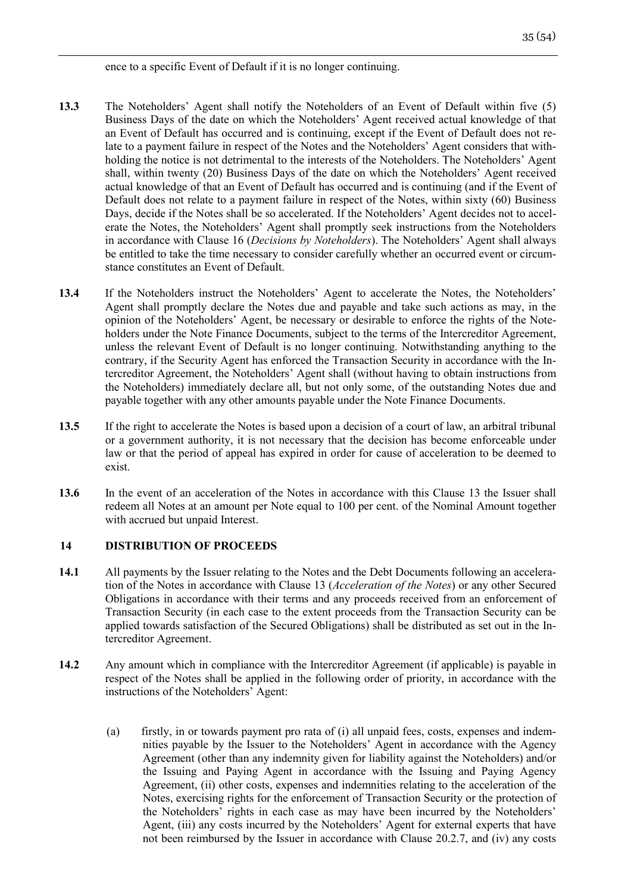ence to a specific Event of Default if it is no longer continuing.

**13.3** The Noteholders' Agent shall notify the Noteholders of an Event of Default within five (5) Business Days of the date on which the Noteholders' Agent received actual knowledge of that an Event of Default has occurred and is continuing, except if the Event of Default does not relate to a payment failure in respect of the Notes and the Noteholders' Agent considers that withholding the notice is not detrimental to the interests of the Noteholders. The Noteholders' Agent shall, within twenty (20) Business Days of the date on which the Noteholders' Agent received actual knowledge of that an Event of Default has occurred and is continuing (and if the Event of Default does not relate to a payment failure in respect of the Notes, within sixty (60) Business Days, decide if the Notes shall be so accelerated. If the Noteholders' Agent decides not to accelerate the Notes, the Noteholders' Agent shall promptly seek instructions from the Noteholders in accordance with Clause 16 (*Decisions by Noteholders*). The Noteholders' Agent shall always be entitled to take the time necessary to consider carefully whether an occurred event or circumstance constitutes an Event of Default.

**13.4** If the Noteholders instruct the Noteholders' Agent to accelerate the Notes, the Noteholders' Agent shall promptly declare the Notes due and payable and take such actions as may, in the opinion of the Noteholders' Agent, be necessary or desirable to enforce the rights of the Noteholders under the Note Finance Documents, subject to the terms of the Intercreditor Agreement, unless the relevant Event of Default is no longer continuing. Notwithstanding anything to the contrary, if the Security Agent has enforced the Transaction Security in accordance with the Intercreditor Agreement, the Noteholders' Agent shall (without having to obtain instructions from the Noteholders) immediately declare all, but not only some, of the outstanding Notes due and payable together with any other amounts payable under the Note Finance Documents.

**13.5** If the right to accelerate the Notes is based upon a decision of a court of law, an arbitral tribunal or a government authority, it is not necessary that the decision has become enforceable under law or that the period of appeal has expired in order for cause of acceleration to be deemed to exist.

**13.6** In the event of an acceleration of the Notes in accordance with this Clause 13 the Issuer shall redeem all Notes at an amount per Note equal to 100 per cent. of the Nominal Amount together with accrued but unpaid Interest.

## 14 DISTRIBUTION OF PROCEEDS

**14.1** All payments by the Issuer relating to the Notes and the Debt Documents following an acceleration of the Notes in accordance with Clause 13 (*Acceleration of the Notes*) or any other Secured Obligations in accordance with their terms and any proceeds received from an enforcement of Transaction Security (in each case to the extent proceeds from the Transaction Security can be applied towards satisfaction of the Secured Obligations) shall be distributed as set out in the Intercreditor Agreement.

**14.2** Any amount which in compliance with the Intercreditor Agreement (if applicable) is payable in respect of the Notes shall be applied in the following order of priority, in accordance with the instructions of the Noteholders' Agent:

(a) firstly, in or towards payment pro rata of (i) all unpaid fees, costs, expenses and indemnities payable by the Issuer to the Noteholders' Agent in accordance with the Agency Agreement (other than any indemnity given for liability against the Noteholders) and/or the Issuing and Paying Agent in accordance with the Issuing and Paying Agency Agreement, (ii) other costs, expenses and indemnities relating to the acceleration of the Notes, exercising rights for the enforcement of Transaction Security or the protection of the Noteholders' rights in each case as may have been incurred by the Noteholders' Agent, (iii) any costs incurred by the Noteholders' Agent for external experts that have not been reimbursed by the Issuer in accordance with Clause 20.2.7, and (iv) any costs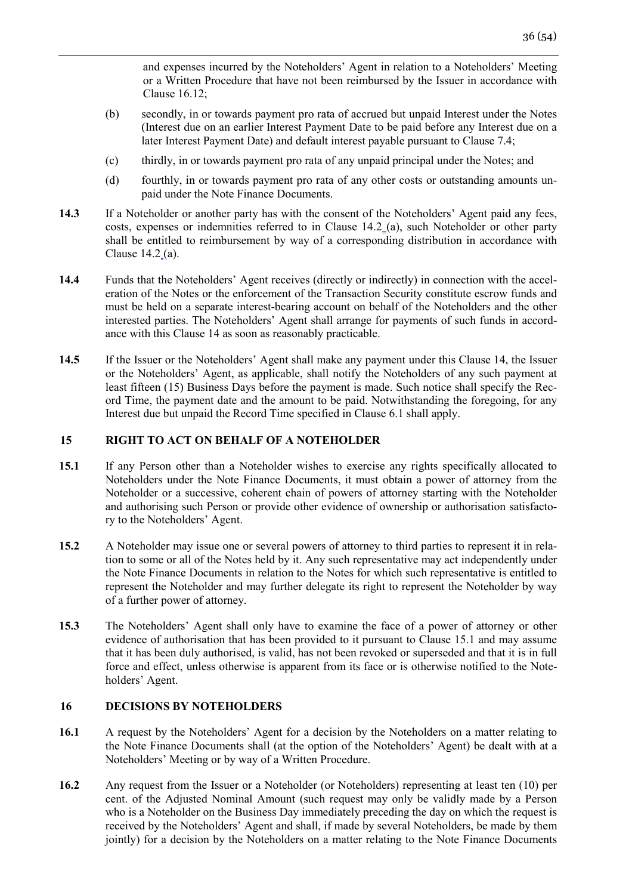and expenses incurred by the Noteholders' Agent in relation to a Noteholders' Meeting or a Written Procedure that have not been reimbursed by the Issuer in accordance with Clause 16.12;

(b) secondly, in or towards payment pro rata of accrued but unpaid Interest under the Notes (Interest due on an earlier Interest Payment Date to be paid before any Interest due on a later Interest Payment Date) and default interest payable pursuant to Clause 7.4;

(c) thirdly, in or towards payment pro rata of any unpaid principal under the Notes; and

(d) fourthly, in or towards payment pro rata of any other costs or outstanding amounts unpaid under the Note Finance Documents.

**14.3** If a Noteholder or another party has with the consent of the Noteholders' Agent paid any fees, costs, expenses or indemnities referred to in Clause 14.2 (a), such Noteholder or other party shall be entitled to reimbursement by way of a corresponding distribution in accordance with Clause 14.2 (a).

**14.4** Funds that the Noteholders' Agent receives (directly or indirectly) in connection with the acceleration of the Notes or the enforcement of the Transaction Security constitute escrow funds and must be held on a separate interest-bearing account on behalf of the Noteholders and the other interested parties. The Noteholders' Agent shall arrange for payments of such funds in accordance with this Clause 14 as soon as reasonably practicable.

**14.5** If the Issuer or the Noteholders' Agent shall make any payment under this Clause 14, the Issuer or the Noteholders' Agent, as applicable, shall notify the Noteholders of any such payment at least fifteen (15) Business Days before the payment is made. Such notice shall specify the Record Time, the payment date and the amount to be paid. Notwithstanding the foregoing, for any Interest due but unpaid the Record Time specified in Clause 6.1 shall apply.

## 15 RIGHT TO ACT ON BEHALF OF A NOTEHOLDER

**15.1** If any Person other than a Noteholder wishes to exercise any rights specifically allocated to Noteholders under the Note Finance Documents, it must obtain a power of attorney from the Noteholder or a successive, coherent chain of powers of attorney starting with the Noteholder and authorising such Person or provide other evidence of ownership or authorisation satisfactory to the Noteholders' Agent.

**15.2** A Noteholder may issue one or several powers of attorney to third parties to represent it in relation to some or all of the Notes held by it. Any such representative may act independently under the Note Finance Documents in relation to the Notes for which such representative is entitled to represent the Noteholder and may further delegate its right to represent the Noteholder by way of a further power of attorney.

**15.3** The Noteholders' Agent shall only have to examine the face of a power of attorney or other evidence of authorisation that has been provided to it pursuant to Clause 15.1 and may assume that it has been duly authorised, is valid, has not been revoked or superseded and that it is in full force and effect, unless otherwise is apparent from its face or is otherwise notified to the Noteholders' Agent.

## 16 DECISIONS BY NOTEHOLDERS

**16.1** A request by the Noteholders' Agent for a decision by the Noteholders on a matter relating to the Note Finance Documents shall (at the option of the Noteholders' Agent) be dealt with at a Noteholders' Meeting or by way of a Written Procedure.

**16.2** Any request from the Issuer or a Noteholder (or Noteholders) representing at least ten (10) per cent. of the Adjusted Nominal Amount (such request may only be validly made by a Person who is a Noteholder on the Business Day immediately preceding the day on which the request is received by the Noteholders' Agent and shall, if made by several Noteholders, be made by them jointly) for a decision by the Noteholders on a matter relating to the Note Finance Documents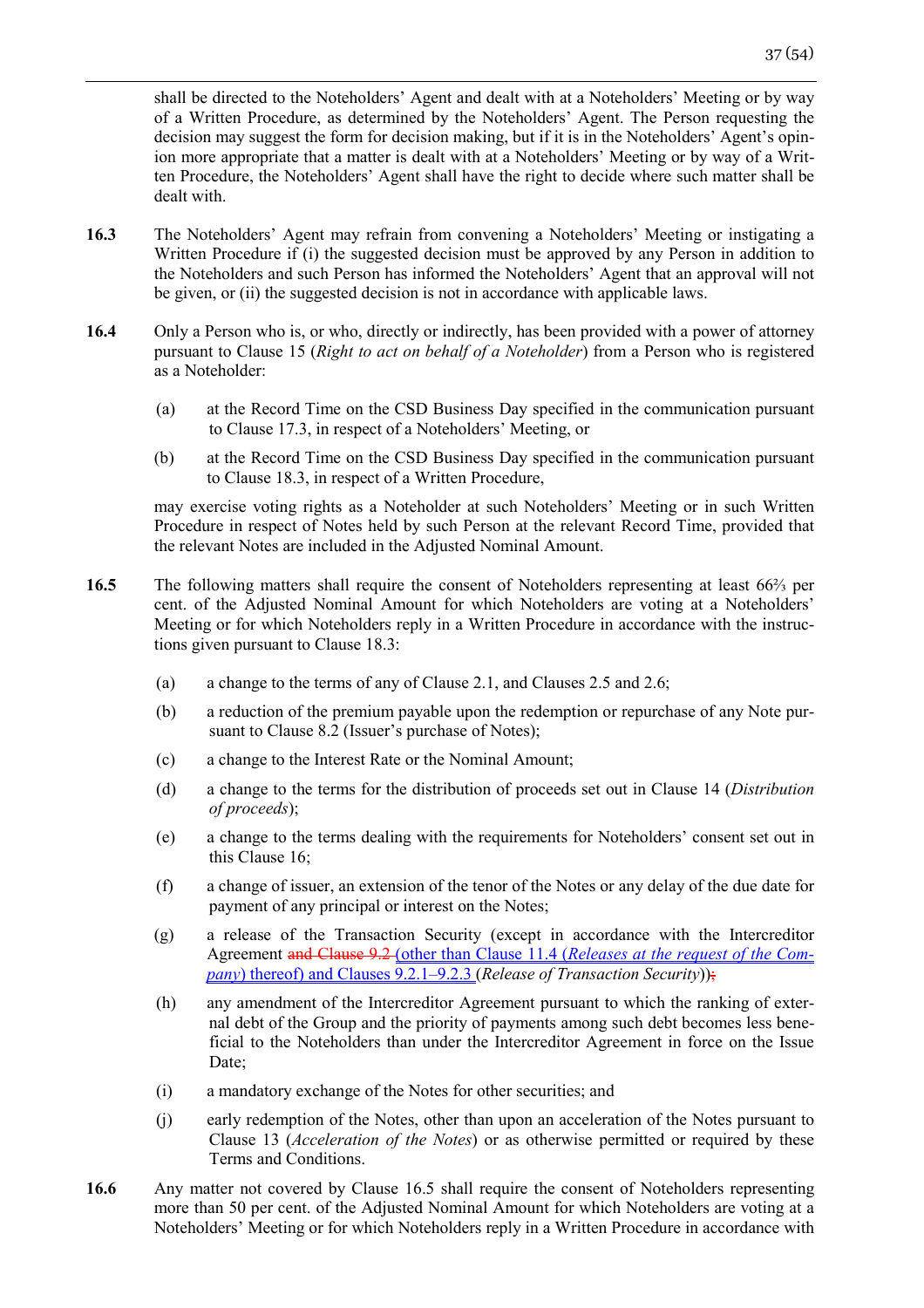shall be directed to the Noteholders' Agent and dealt with at a Noteholders' Meeting or by way of a Written Procedure, as determined by the Noteholders' Agent. The Person requesting the decision may suggest the form for decision making, but if it is in the Noteholders' Agent's opinion more appropriate that a matter is dealt with at a Noteholders' Meeting or by way of a Written Procedure, the Noteholders' Agent shall have the right to decide where such matter shall be dealt with.

**16.3** The Noteholders' Agent may refrain from convening a Noteholders' Meeting or instigating a Written Procedure if (i) the suggested decision must be approved by any Person in addition to the Noteholders and such Person has informed the Noteholders' Agent that an approval will not be given, or (ii) the suggested decision is not in accordance with applicable laws.

**16.4** Only a Person who is, or who, directly or indirectly, has been provided with a power of attorney pursuant to Clause 15 (*Right to act on behalf of a Noteholder*) from a Person who is registered as a Noteholder:

(a) at the Record Time on the CSD Business Day specified in the communication pursuant to Clause 17.3, in respect of a Noteholders' Meeting, or

(b) at the Record Time on the CSD Business Day specified in the communication pursuant to Clause 18.3, in respect of a Written Procedure,

may exercise voting rights as a Noteholder at such Noteholders' Meeting or in such Written Procedure in respect of Notes held by such Person at the relevant Record Time, provided that the relevant Notes are included in the Adjusted Nominal Amount.

**16.5** The following matters shall require the consent of Noteholders representing at least 66⅔ per cent. of the Adjusted Nominal Amount for which Noteholders are voting at a Noteholders' Meeting or for which Noteholders reply in a Written Procedure in accordance with the instructions given pursuant to Clause 18.3:

(a) a change to the terms of any of Clause 2.1, and Clauses 2.5 and 2.6;

(b) a reduction of the premium payable upon the redemption or repurchase of any Note pursuant to Clause 8.2 (Issuer's purchase of Notes);

(c) a change to the Interest Rate or the Nominal Amount;

(d) a change to the terms for the distribution of proceeds set out in Clause 14 (*Distribution of proceeds*);

(e) a change to the terms dealing with the requirements for Noteholders' consent set out in this Clause 16;

(f) a change of issuer, an extension of the tenor of the Notes or any delay of the due date for payment of any principal or interest on the Notes;

(g) a release of the Transaction Security (except in accordance with the Intercreditor Agreement ~~and Clause 9.2~~ (other than Clause 11.4 (*Releases at the request of the Company*) thereof) and Clauses 9.2.1–9.2.3 (*Release of Transaction Security*))~~;~~

(h) any amendment of the Intercreditor Agreement pursuant to which the ranking of external debt of the Group and the priority of payments among such debt becomes less beneficial to the Noteholders than under the Intercreditor Agreement in force on the Issue Date;

(i) a mandatory exchange of the Notes for other securities; and

(j) early redemption of the Notes, other than upon an acceleration of the Notes pursuant to Clause 13 (*Acceleration of the Notes*) or as otherwise permitted or required by these Terms and Conditions.

**16.6** Any matter not covered by Clause 16.5 shall require the consent of Noteholders representing more than 50 per cent. of the Adjusted Nominal Amount for which Noteholders are voting at a Noteholders' Meeting or for which Noteholders reply in a Written Procedure in accordance with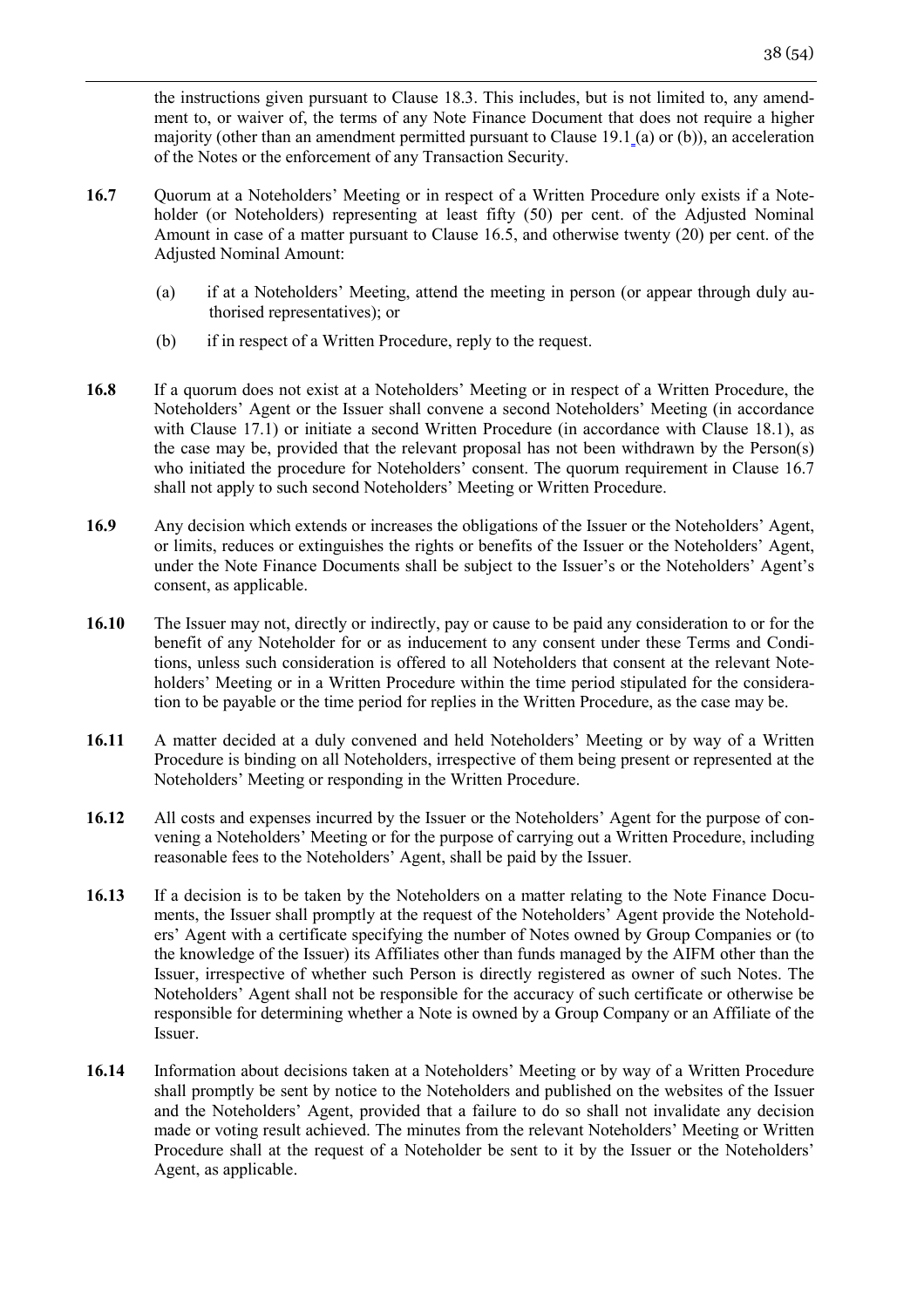the instructions given pursuant to Clause 18.3. This includes, but is not limited to, any amendment to, or waiver of, the terms of any Note Finance Document that does not require a higher majority (other than an amendment permitted pursuant to Clause 19.1 (a) or (b)), an acceleration of the Notes or the enforcement of any Transaction Security.

**16.7** Quorum at a Noteholders' Meeting or in respect of a Written Procedure only exists if a Noteholder (or Noteholders) representing at least fifty (50) per cent. of the Adjusted Nominal Amount in case of a matter pursuant to Clause 16.5, and otherwise twenty (20) per cent. of the Adjusted Nominal Amount:

(a) if at a Noteholders' Meeting, attend the meeting in person (or appear through duly authorised representatives); or

(b) if in respect of a Written Procedure, reply to the request.

**16.8** If a quorum does not exist at a Noteholders' Meeting or in respect of a Written Procedure, the Noteholders' Agent or the Issuer shall convene a second Noteholders' Meeting (in accordance with Clause 17.1) or initiate a second Written Procedure (in accordance with Clause 18.1), as the case may be, provided that the relevant proposal has not been withdrawn by the Person(s) who initiated the procedure for Noteholders' consent. The quorum requirement in Clause 16.7 shall not apply to such second Noteholders' Meeting or Written Procedure.

**16.9** Any decision which extends or increases the obligations of the Issuer or the Noteholders' Agent, or limits, reduces or extinguishes the rights or benefits of the Issuer or the Noteholders' Agent, under the Note Finance Documents shall be subject to the Issuer's or the Noteholders' Agent's consent, as applicable.

**16.10** The Issuer may not, directly or indirectly, pay or cause to be paid any consideration to or for the benefit of any Noteholder for or as inducement to any consent under these Terms and Conditions, unless such consideration is offered to all Noteholders that consent at the relevant Noteholders' Meeting or in a Written Procedure within the time period stipulated for the consideration to be payable or the time period for replies in the Written Procedure, as the case may be.

**16.11** A matter decided at a duly convened and held Noteholders' Meeting or by way of a Written Procedure is binding on all Noteholders, irrespective of them being present or represented at the Noteholders' Meeting or responding in the Written Procedure.

**16.12** All costs and expenses incurred by the Issuer or the Noteholders' Agent for the purpose of convening a Noteholders' Meeting or for the purpose of carrying out a Written Procedure, including reasonable fees to the Noteholders' Agent, shall be paid by the Issuer.

**16.13** If a decision is to be taken by the Noteholders on a matter relating to the Note Finance Documents, the Issuer shall promptly at the request of the Noteholders' Agent provide the Noteholders' Agent with a certificate specifying the number of Notes owned by Group Companies or (to the knowledge of the Issuer) its Affiliates other than funds managed by the AIFM other than the Issuer, irrespective of whether such Person is directly registered as owner of such Notes. The Noteholders' Agent shall not be responsible for the accuracy of such certificate or otherwise be responsible for determining whether a Note is owned by a Group Company or an Affiliate of the Issuer.

**16.14** Information about decisions taken at a Noteholders' Meeting or by way of a Written Procedure shall promptly be sent by notice to the Noteholders and published on the websites of the Issuer and the Noteholders' Agent, provided that a failure to do so shall not invalidate any decision made or voting result achieved. The minutes from the relevant Noteholders' Meeting or Written Procedure shall at the request of a Noteholder be sent to it by the Issuer or the Noteholders' Agent, as applicable.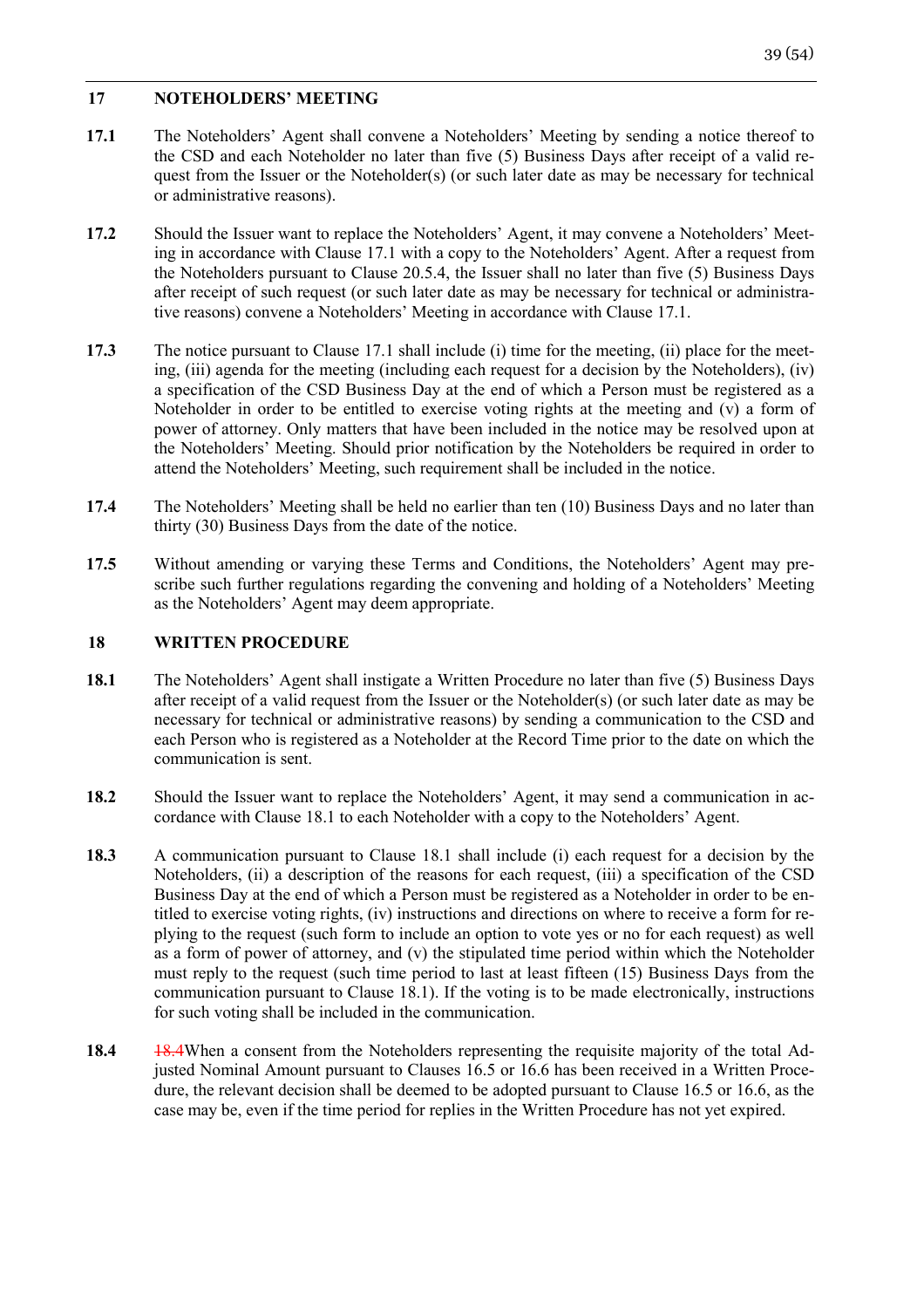## 17 NOTEHOLDERS' MEETING

**17.1** The Noteholders' Agent shall convene a Noteholders' Meeting by sending a notice thereof to the CSD and each Noteholder no later than five (5) Business Days after receipt of a valid request from the Issuer or the Noteholder(s) (or such later date as may be necessary for technical or administrative reasons).

**17.2** Should the Issuer want to replace the Noteholders' Agent, it may convene a Noteholders' Meeting in accordance with Clause 17.1 with a copy to the Noteholders' Agent. After a request from the Noteholders pursuant to Clause 20.5.4, the Issuer shall no later than five (5) Business Days after receipt of such request (or such later date as may be necessary for technical or administrative reasons) convene a Noteholders' Meeting in accordance with Clause 17.1.

**17.3** The notice pursuant to Clause 17.1 shall include (i) time for the meeting, (ii) place for the meeting, (iii) agenda for the meeting (including each request for a decision by the Noteholders), (iv) a specification of the CSD Business Day at the end of which a Person must be registered as a Noteholder in order to be entitled to exercise voting rights at the meeting and (v) a form of power of attorney. Only matters that have been included in the notice may be resolved upon at the Noteholders' Meeting. Should prior notification by the Noteholders be required in order to attend the Noteholders' Meeting, such requirement shall be included in the notice.

**17.4** The Noteholders' Meeting shall be held no earlier than ten (10) Business Days and no later than thirty (30) Business Days from the date of the notice.

**17.5** Without amending or varying these Terms and Conditions, the Noteholders' Agent may prescribe such further regulations regarding the convening and holding of a Noteholders' Meeting as the Noteholders' Agent may deem appropriate.

## 18 WRITTEN PROCEDURE

**18.1** The Noteholders' Agent shall instigate a Written Procedure no later than five (5) Business Days after receipt of a valid request from the Issuer or the Noteholder(s) (or such later date as may be necessary for technical or administrative reasons) by sending a communication to the CSD and each Person who is registered as a Noteholder at the Record Time prior to the date on which the communication is sent.

**18.2** Should the Issuer want to replace the Noteholders' Agent, it may send a communication in accordance with Clause 18.1 to each Noteholder with a copy to the Noteholders' Agent.

**18.3** A communication pursuant to Clause 18.1 shall include (i) each request for a decision by the Noteholders, (ii) a description of the reasons for each request, (iii) a specification of the CSD Business Day at the end of which a Person must be registered as a Noteholder in order to be entitled to exercise voting rights, (iv) instructions and directions on where to receive a form for replying to the request (such form to include an option to vote yes or no for each request) as well as a form of power of attorney, and (v) the stipulated time period within which the Noteholder must reply to the request (such time period to last at least fifteen (15) Business Days from the communication pursuant to Clause 18.1). If the voting is to be made electronically, instructions for such voting shall be included in the communication.

**18.4** ~~18.4~~When a consent from the Noteholders representing the requisite majority of the total Adjusted Nominal Amount pursuant to Clauses 16.5 or 16.6 has been received in a Written Procedure, the relevant decision shall be deemed to be adopted pursuant to Clause 16.5 or 16.6, as the case may be, even if the time period for replies in the Written Procedure has not yet expired.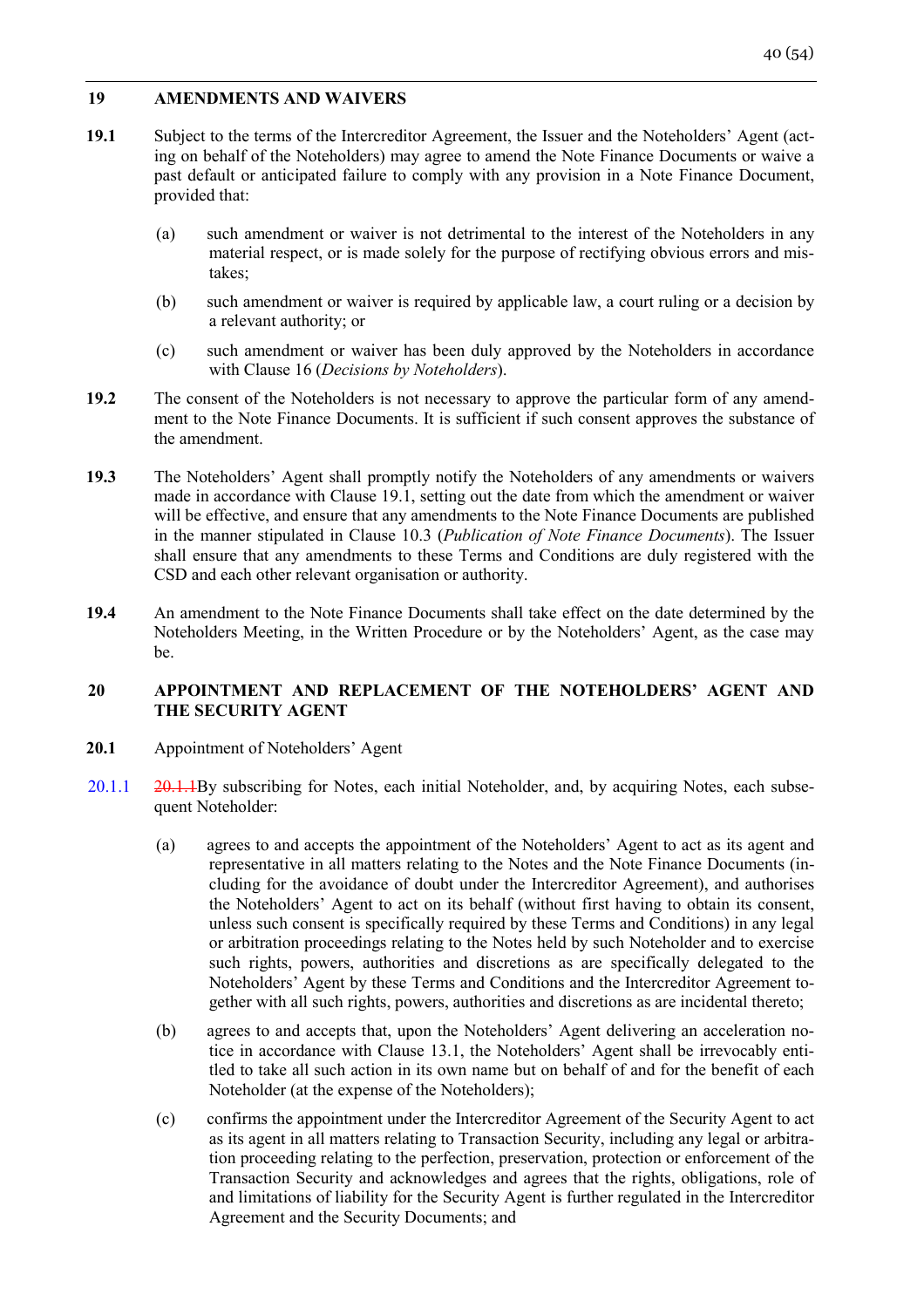## 19 AMENDMENTS AND WAIVERS

**19.1** Subject to the terms of the Intercreditor Agreement, the Issuer and the Noteholders' Agent (acting on behalf of the Noteholders) may agree to amend the Note Finance Documents or waive a past default or anticipated failure to comply with any provision in a Note Finance Document, provided that:

(a) such amendment or waiver is not detrimental to the interest of the Noteholders in any material respect, or is made solely for the purpose of rectifying obvious errors and mistakes;

(b) such amendment or waiver is required by applicable law, a court ruling or a decision by a relevant authority; or

(c) such amendment or waiver has been duly approved by the Noteholders in accordance with Clause 16 (*Decisions by Noteholders*).

**19.2** The consent of the Noteholders is not necessary to approve the particular form of any amendment to the Note Finance Documents. It is sufficient if such consent approves the substance of the amendment.

**19.3** The Noteholders' Agent shall promptly notify the Noteholders of any amendments or waivers made in accordance with Clause 19.1, setting out the date from which the amendment or waiver will be effective, and ensure that any amendments to the Note Finance Documents are published in the manner stipulated in Clause 10.3 (*Publication of Note Finance Documents*). The Issuer shall ensure that any amendments to these Terms and Conditions are duly registered with the CSD and each other relevant organisation or authority.

**19.4** An amendment to the Note Finance Documents shall take effect on the date determined by the Noteholders Meeting, in the Written Procedure or by the Noteholders' Agent, as the case may be.

## 20 APPOINTMENT AND REPLACEMENT OF THE NOTEHOLDERS' AGENT AND THE SECURITY AGENT

**20.1** Appointment of Noteholders' Agent

20.1.1 ~~20.1.1~~By subscribing for Notes, each initial Noteholder, and, by acquiring Notes, each subsequent Noteholder:

(a) agrees to and accepts the appointment of the Noteholders' Agent to act as its agent and representative in all matters relating to the Notes and the Note Finance Documents (including for the avoidance of doubt under the Intercreditor Agreement), and authorises the Noteholders' Agent to act on its behalf (without first having to obtain its consent, unless such consent is specifically required by these Terms and Conditions) in any legal or arbitration proceedings relating to the Notes held by such Noteholder and to exercise such rights, powers, authorities and discretions as are specifically delegated to the Noteholders' Agent by these Terms and Conditions and the Intercreditor Agreement together with all such rights, powers, authorities and discretions as are incidental thereto;

(b) agrees to and accepts that, upon the Noteholders' Agent delivering an acceleration notice in accordance with Clause 13.1, the Noteholders' Agent shall be irrevocably entitled to take all such action in its own name but on behalf of and for the benefit of each Noteholder (at the expense of the Noteholders);

(c) confirms the appointment under the Intercreditor Agreement of the Security Agent to act as its agent in all matters relating to Transaction Security, including any legal or arbitration proceeding relating to the perfection, preservation, protection or enforcement of the Transaction Security and acknowledges and agrees that the rights, obligations, role of and limitations of liability for the Security Agent is further regulated in the Intercreditor Agreement and the Security Documents; and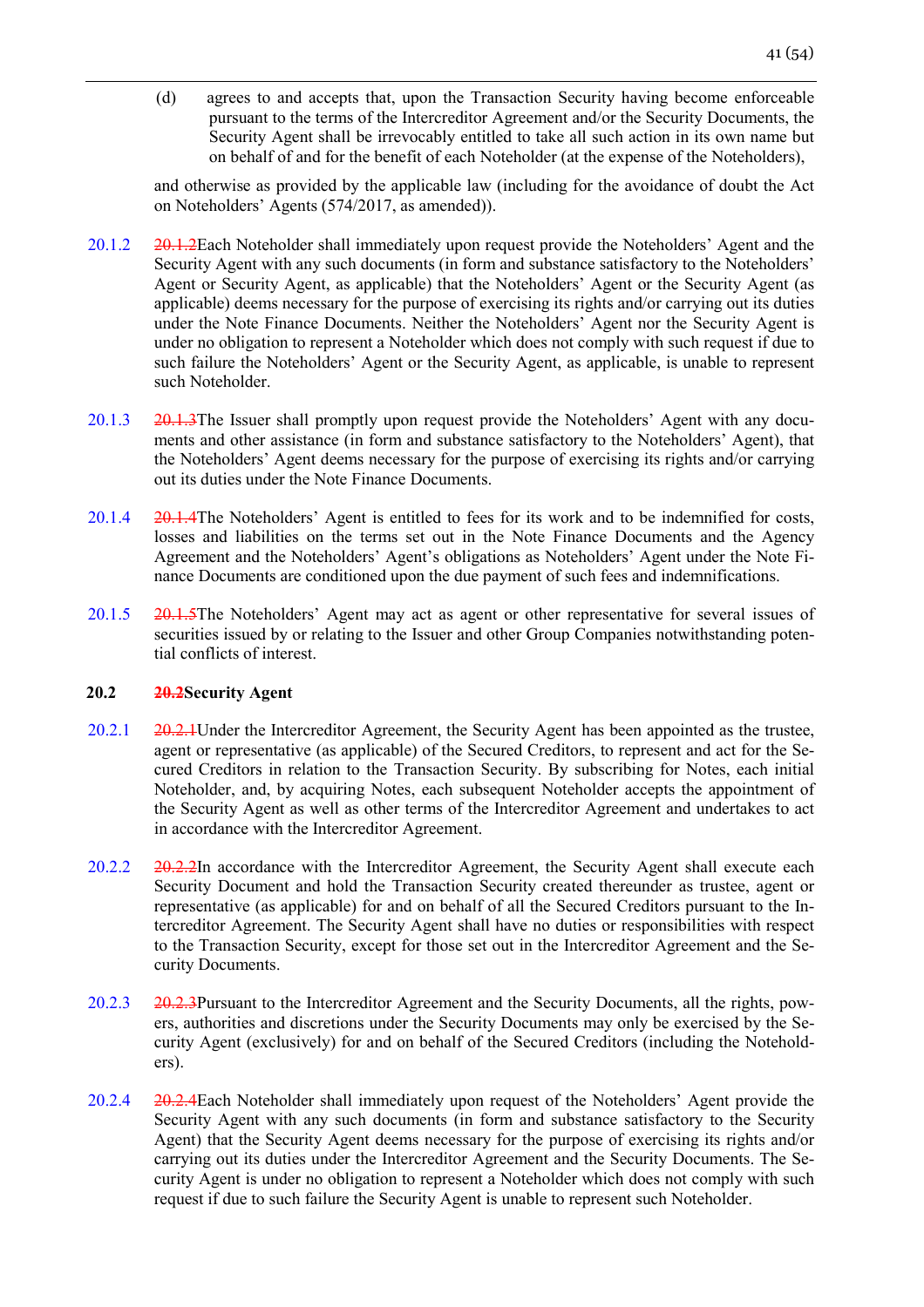(d) agrees to and accepts that, upon the Transaction Security having become enforceable pursuant to the terms of the Intercreditor Agreement and/or the Security Documents, the Security Agent shall be irrevocably entitled to take all such action in its own name but on behalf of and for the benefit of each Noteholder (at the expense of the Noteholders),

and otherwise as provided by the applicable law (including for the avoidance of doubt the Act on Noteholders' Agents (574/2017, as amended)).

20.1.2 ~~20.1.2~~Each Noteholder shall immediately upon request provide the Noteholders' Agent and the Security Agent with any such documents (in form and substance satisfactory to the Noteholders' Agent or Security Agent, as applicable) that the Noteholders' Agent or the Security Agent (as applicable) deems necessary for the purpose of exercising its rights and/or carrying out its duties under the Note Finance Documents. Neither the Noteholders' Agent nor the Security Agent is under no obligation to represent a Noteholder which does not comply with such request if due to such failure the Noteholders' Agent or the Security Agent, as applicable, is unable to represent such Noteholder.

20.1.3 ~~20.1.3~~The Issuer shall promptly upon request provide the Noteholders' Agent with any documents and other assistance (in form and substance satisfactory to the Noteholders' Agent), that the Noteholders' Agent deems necessary for the purpose of exercising its rights and/or carrying out its duties under the Note Finance Documents.

20.1.4 ~~20.1.4~~The Noteholders' Agent is entitled to fees for its work and to be indemnified for costs, losses and liabilities on the terms set out in the Note Finance Documents and the Agency Agreement and the Noteholders' Agent's obligations as Noteholders' Agent under the Note Finance Documents are conditioned upon the due payment of such fees and indemnifications.

20.1.5 ~~20.1.5~~The Noteholders' Agent may act as agent or other representative for several issues of securities issued by or relating to the Issuer and other Group Companies notwithstanding potential conflicts of interest.

**20.2 ~~20.2~~Security Agent**

20.2.1 ~~20.2.1~~Under the Intercreditor Agreement, the Security Agent has been appointed as the trustee, agent or representative (as applicable) of the Secured Creditors, to represent and act for the Secured Creditors in relation to the Transaction Security. By subscribing for Notes, each initial Noteholder, and, by acquiring Notes, each subsequent Noteholder accepts the appointment of the Security Agent as well as other terms of the Intercreditor Agreement and undertakes to act in accordance with the Intercreditor Agreement.

20.2.2 ~~20.2.2~~In accordance with the Intercreditor Agreement, the Security Agent shall execute each Security Document and hold the Transaction Security created thereunder as trustee, agent or representative (as applicable) for and on behalf of all the Secured Creditors pursuant to the Intercreditor Agreement. The Security Agent shall have no duties or responsibilities with respect to the Transaction Security, except for those set out in the Intercreditor Agreement and the Security Documents.

20.2.3 ~~20.2.3~~Pursuant to the Intercreditor Agreement and the Security Documents, all the rights, powers, authorities and discretions under the Security Documents may only be exercised by the Security Agent (exclusively) for and on behalf of the Secured Creditors (including the Noteholders).

20.2.4 ~~20.2.4~~Each Noteholder shall immediately upon request of the Noteholders' Agent provide the Security Agent with any such documents (in form and substance satisfactory to the Security Agent) that the Security Agent deems necessary for the purpose of exercising its rights and/or carrying out its duties under the Intercreditor Agreement and the Security Documents. The Security Agent is under no obligation to represent a Noteholder which does not comply with such request if due to such failure the Security Agent is unable to represent such Noteholder.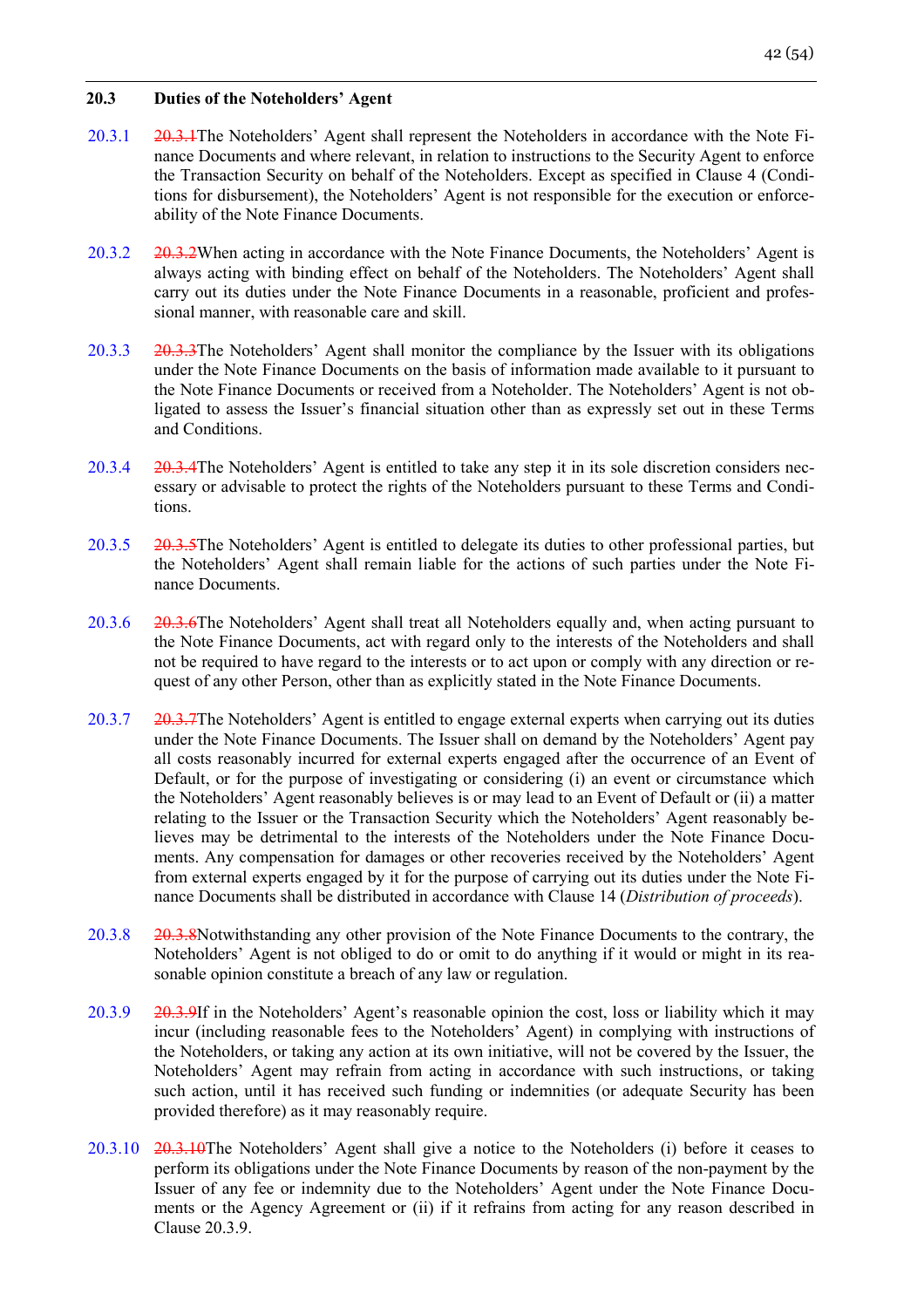### 20.3 Duties of the Noteholders' Agent

20.3.1 ~~20.3.1~~The Noteholders' Agent shall represent the Noteholders in accordance with the Note Finance Documents and where relevant, in relation to instructions to the Security Agent to enforce the Transaction Security on behalf of the Noteholders. Except as specified in Clause 4 (Conditions for disbursement), the Noteholders' Agent is not responsible for the execution or enforceability of the Note Finance Documents.

20.3.2 ~~20.3.2~~When acting in accordance with the Note Finance Documents, the Noteholders' Agent is always acting with binding effect on behalf of the Noteholders. The Noteholders' Agent shall carry out its duties under the Note Finance Documents in a reasonable, proficient and professional manner, with reasonable care and skill.

20.3.3 ~~20.3.3~~The Noteholders' Agent shall monitor the compliance by the Issuer with its obligations under the Note Finance Documents on the basis of information made available to it pursuant to the Note Finance Documents or received from a Noteholder. The Noteholders' Agent is not obligated to assess the Issuer's financial situation other than as expressly set out in these Terms and Conditions.

20.3.4 ~~20.3.4~~The Noteholders' Agent is entitled to take any step it in its sole discretion considers necessary or advisable to protect the rights of the Noteholders pursuant to these Terms and Conditions.

20.3.5 ~~20.3.5~~The Noteholders' Agent is entitled to delegate its duties to other professional parties, but the Noteholders' Agent shall remain liable for the actions of such parties under the Note Finance Documents.

20.3.6 ~~20.3.6~~The Noteholders' Agent shall treat all Noteholders equally and, when acting pursuant to the Note Finance Documents, act with regard only to the interests of the Noteholders and shall not be required to have regard to the interests or to act upon or comply with any direction or request of any other Person, other than as explicitly stated in the Note Finance Documents.

20.3.7 ~~20.3.7~~The Noteholders' Agent is entitled to engage external experts when carrying out its duties under the Note Finance Documents. The Issuer shall on demand by the Noteholders' Agent pay all costs reasonably incurred for external experts engaged after the occurrence of an Event of Default, or for the purpose of investigating or considering (i) an event or circumstance which the Noteholders' Agent reasonably believes is or may lead to an Event of Default or (ii) a matter relating to the Issuer or the Transaction Security which the Noteholders' Agent reasonably believes may be detrimental to the interests of the Noteholders under the Note Finance Documents. Any compensation for damages or other recoveries received by the Noteholders' Agent from external experts engaged by it for the purpose of carrying out its duties under the Note Finance Documents shall be distributed in accordance with Clause 14 (*Distribution of proceeds*).

20.3.8 ~~20.3.8~~Notwithstanding any other provision of the Note Finance Documents to the contrary, the Noteholders' Agent is not obliged to do or omit to do anything if it would or might in its reasonable opinion constitute a breach of any law or regulation.

20.3.9 ~~20.3.9~~If in the Noteholders' Agent's reasonable opinion the cost, loss or liability which it may incur (including reasonable fees to the Noteholders' Agent) in complying with instructions of the Noteholders, or taking any action at its own initiative, will not be covered by the Issuer, the Noteholders' Agent may refrain from acting in accordance with such instructions, or taking such action, until it has received such funding or indemnities (or adequate Security has been provided therefore) as it may reasonably require.

20.3.10 ~~20.3.10~~The Noteholders' Agent shall give a notice to the Noteholders (i) before it ceases to perform its obligations under the Note Finance Documents by reason of the non-payment by the Issuer of any fee or indemnity due to the Noteholders' Agent under the Note Finance Documents or the Agency Agreement or (ii) if it refrains from acting for any reason described in Clause 20.3.9.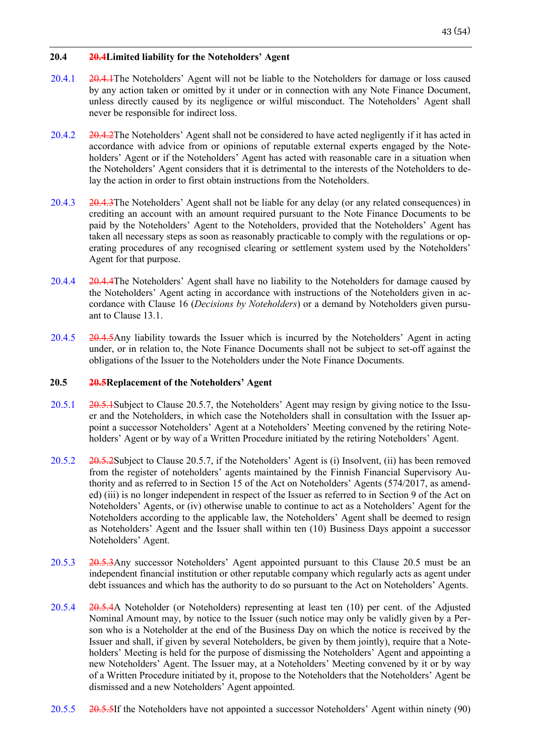### 20.4 Limited liability for the Noteholders' Agent

20.4.1 The Noteholders' Agent will not be liable to the Noteholders for damage or loss caused by any action taken or omitted by it under or in connection with any Note Finance Document, unless directly caused by its negligence or wilful misconduct. The Noteholders' Agent shall never be responsible for indirect loss.

20.4.2 The Noteholders' Agent shall not be considered to have acted negligently if it has acted in accordance with advice from or opinions of reputable external experts engaged by the Noteholders' Agent or if the Noteholders' Agent has acted with reasonable care in a situation when the Noteholders' Agent considers that it is detrimental to the interests of the Noteholders to delay the action in order to first obtain instructions from the Noteholders.

20.4.3 The Noteholders' Agent shall not be liable for any delay (or any related consequences) in crediting an account with an amount required pursuant to the Note Finance Documents to be paid by the Noteholders' Agent to the Noteholders, provided that the Noteholders' Agent has taken all necessary steps as soon as reasonably practicable to comply with the regulations or operating procedures of any recognised clearing or settlement system used by the Noteholders' Agent for that purpose.

20.4.4 The Noteholders' Agent shall have no liability to the Noteholders for damage caused by the Noteholders' Agent acting in accordance with instructions of the Noteholders given in accordance with Clause 16 (*Decisions by Noteholders*) or a demand by Noteholders given pursuant to Clause 13.1.

20.4.5 Any liability towards the Issuer which is incurred by the Noteholders' Agent in acting under, or in relation to, the Note Finance Documents shall not be subject to set-off against the obligations of the Issuer to the Noteholders under the Note Finance Documents.

### 20.5 Replacement of the Noteholders' Agent

20.5.1 Subject to Clause 20.5.7, the Noteholders' Agent may resign by giving notice to the Issuer and the Noteholders, in which case the Noteholders shall in consultation with the Issuer appoint a successor Noteholders' Agent at a Noteholders' Meeting convened by the retiring Noteholders' Agent or by way of a Written Procedure initiated by the retiring Noteholders' Agent.

20.5.2 Subject to Clause 20.5.7, if the Noteholders' Agent is (i) Insolvent, (ii) has been removed from the register of noteholders' agents maintained by the Finnish Financial Supervisory Authority and as referred to in Section 15 of the Act on Noteholders' Agents (574/2017, as amended) (iii) is no longer independent in respect of the Issuer as referred to in Section 9 of the Act on Noteholders' Agents, or (iv) otherwise unable to continue to act as a Noteholders' Agent for the Noteholders according to the applicable law, the Noteholders' Agent shall be deemed to resign as Noteholders' Agent and the Issuer shall within ten (10) Business Days appoint a successor Noteholders' Agent.

20.5.3 Any successor Noteholders' Agent appointed pursuant to this Clause 20.5 must be an independent financial institution or other reputable company which regularly acts as agent under debt issuances and which has the authority to do so pursuant to the Act on Noteholders' Agents.

20.5.4 A Noteholder (or Noteholders) representing at least ten (10) per cent. of the Adjusted Nominal Amount may, by notice to the Issuer (such notice may only be validly given by a Person who is a Noteholder at the end of the Business Day on which the notice is received by the Issuer and shall, if given by several Noteholders, be given by them jointly), require that a Noteholders' Meeting is held for the purpose of dismissing the Noteholders' Agent and appointing a new Noteholders' Agent. The Issuer may, at a Noteholders' Meeting convened by it or by way of a Written Procedure initiated by it, propose to the Noteholders that the Noteholders' Agent be dismissed and a new Noteholders' Agent appointed.

20.5.5 If the Noteholders have not appointed a successor Noteholders' Agent within ninety (90)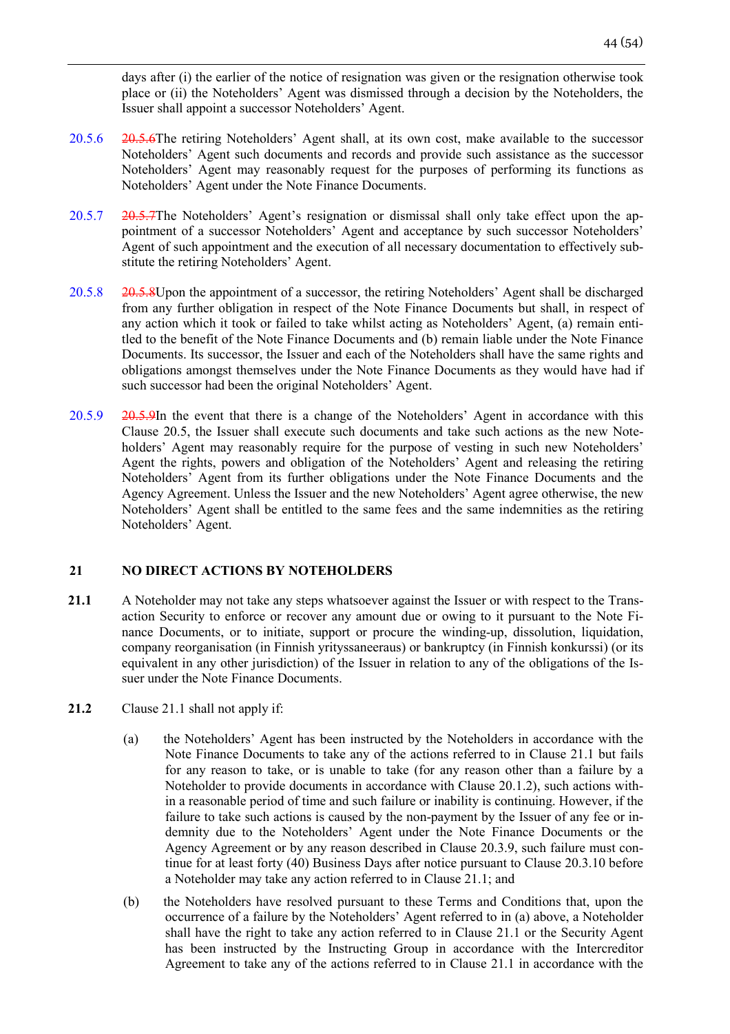days after (i) the earlier of the notice of resignation was given or the resignation otherwise took place or (ii) the Noteholders' Agent was dismissed through a decision by the Noteholders, the Issuer shall appoint a successor Noteholders' Agent.

20.5.6 ~~20.5.6~~The retiring Noteholders' Agent shall, at its own cost, make available to the successor Noteholders' Agent such documents and records and provide such assistance as the successor Noteholders' Agent may reasonably request for the purposes of performing its functions as Noteholders' Agent under the Note Finance Documents.

20.5.7 ~~20.5.7~~The Noteholders' Agent's resignation or dismissal shall only take effect upon the appointment of a successor Noteholders' Agent and acceptance by such successor Noteholders' Agent of such appointment and the execution of all necessary documentation to effectively substitute the retiring Noteholders' Agent.

20.5.8 ~~20.5.8~~Upon the appointment of a successor, the retiring Noteholders' Agent shall be discharged from any further obligation in respect of the Note Finance Documents but shall, in respect of any action which it took or failed to take whilst acting as Noteholders' Agent, (a) remain entitled to the benefit of the Note Finance Documents and (b) remain liable under the Note Finance Documents. Its successor, the Issuer and each of the Noteholders shall have the same rights and obligations amongst themselves under the Note Finance Documents as they would have had if such successor had been the original Noteholders' Agent.

20.5.9 ~~20.5.9~~In the event that there is a change of the Noteholders' Agent in accordance with this Clause 20.5, the Issuer shall execute such documents and take such actions as the new Noteholders' Agent may reasonably require for the purpose of vesting in such new Noteholders' Agent the rights, powers and obligation of the Noteholders' Agent and releasing the retiring Noteholders' Agent from its further obligations under the Note Finance Documents and the Agency Agreement. Unless the Issuer and the new Noteholders' Agent agree otherwise, the new Noteholders' Agent shall be entitled to the same fees and the same indemnities as the retiring Noteholders' Agent.

## 21 NO DIRECT ACTIONS BY NOTEHOLDERS

**21.1** A Noteholder may not take any steps whatsoever against the Issuer or with respect to the Transaction Security to enforce or recover any amount due or owing to it pursuant to the Note Finance Documents, or to initiate, support or procure the winding-up, dissolution, liquidation, company reorganisation (in Finnish yrityssaneeraus) or bankruptcy (in Finnish konkurssi) (or its equivalent in any other jurisdiction) of the Issuer in relation to any of the obligations of the Issuer under the Note Finance Documents.

**21.2** Clause 21.1 shall not apply if:

(a) the Noteholders' Agent has been instructed by the Noteholders in accordance with the Note Finance Documents to take any of the actions referred to in Clause 21.1 but fails for any reason to take, or is unable to take (for any reason other than a failure by a Noteholder to provide documents in accordance with Clause 20.1.2), such actions within a reasonable period of time and such failure or inability is continuing. However, if the failure to take such actions is caused by the non-payment by the Issuer of any fee or indemnity due to the Noteholders' Agent under the Note Finance Documents or the Agency Agreement or by any reason described in Clause 20.3.9, such failure must continue for at least forty (40) Business Days after notice pursuant to Clause 20.3.10 before a Noteholder may take any action referred to in Clause 21.1; and

(b) the Noteholders have resolved pursuant to these Terms and Conditions that, upon the occurrence of a failure by the Noteholders' Agent referred to in (a) above, a Noteholder shall have the right to take any action referred to in Clause 21.1 or the Security Agent has been instructed by the Instructing Group in accordance with the Intercreditor Agreement to take any of the actions referred to in Clause 21.1 in accordance with the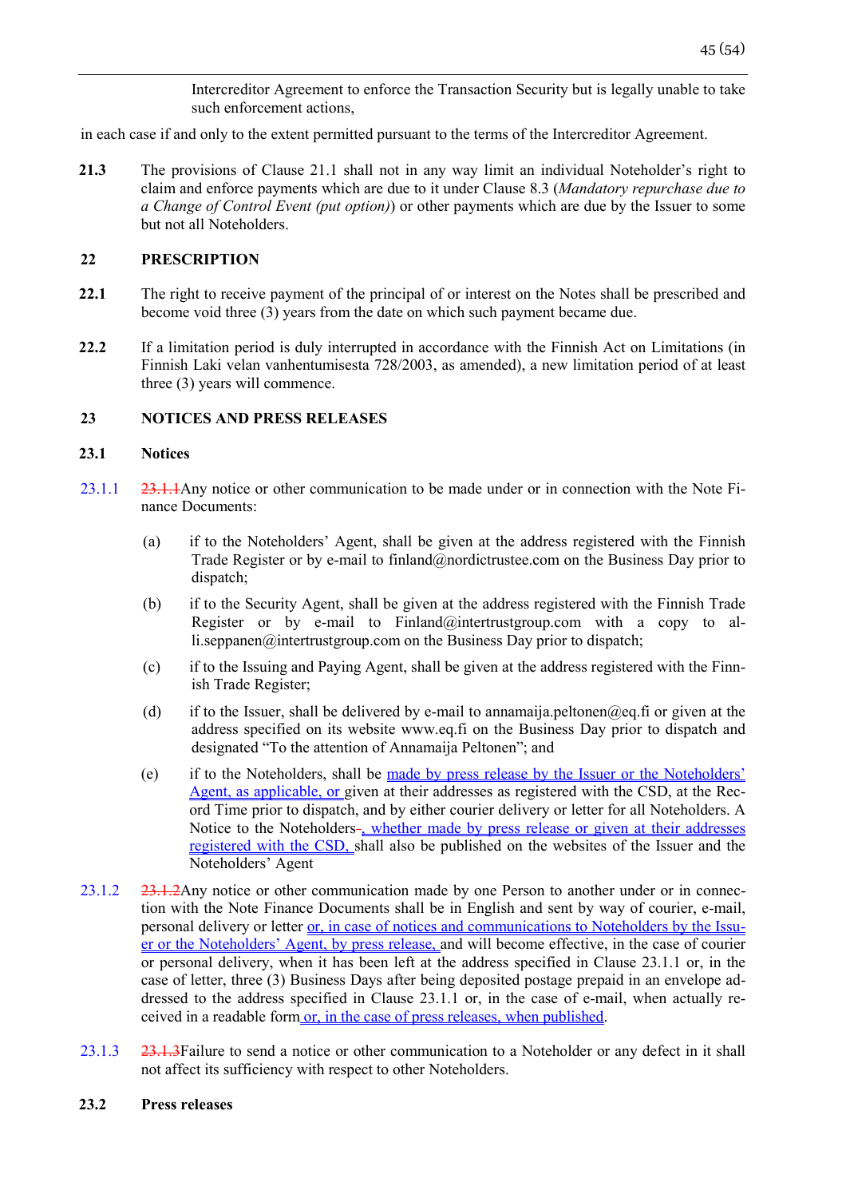Intercreditor Agreement to enforce the Transaction Security but is legally unable to take such enforcement actions,

in each case if and only to the extent permitted pursuant to the terms of the Intercreditor Agreement.

**21.3** The provisions of Clause 21.1 shall not in any way limit an individual Noteholder's right to claim and enforce payments which are due to it under Clause 8.3 (*Mandatory repurchase due to a Change of Control Event (put option)*) or other payments which are due by the Issuer to some but not all Noteholders.

## 22 PRESCRIPTION

**22.1** The right to receive payment of the principal of or interest on the Notes shall be prescribed and become void three (3) years from the date on which such payment became due.

**22.2** If a limitation period is duly interrupted in accordance with the Finnish Act on Limitations (in Finnish Laki velan vanhentumisesta 728/2003, as amended), a new limitation period of at least three (3) years will commence.

## 23 NOTICES AND PRESS RELEASES

### 23.1 Notices

23.1.1 ~~23.1.1~~Any notice or other communication to be made under or in connection with the Note Finance Documents:

(a) if to the Noteholders' Agent, shall be given at the address registered with the Finnish Trade Register or by e-mail to finland@nordictrustee.com on the Business Day prior to dispatch;

(b) if to the Security Agent, shall be given at the address registered with the Finnish Trade Register or by e-mail to Finland@intertrustgroup.com with a copy to alli.seppanen@intertrustgroup.com on the Business Day prior to dispatch;

(c) if to the Issuing and Paying Agent, shall be given at the address registered with the Finnish Trade Register;

(d) if to the Issuer, shall be delivered by e-mail to annamaija.peltonen@eq.fi or given at the address specified on its website www.eq.fi on the Business Day prior to dispatch and designated "To the attention of Annamaija Peltonen"; and

(e) if to the Noteholders, shall be made by press release by the Issuer or the Noteholders' Agent, as applicable, or given at their addresses as registered with the CSD, at the Record Time prior to dispatch, and by either courier delivery or letter for all Noteholders. A Notice to the Noteholders~~.~~, whether made by press release or given at their addresses registered with the CSD, shall also be published on the websites of the Issuer and the Noteholders' Agent

23.1.2 ~~23.1.2~~Any notice or other communication made by one Person to another under or in connection with the Note Finance Documents shall be in English and sent by way of courier, e-mail, personal delivery or letter or, in case of notices and communications to Noteholders by the Issuer or the Noteholders' Agent, by press release, and will become effective, in the case of courier or personal delivery, when it has been left at the address specified in Clause 23.1.1 or, in the case of letter, three (3) Business Days after being deposited postage prepaid in an envelope addressed to the address specified in Clause 23.1.1 or, in the case of e-mail, when actually received in a readable form or, in the case of press releases, when published.

23.1.3 ~~23.1.3~~Failure to send a notice or other communication to a Noteholder or any defect in it shall not affect its sufficiency with respect to other Noteholders.

### 23.2 Press releases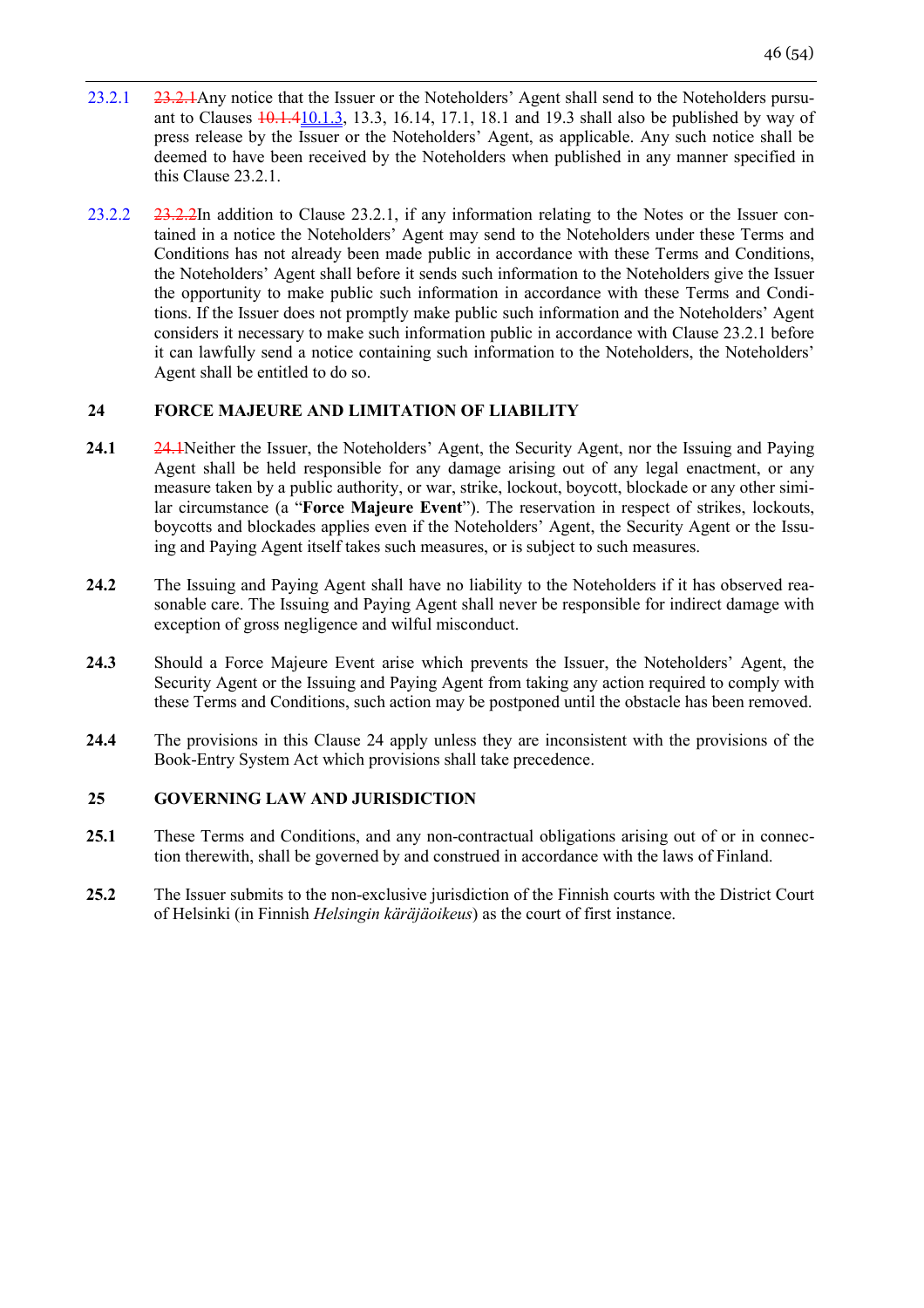23.2.1 ~~23.2.1~~Any notice that the Issuer or the Noteholders' Agent shall send to the Noteholders pursuant to Clauses ~~10.1.4~~10.1.3, 13.3, 16.14, 17.1, 18.1 and 19.3 shall also be published by way of press release by the Issuer or the Noteholders' Agent, as applicable. Any such notice shall be deemed to have been received by the Noteholders when published in any manner specified in this Clause 23.2.1.

23.2.2 ~~23.2.2~~In addition to Clause 23.2.1, if any information relating to the Notes or the Issuer contained in a notice the Noteholders' Agent may send to the Noteholders under these Terms and Conditions has not already been made public in accordance with these Terms and Conditions, the Noteholders' Agent shall before it sends such information to the Noteholders give the Issuer the opportunity to make public such information in accordance with these Terms and Conditions. If the Issuer does not promptly make public such information and the Noteholders' Agent considers it necessary to make such information public in accordance with Clause 23.2.1 before it can lawfully send a notice containing such information to the Noteholders, the Noteholders' Agent shall be entitled to do so.

## 24 FORCE MAJEURE AND LIMITATION OF LIABILITY

**24.1** ~~24.1~~Neither the Issuer, the Noteholders' Agent, the Security Agent, nor the Issuing and Paying Agent shall be held responsible for any damage arising out of any legal enactment, or any measure taken by a public authority, or war, strike, lockout, boycott, blockade or any other similar circumstance (a "**Force Majeure Event**"). The reservation in respect of strikes, lockouts, boycotts and blockades applies even if the Noteholders' Agent, the Security Agent or the Issuing and Paying Agent itself takes such measures, or is subject to such measures.

**24.2** The Issuing and Paying Agent shall have no liability to the Noteholders if it has observed reasonable care. The Issuing and Paying Agent shall never be responsible for indirect damage with exception of gross negligence and wilful misconduct.

**24.3** Should a Force Majeure Event arise which prevents the Issuer, the Noteholders' Agent, the Security Agent or the Issuing and Paying Agent from taking any action required to comply with these Terms and Conditions, such action may be postponed until the obstacle has been removed.

**24.4** The provisions in this Clause 24 apply unless they are inconsistent with the provisions of the Book-Entry System Act which provisions shall take precedence.

## 25 GOVERNING LAW AND JURISDICTION

**25.1** These Terms and Conditions, and any non-contractual obligations arising out of or in connection therewith, shall be governed by and construed in accordance with the laws of Finland.

**25.2** The Issuer submits to the non-exclusive jurisdiction of the Finnish courts with the District Court of Helsinki (in Finnish *Helsingin käräjäoikeus*) as the court of first instance.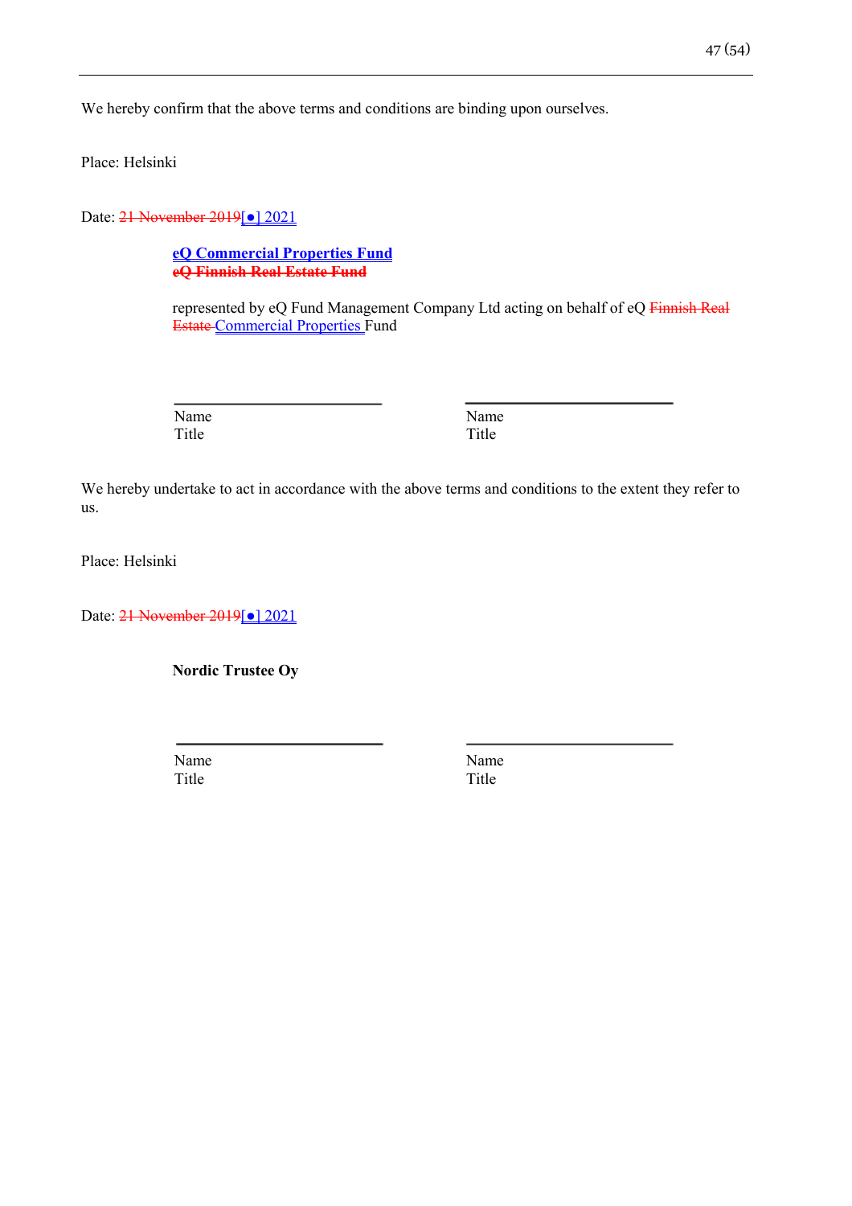We hereby confirm that the above terms and conditions are binding upon ourselves.

Place: Helsinki

Date: ~~21 November 2019~~[●] 2021

**eQ Commercial Properties Fund**
~~**eQ Finnish Real Estate Fund**~~

represented by eQ Fund Management Company Ltd acting on behalf of eQ ~~Finnish Real Estate~~ Commercial Properties Fund

| ______________________ | ______________________ |
|---|---|
| Name | Name |
| Title | Title |

We hereby undertake to act in accordance with the above terms and conditions to the extent they refer to us.

Place: Helsinki

Date: ~~21 November 2019~~[●] 2021

**Nordic Trustee Oy**

| ______________________ | ______________________ |
|---|---|
| Name | Name |
| Title | Title |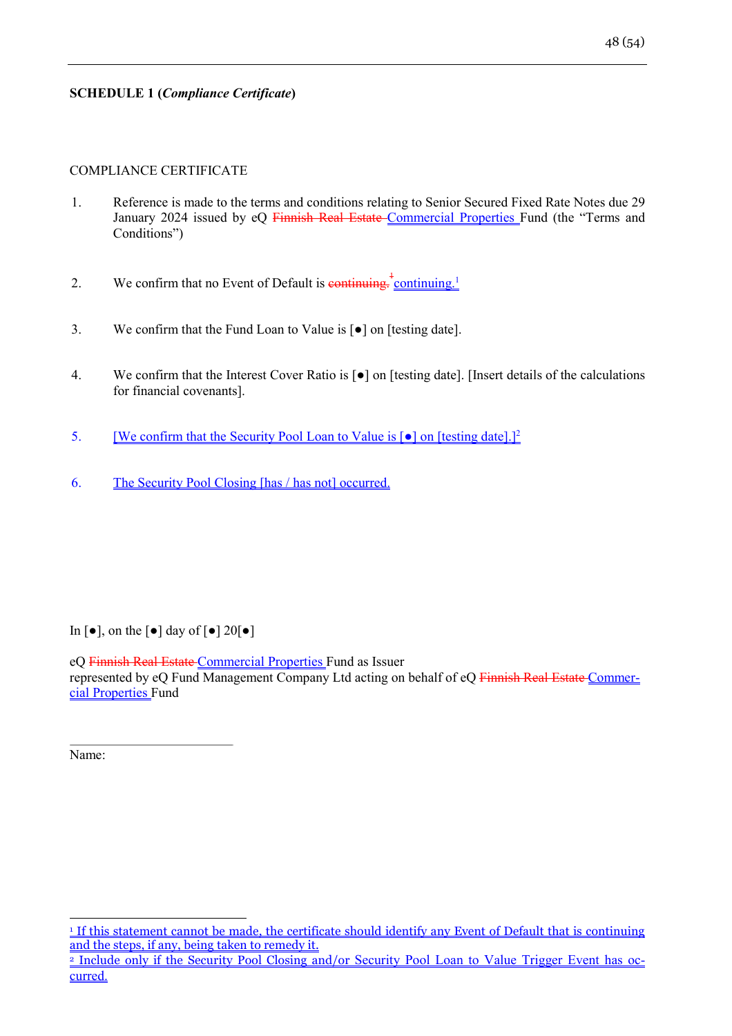**SCHEDULE 1 (*Compliance Certificate*)**

COMPLIANCE CERTIFICATE

1. Reference is made to the terms and conditions relating to Senior Secured Fixed Rate Notes due 29 January 2024 issued by eQ ~~Finnish Real Estate~~ Commercial Properties Fund (the "Terms and Conditions")

2. We confirm that no Event of Default is ~~continuing.[1]~~ continuing.[1]

3. We confirm that the Fund Loan to Value is [●] on [testing date].

4. We confirm that the Interest Cover Ratio is [●] on [testing date]. [Insert details of the calculations for financial covenants].

5. [We confirm that the Security Pool Loan to Value is [●] on [testing date].][2]

6. The Security Pool Closing [has / has not] occurred.

In [●], on the [●] day of [●] 20[●]

eQ ~~Finnish Real Estate~~ Commercial Properties Fund as Issuer
represented by eQ Fund Management Company Ltd acting on behalf of eQ ~~Finnish Real Estate~~ Commercial Properties Fund

\_\_\_\_\_\_\_\_\_\_\_\_\_\_\_\_\_\_\_\_\_\_\_\_\_\_
Name:

---

[1] If this statement cannot be made, the certificate should identify any Event of Default that is continuing and the steps, if any, being taken to remedy it.

[2] Include only if the Security Pool Closing and/or Security Pool Loan to Value Trigger Event has occurred.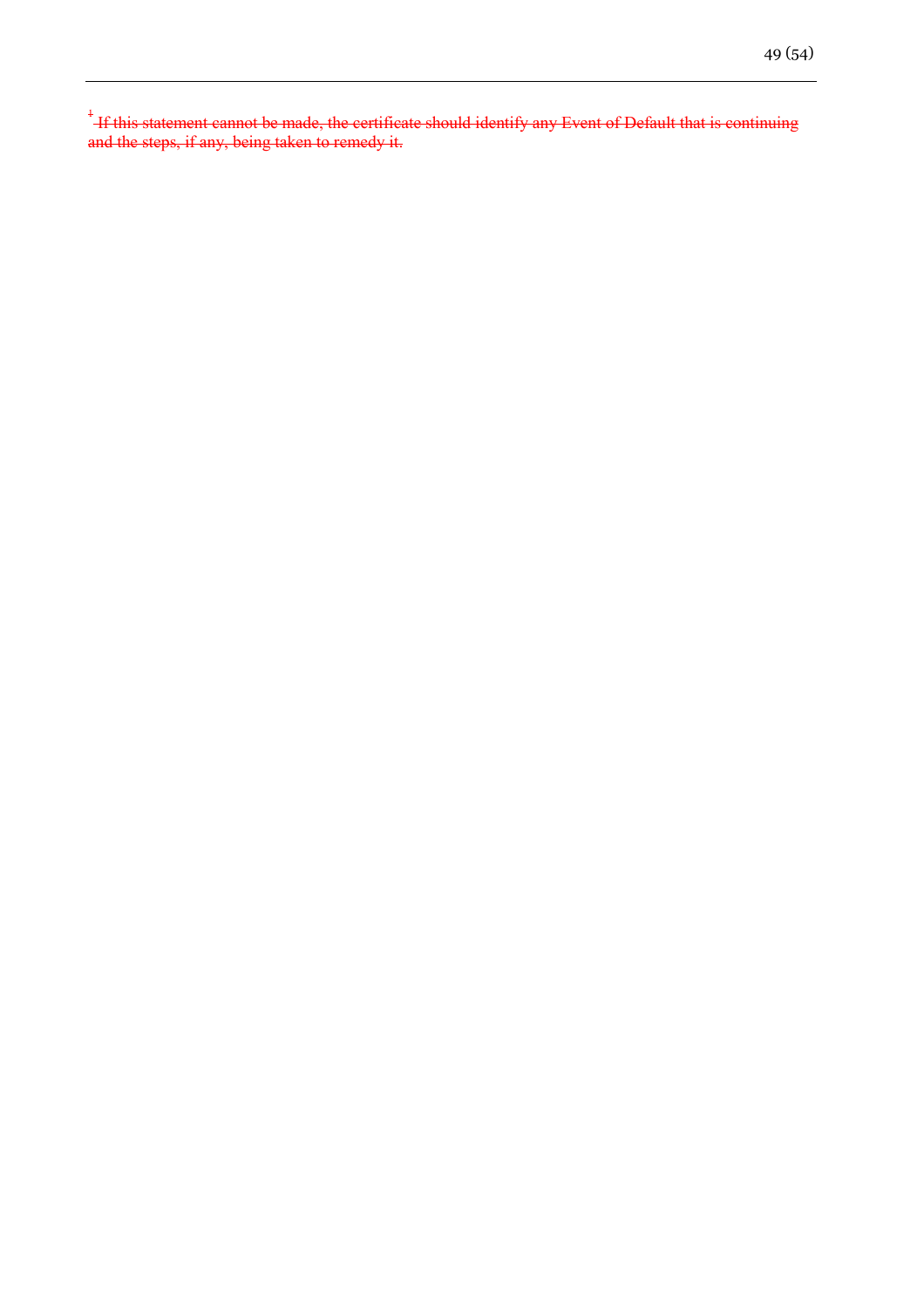~~[1] If this statement cannot be made, the certificate should identify any Event of Default that is continuing and the steps, if any, being taken to remedy it.~~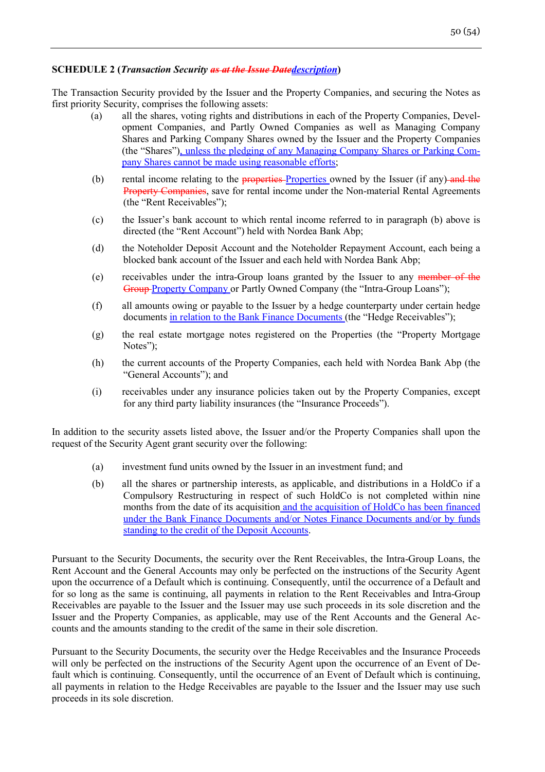**SCHEDULE 2 (*Transaction Security* ~~*as at the Issue Date*~~*description*)**

The Transaction Security provided by the Issuer and the Property Companies, and securing the Notes as first priority Security, comprises the following assets:

(a) all the shares, voting rights and distributions in each of the Property Companies, Development Companies, and Partly Owned Companies as well as Managing Company Shares and Parking Company Shares owned by the Issuer and the Property Companies (the "Shares"), unless the pledging of any Managing Company Shares or Parking Company Shares cannot be made using reasonable efforts;

(b) rental income relating to the ~~properties~~ Properties owned by the Issuer (if any) ~~and the Property Companies~~, save for rental income under the Non-material Rental Agreements (the "Rent Receivables");

(c) the Issuer's bank account to which rental income referred to in paragraph (b) above is directed (the "Rent Account") held with Nordea Bank Abp;

(d) the Noteholder Deposit Account and the Noteholder Repayment Account, each being a blocked bank account of the Issuer and each held with Nordea Bank Abp;

(e) receivables under the intra-Group loans granted by the Issuer to any ~~member of the Group~~ Property Company or Partly Owned Company (the "Intra-Group Loans");

(f) all amounts owing or payable to the Issuer by a hedge counterparty under certain hedge documents in relation to the Bank Finance Documents (the "Hedge Receivables");

(g) the real estate mortgage notes registered on the Properties (the "Property Mortgage Notes");

(h) the current accounts of the Property Companies, each held with Nordea Bank Abp (the "General Accounts"); and

(i) receivables under any insurance policies taken out by the Property Companies, except for any third party liability insurances (the "Insurance Proceeds").

In addition to the security assets listed above, the Issuer and/or the Property Companies shall upon the request of the Security Agent grant security over the following:

(a) investment fund units owned by the Issuer in an investment fund; and

(b) all the shares or partnership interests, as applicable, and distributions in a HoldCo if a Compulsory Restructuring in respect of such HoldCo is not completed within nine months from the date of its acquisition and the acquisition of HoldCo has been financed under the Bank Finance Documents and/or Notes Finance Documents and/or by funds standing to the credit of the Deposit Accounts.

Pursuant to the Security Documents, the security over the Rent Receivables, the Intra-Group Loans, the Rent Account and the General Accounts may only be perfected on the instructions of the Security Agent upon the occurrence of a Default which is continuing. Consequently, until the occurrence of a Default and for so long as the same is continuing, all payments in relation to the Rent Receivables and Intra-Group Receivables are payable to the Issuer and the Issuer may use such proceeds in its sole discretion and the Issuer and the Property Companies, as applicable, may use of the Rent Accounts and the General Accounts and the amounts standing to the credit of the same in their sole discretion.

Pursuant to the Security Documents, the security over the Hedge Receivables and the Insurance Proceeds will only be perfected on the instructions of the Security Agent upon the occurrence of an Event of Default which is continuing. Consequently, until the occurrence of an Event of Default which is continuing, all payments in relation to the Hedge Receivables are payable to the Issuer and the Issuer may use such proceeds in its sole discretion.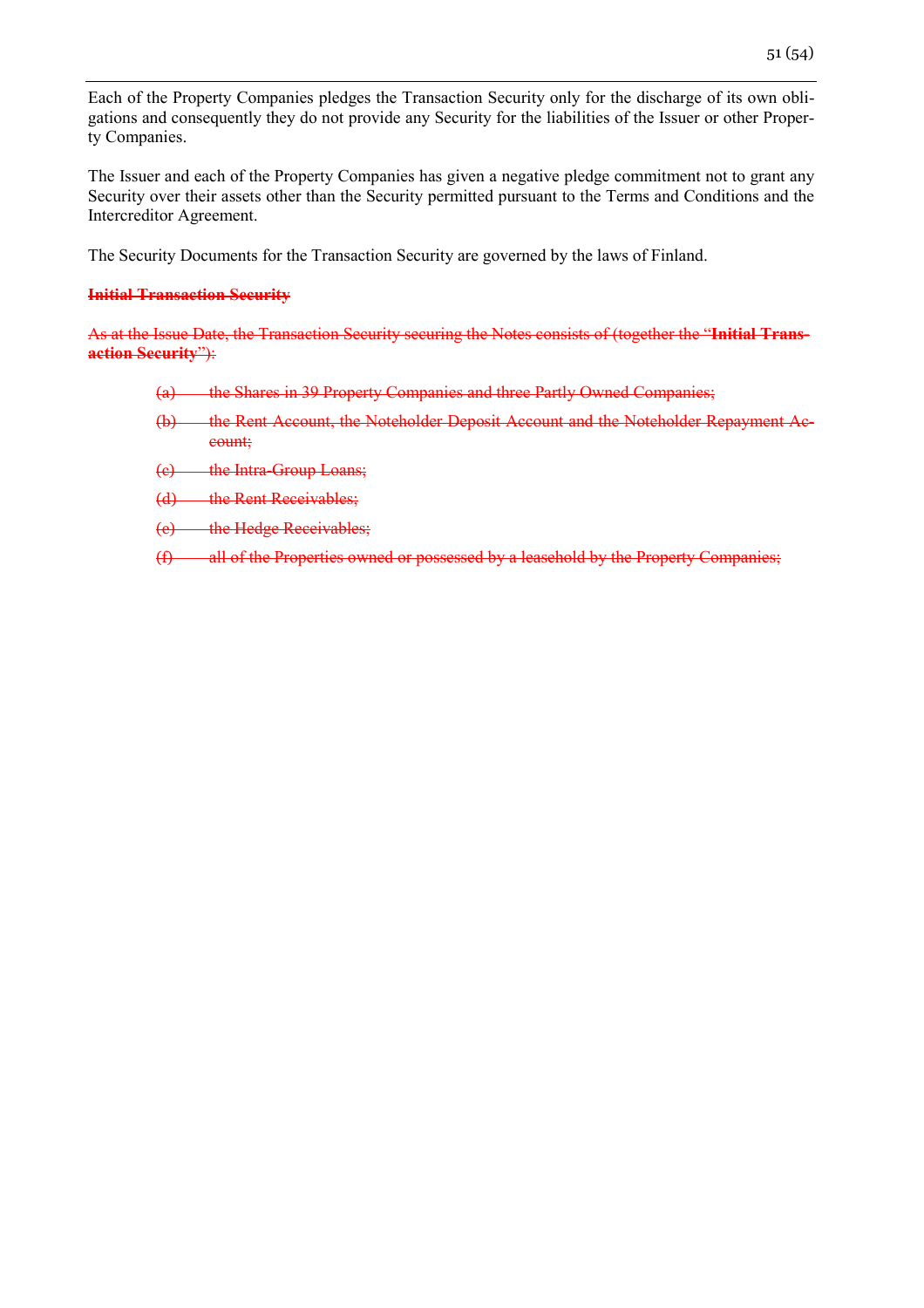Each of the Property Companies pledges the Transaction Security only for the discharge of its own obligations and consequently they do not provide any Security for the liabilities of the Issuer or other Property Companies.

The Issuer and each of the Property Companies has given a negative pledge commitment not to grant any Security over their assets other than the Security permitted pursuant to the Terms and Conditions and the Intercreditor Agreement.

The Security Documents for the Transaction Security are governed by the laws of Finland.

~~**Initial Transaction Security**~~

~~As at the Issue Date, the Transaction Security securing the Notes consists of (together the "**Initial Transaction Security**"):~~

~~(a) the Shares in 39 Property Companies and three Partly Owned Companies;~~

~~(b) the Rent Account, the Noteholder Deposit Account and the Noteholder Repayment Account;~~

~~(c) the Intra-Group Loans;~~

~~(d) the Rent Receivables;~~

~~(e) the Hedge Receivables;~~

~~(f) all of the Properties owned or possessed by a leasehold by the Property Companies;~~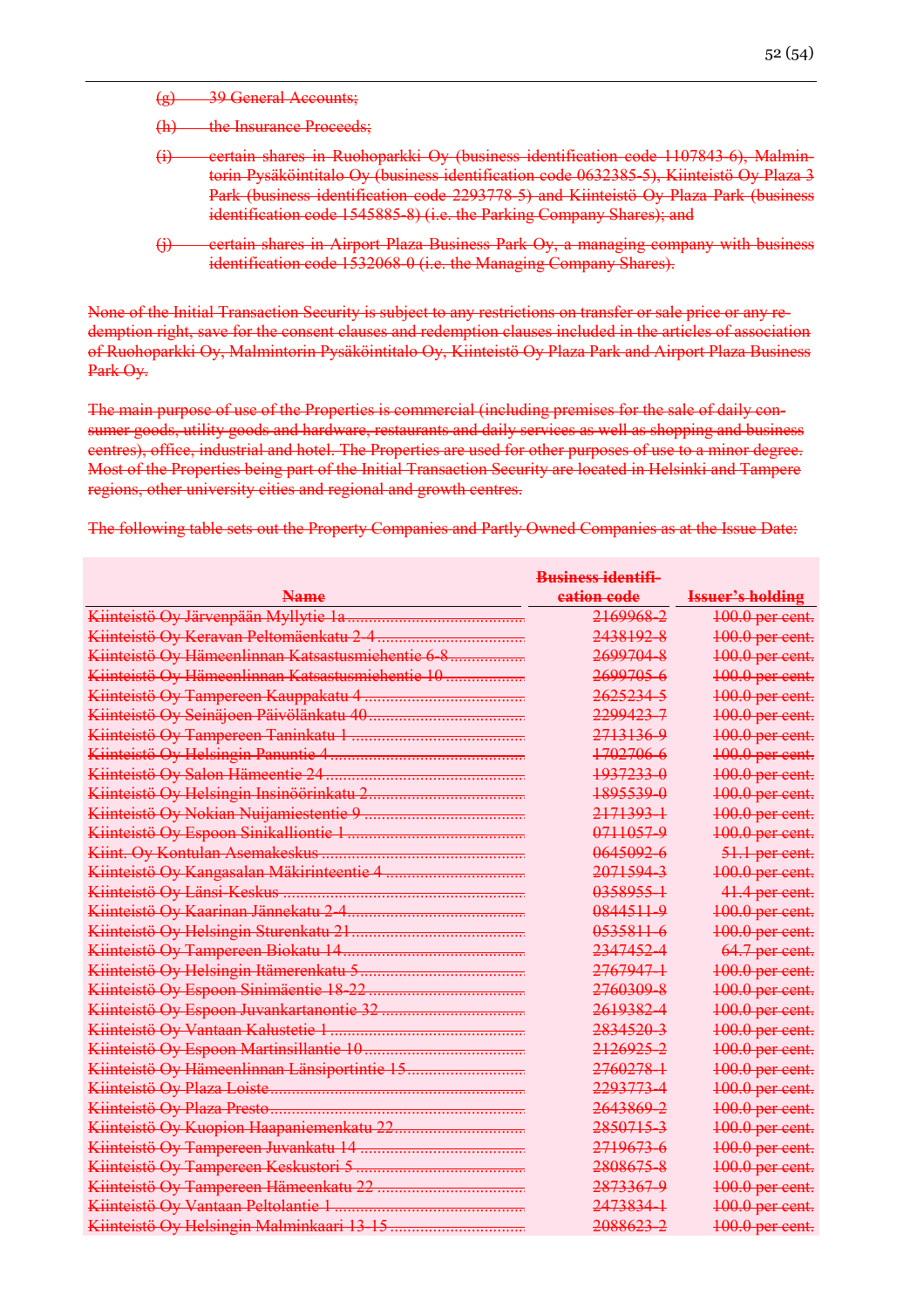(g) 39 General Accounts;

(h) the Insurance Proceeds;

(i) certain shares in Ruohoparkki Oy (business identification code 1107843-6), Malmintorin Pysäköintitalo Oy (business identification code 0632385-5), Kiinteistö Oy Plaza 3 Park (business identification code 2293778-5) and Kiinteistö Oy Plaza Park (business identification code 1545885-8) (i.e. the Parking Company Shares); and

(j) certain shares in Airport Plaza Business Park Oy, a managing company with business identification code 1532068-0 (i.e. the Managing Company Shares).

None of the Initial Transaction Security is subject to any restrictions on transfer or sale price or any redemption right, save for the consent clauses and redemption clauses included in the articles of association of Ruohoparkki Oy, Malmintorin Pysäköintitalo Oy, Kiinteistö Oy Plaza Park and Airport Plaza Business Park Oy.

The main purpose of use of the Properties is commercial (including premises for the sale of daily consumer goods, utility goods and hardware, restaurants and daily services as well as shopping and business centres), office, industrial and hotel. The Properties are used for other purposes of use to a minor degree. Most of the Properties being part of the Initial Transaction Security are located in Helsinki and Tampere regions, other university cities and regional and growth centres.

The following table sets out the Property Companies and Partly Owned Companies as at the Issue Date:

| Name | Business identification code | Issuer's holding |
|---|---|---|
| Kiinteistö Oy Järvenpään Myllytie 1a | 2169968-2 | 100.0 per cent. |
| Kiinteistö Oy Keravan Peltomäenkatu 2-4 | 2438192-8 | 100.0 per cent. |
| Kiinteistö Oy Hämeenlinnan Katsastusmiehentie 6-8 | 2699704-8 | 100.0 per cent. |
| Kiinteistö Oy Hämeenlinnan Katsastusmiehentie 10 | 2699705-6 | 100.0 per cent. |
| Kiinteistö Oy Tampereen Kauppakatu 4 | 2625234-5 | 100.0 per cent. |
| Kiinteistö Oy Seinäjoen Päivölänkatu 40 | 2299423-7 | 100.0 per cent. |
| Kiinteistö Oy Tampereen Taninkatu 1 | 2713136-9 | 100.0 per cent. |
| Kiinteistö Oy Helsingin Panuntie 4 | 1702706-6 | 100.0 per cent. |
| Kiinteistö Oy Salon Hämeentie 24 | 1937233-0 | 100.0 per cent. |
| Kiinteistö Oy Helsingin Insinöörinkatu 2 | 1895539-0 | 100.0 per cent. |
| Kiinteistö Oy Nokian Nuijamiestentie 9 | 2171393-1 | 100.0 per cent. |
| Kiinteistö Oy Espoon Sinikalliontie 1 | 0711057-9 | 100.0 per cent. |
| Kiint. Oy Kontulan Asemakeskus | 0645092-6 | 51.1 per cent. |
| Kiinteistö Oy Kangasalan Mäkirinteentie 4 | 2071594-3 | 100.0 per cent. |
| Kiinteistö Oy Länsi-Keskus | 0358955-1 | 41.4 per cent. |
| Kiinteistö Oy Kaarinan Jännekatu 2-4 | 0844511-9 | 100.0 per cent. |
| Kiinteistö Oy Helsingin Sturenkatu 21 | 0535811-6 | 100.0 per cent. |
| Kiinteistö Oy Tampereen Biokatu 14 | 2347452-4 | 64.7 per cent. |
| Kiinteistö Oy Helsingin Itämerenkatu 5 | 2767947-1 | 100.0 per cent. |
| Kiinteistö Oy Espoon Sinimäentie 18-22 | 2760309-8 | 100.0 per cent. |
| Kiinteistö Oy Espoon Juvankartanontie 32 | 2619382-4 | 100.0 per cent. |
| Kiinteistö Oy Vantaan Kalustetie 1 | 2834520-3 | 100.0 per cent. |
| Kiinteistö Oy Espoon Martinsillantie 10 | 2126925-2 | 100.0 per cent. |
| Kiinteistö Oy Hämeenlinnan Länsiportintie 15 | 2760278-1 | 100.0 per cent. |
| Kiinteistö Oy Plaza Loiste | 2293773-4 | 100.0 per cent. |
| Kiinteistö Oy Plaza Presto | 2643869-2 | 100.0 per cent. |
| Kiinteistö Oy Kuopion Haapaniemenkatu 22 | 2850715-3 | 100.0 per cent. |
| Kiinteistö Oy Tampereen Juvankatu 14 | 2719673-6 | 100.0 per cent. |
| Kiinteistö Oy Tampereen Keskustori 5 | 2808675-8 | 100.0 per cent. |
| Kiinteistö Oy Tampereen Hämeenkatu 22 | 2873367-9 | 100.0 per cent. |
| Kiinteistö Oy Vantaan Peltolantie 1 | 2473834-1 | 100.0 per cent. |
| Kiinteistö Oy Helsingin Malminkaari 13-15 | 2088623-2 | 100.0 per cent. |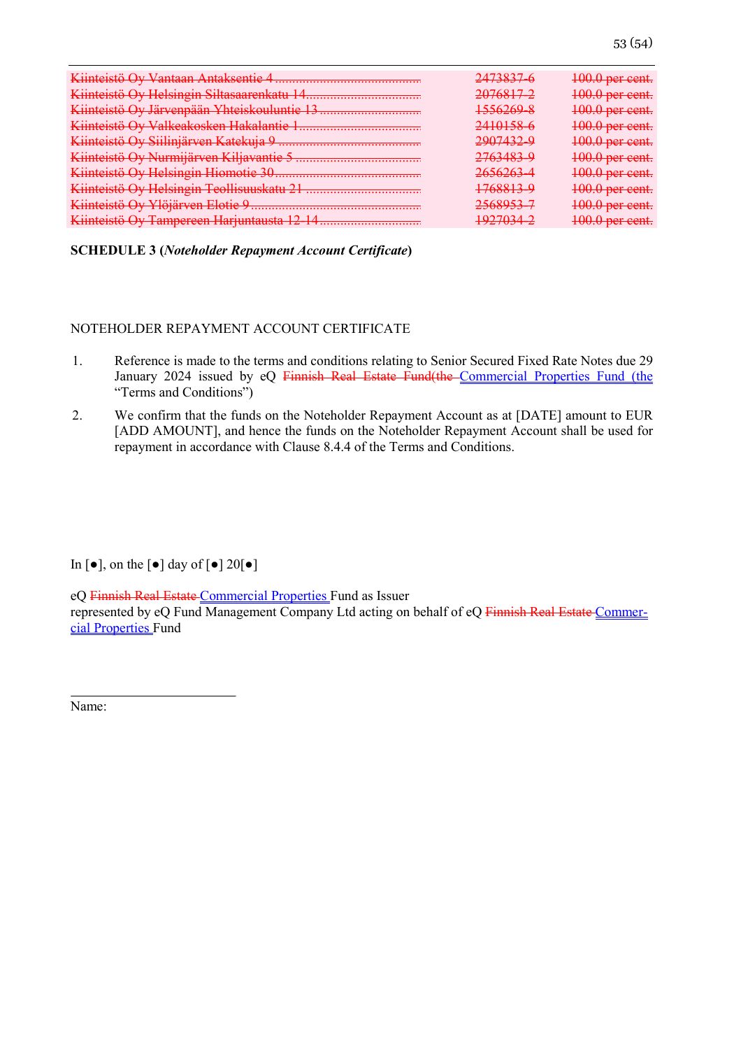| | | |
|---|---|---|
| ~~Kiinteistö Oy Vantaan Antaksentie 4~~ | ~~2473837-6~~ | ~~100.0 per cent.~~ |
| ~~Kiinteistö Oy Helsingin Siltasaarenkatu 14~~ | ~~2076817-2~~ | ~~100.0 per cent.~~ |
| ~~Kiinteistö Oy Järvenpään Yhteiskouluntie 13~~ | ~~1556269-8~~ | ~~100.0 per cent.~~ |
| ~~Kiinteistö Oy Valkeakosken Hakalantie 1~~ | ~~2410158-6~~ | ~~100.0 per cent.~~ |
| ~~Kiinteistö Oy Siilinjärven Katekuja 9~~ | ~~2907432-9~~ | ~~100.0 per cent.~~ |
| ~~Kiinteistö Oy Nurmijärven Kiljavantie 5~~ | ~~2763483-9~~ | ~~100.0 per cent.~~ |
| ~~Kiinteistö Oy Helsingin Hiomotie 30~~ | ~~2656263-4~~ | ~~100.0 per cent.~~ |
| ~~Kiinteistö Oy Helsingin Teollisuuskatu 21~~ | ~~1768813-9~~ | ~~100.0 per cent.~~ |
| ~~Kiinteistö Oy Ylöjärven Elotie 9~~ | ~~2568953-7~~ | ~~100.0 per cent.~~ |
| ~~Kiinteistö Oy Tampereen Harjuntausta 12-14~~ | ~~1927034-2~~ | ~~100.0 per cent.~~ |

**SCHEDULE 3 (*Noteholder Repayment Account Certificate*)**

NOTEHOLDER REPAYMENT ACCOUNT CERTIFICATE

1. Reference is made to the terms and conditions relating to Senior Secured Fixed Rate Notes due 29 January 2024 issued by eQ ~~Finnish Real Estate Fund(the~~ Commercial Properties Fund (the "Terms and Conditions")

2. We confirm that the funds on the Noteholder Repayment Account as at [DATE] amount to EUR [ADD AMOUNT], and hence the funds on the Noteholder Repayment Account shall be used for repayment in accordance with Clause 8.4.4 of the Terms and Conditions.

In [●], on the [●] day of [●] 20[●]

eQ ~~Finnish Real Estate~~ Commercial Properties Fund as Issuer
represented by eQ Fund Management Company Ltd acting on behalf of eQ ~~Finnish Real Estate~~ Commercial Properties Fund

\_\_\_\_\_\_\_\_\_\_\_\_\_\_\_\_\_\_\_\_\_\_\_\_
Name: